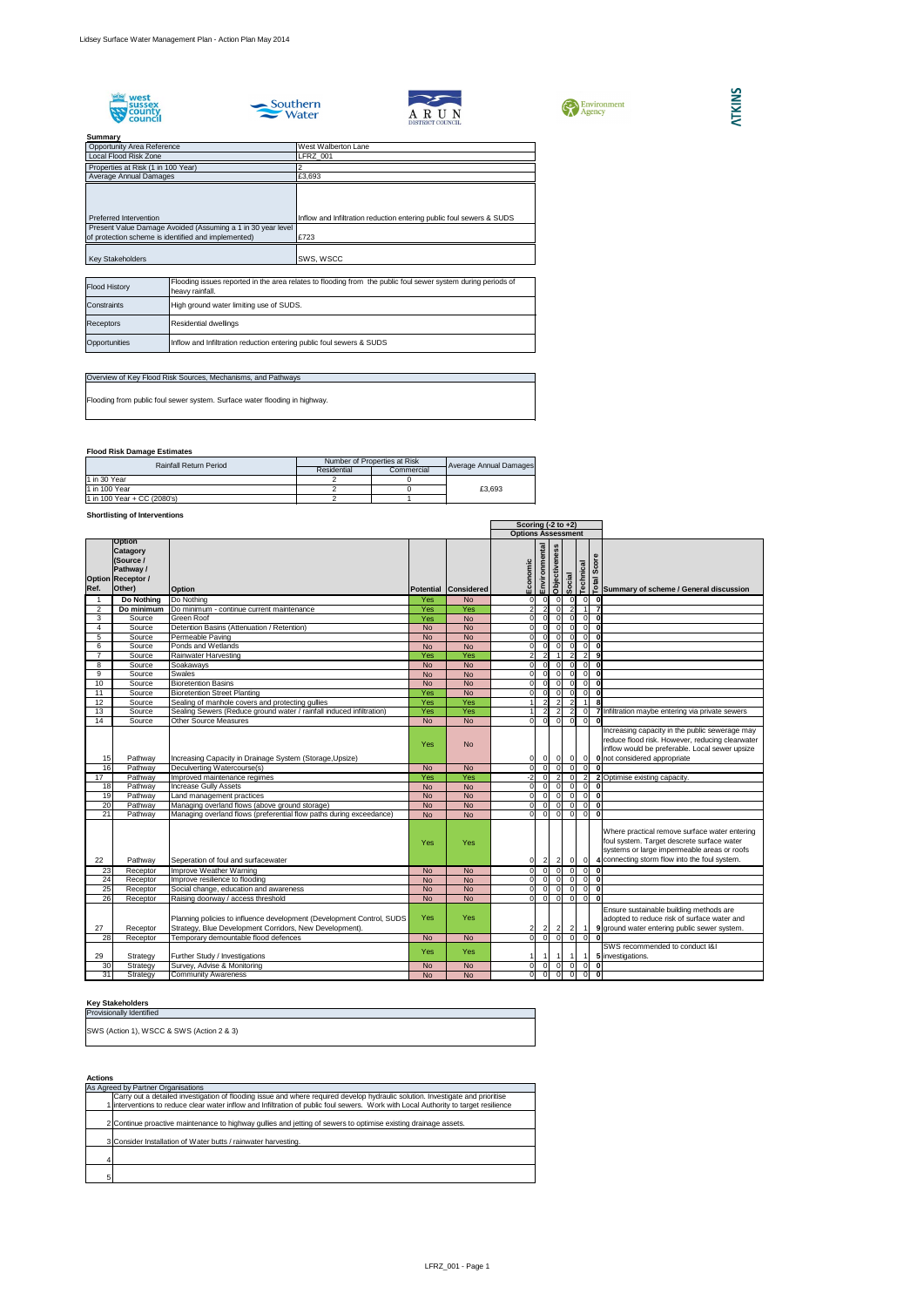Lidsey Surface Water Management Plan - Action Plan May 2014

**Summary**

| | |
|---|---|
| Opportunity Area Reference | West Walberton Lane |
| Local Flood Risk Zone | LFRZ_001 |
| Properties at Risk (1 in 100 Year) | 2 |
| Average Annual Damages | £3,693 |
| Preferred Intervention | Inflow and Infiltration reduction entering public foul sewers & SUDS |
| Present Value Damage Avoided (Assuming a 1 in 30 year level of protection scheme is identified and implemented) | £723 |
| Key Stakeholders | SWS, WSCC |

| | |
|---|---|
| Flood History | Flooding issues reported in the area relates to flooding from the public foul sewer system during periods of heavy rainfall. |
| Constraints | High ground water limiting use of SUDS. |
| Receptors | Residential dwellings |
| Opportunities | Inflow and Infiltration reduction entering public foul sewers & SUDS |

**Overview of Key Flood Risk Sources, Mechanisms, and Pathways**

Flooding from public foul sewer system. Surface water flooding in highway.

**Flood Risk Damage Estimates**

| Rainfall Return Period | Number of Properties at Risk | | Average Annual Damages |
|---|---|---|---|
| | Residential | Commercial | |
| 1 in 30 Year | 2 | 0 | |
| 1 in 100 Year | 2 | 0 | £3,693 |
| 1 in 100 Year + CC (2080's) | 2 | 1 | |

**Shortlisting of Interventions**

| Option Ref. | Option Catagory (Source / Pathway / Receptor / Other) | Option | Potential | Considered | Economic | Environmental | Objectiveness | Social | Technical | Total Score | Summary of scheme / General discussion |
|---|---|---|---|---|---|---|---|---|---|---|---|
| 1 | **Do Nothing** | Do Nothing | Yes | No | 0 | 0 | 0 | 0 | 0 | **0** | |
| 2 | **Do minimum** | Do minimum - continue current maintenance | Yes | Yes | 2 | 2 | 0 | 2 | 1 | **7** | |
| 3 | Source | Green Roof | Yes | No | 0 | 0 | 0 | 0 | 0 | **0** | |
| 4 | Source | Detention Basins (Attenuation / Retention) | No | No | 0 | 0 | 0 | 0 | 0 | **0** | |
| 5 | Source | Permeable Paving | No | No | 0 | 0 | 0 | 0 | 0 | **0** | |
| 6 | Source | Ponds and Wetlands | No | No | 0 | 0 | 0 | 0 | 0 | **0** | |
| 7 | Source | Rainwater Harvesting | Yes | Yes | 2 | 2 | 1 | 2 | 2 | **9** | |
| 8 | Source | Soakaways | No | No | 0 | 0 | 0 | 0 | 0 | **0** | |
| 9 | Source | Swales | No | No | 0 | 0 | 0 | 0 | 0 | **0** | |
| 10 | Source | Bioretention Basins | No | No | 0 | 0 | 0 | 0 | 0 | **0** | |
| 11 | Source | Bioretention Street Planting | Yes | No | 0 | 0 | 0 | 0 | 0 | **0** | |
| 12 | Source | Sealing of manhole covers and protecting gullies | Yes | Yes | 1 | 2 | 2 | 2 | 1 | **8** | |
| 13 | Source | Sealing Sewers (Reduce ground water / rainfall induced infiltration) | Yes | Yes | 1 | 2 | 2 | 2 | 0 | **7** | Infiltration maybe entering via private sewers |
| 14 | Source | Other Source Measures | No | No | 0 | 0 | 0 | 0 | 0 | **0** | |
| 15 | Pathway | Increasing Capacity in Drainage System (Storage,Upsize) | Yes | No | 0 | 0 | 0 | 0 | 0 | **0** | Increasing capacity in the public sewerage may reduce flood risk. However, reducing clearwater inflow would be preferable. Local sewer upsize not considered appropriate |
| 16 | Pathway | Deculverting Watercourse(s) | No | No | 0 | 0 | 0 | 0 | 0 | **0** | |
| 17 | Pathway | Improved maintenance regimes | Yes | Yes | -2 | 0 | 2 | 0 | 2 | **2** | Optimise existing capacity. |
| 18 | Pathway | Increase Gully Assets | No | No | 0 | 0 | 0 | 0 | 0 | **0** | |
| 19 | Pathway | Land management practices | No | No | 0 | 0 | 0 | 0 | 0 | **0** | |
| 20 | Pathway | Managing overland flows (above ground storage) | No | No | 0 | 0 | 0 | 0 | 0 | **0** | |
| 21 | Pathway | Managing overland flows (preferential flow paths during exceedance) | No | No | 0 | 0 | 0 | 0 | 0 | **0** | |
| 22 | Pathway | Seperation of foul and surfacewater | Yes | Yes | 0 | 2 | 2 | 0 | 0 | **4** | Where practical remove surface water entering foul system. Target descrete surface water systems or large impermeable areas or roofs connecting storm flow into the foul system. |
| 23 | Receptor | Improve Weather Warning | No | No | 0 | 0 | 0 | 0 | 0 | **0** | |
| 24 | Receptor | Improve resilience to flooding | No | No | 0 | 0 | 0 | 0 | 0 | **0** | |
| 25 | Receptor | Social change, education and awareness | No | No | 0 | 0 | 0 | 0 | 0 | **0** | |
| 26 | Receptor | Raising doorway / access threshold | No | No | 0 | 0 | 0 | 0 | 0 | **0** | |
| 27 | Receptor | Planning policies to influence development (Development Control, SUDS Strategy, Blue Development Corridors, New Development). | Yes | Yes | 2 | 2 | 2 | 2 | 1 | **9** | Ensure sustainable building methods are adopted to reduce risk of surface water and ground water entering public sewer system. |
| 28 | Receptor | Temporary demountable flood defences | No | No | 0 | 0 | 0 | 0 | 0 | **0** | |
| 29 | Strategy | Further Study / Investigations | Yes | Yes | 1 | 1 | 1 | 1 | 1 | **5** | SWS recommended to conduct I&I investigations. |
| 30 | Strategy | Survey, Advise & Monitoring | No | No | 0 | 0 | 0 | 0 | 0 | **0** | |
| 31 | Strategy | Community Awareness | No | No | 0 | 0 | 0 | 0 | 0 | **0** | |

Scoring (-2 to +2) — Options Assessment

**Key Stakeholders**

Provisionally Identified

SWS (Action 1), WSCC & SWS (Action 2 & 3)

**Actions**

As Agreed by Partner Organisations

| | |
|---|---|
| 1 | Carry out a detailed investigation of flooding issue and where required develop hydraulic solution. Investigate and prioritise interventions to reduce clear water inflow and Infiltration of public foul sewers. Work with Local Authority to target resilience |
| 2 | Continue proactive maintenance to highway gullies and jetting of sewers to optimise existing drainage assets. |
| 3 | Consider Installation of Water butts / rainwater harvesting. |
| 4 | |
| 5 | |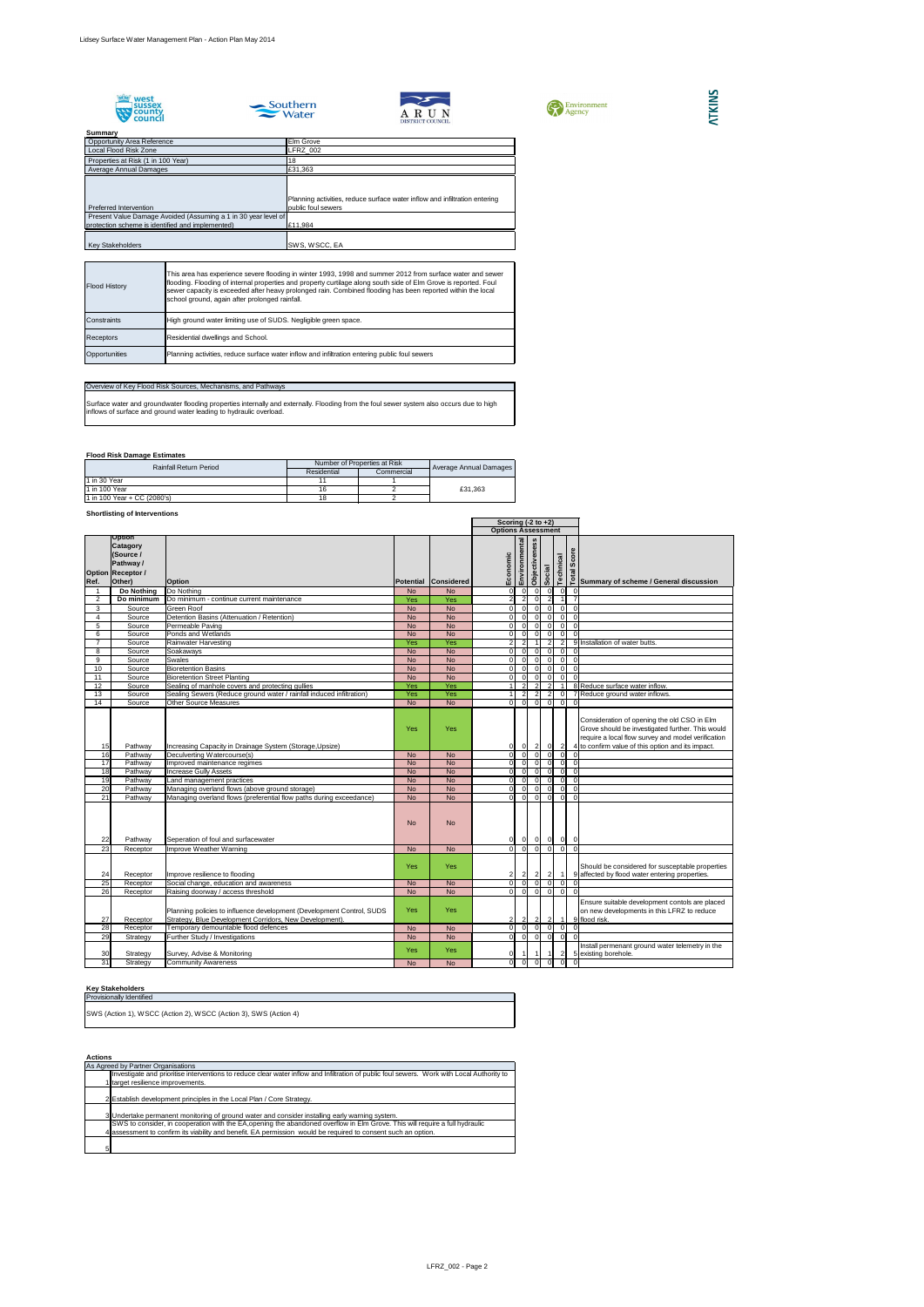**Summary**

| | |
|---|---|
| Opportunity Area Reference | Elm Grove |
| Local Flood Risk Zone | LFRZ_002 |
| Properties at Risk (1 in 100 Year) | 18 |
| Average Annual Damages | £31,363 |
| Preferred Intervention | Planning activities, reduce surface water inflow and infiltration entering public foul sewers |
| Present Value Damage Avoided (Assuming a 1 in 30 year level of protection scheme is identified and implemented) | £11,984 |
| Key Stakeholders | SWS, WSCC, EA |

| | |
|---|---|
| Flood History | This area has experience severe flooding in winter 1993, 1998 and summer 2012 from surface water and sewer flooding. Flooding of internal properties and property curtilage along south side of Elm Grove is reported. Foul sewer capacity is exceeded after heavy prolonged rain. Combined flooding has been reported within the local school ground, again after prolonged rainfall. |
| Constraints | High ground water limiting use of SUDS. Negligible green space. |
| Receptors | Residential dwellings and School. |
| Opportunities | Planning activities, reduce surface water inflow and infiltration entering public foul sewers |

**Overview of Key Flood Risk Sources, Mechanisms, and Pathways**

Surface water and groundwater flooding properties internally and externally. Flooding from the foul sewer system also occurs due to high inflows of surface and ground water leading to hydraulic overload.

**Flood Risk Damage Estimates**

| Rainfall Return Period | Number of Properties at Risk | | Average Annual Damages |
|---|---|---|---|
| | Residential | Commercial | |
| 1 in 30 Year | 11 | 1 | |
| 1 in 100 Year | 16 | 2 | £31,363 |
| 1 in 100 Year + CC (2080's) | 18 | 2 | |

**Shortlisting of Interventions**

| Option Ref. | Option Catagory (Source / Pathway / Receptor / Other) | Option | Potential | Considered | Economic | Environmental | Objectiveness | Social | Technical | Total Score | Summary of scheme / General discussion |
|---|---|---|---|---|---|---|---|---|---|---|---|
| | | | | | Scoring (-2 to +2) Options Assessment | | | | | | |
| 1 | Do Nothing | Do Nothing | No | No | 0 | 0 | 0 | 0 | 0 | 0 | |
| 2 | Do minimum | Do minimum - continue current maintenance | Yes | Yes | 2 | 2 | 0 | 2 | 1 | 7 | |
| 3 | Source | Green Roof | No | No | 0 | 0 | 0 | 0 | 0 | 0 | |
| 4 | Source | Detention Basins (Attenuation / Retention) | No | No | 0 | 0 | 0 | 0 | 0 | 0 | |
| 5 | Source | Permeable Paving | No | No | 0 | 0 | 0 | 0 | 0 | 0 | |
| 6 | Source | Ponds and Wetlands | No | No | 0 | 0 | 0 | 0 | 0 | 0 | |
| 7 | Source | Rainwater Harvesting | Yes | Yes | 2 | 2 | 1 | 2 | 2 | 9 | Installation of water butts. |
| 8 | Source | Soakaways | No | No | 0 | 0 | 0 | 0 | 0 | 0 | |
| 9 | Source | Swales | No | No | 0 | 0 | 0 | 0 | 0 | 0 | |
| 10 | Source | Bioretention Basins | No | No | 0 | 0 | 0 | 0 | 0 | 0 | |
| 11 | Source | Bioretention Street Planting | No | No | 0 | 0 | 0 | 0 | 0 | 0 | |
| 12 | Source | Sealing of manhole covers and protecting gullies | Yes | Yes | 1 | 2 | 2 | 2 | 1 | 8 | Reduce surface water inflow. |
| 13 | Source | Sealing Sewers (Reduce ground water / rainfall induced infiltration) | Yes | Yes | 1 | 2 | 2 | 2 | 0 | 7 | Reduce ground water inflows. |
| 14 | Source | Other Source Measures | No | No | 0 | 0 | 0 | 0 | 0 | 0 | |
| 15 | Pathway | Increasing Capacity in Drainage System (Storage,Upsize) | Yes | Yes | 0 | 0 | 2 | 0 | 2 | 4 | Consideration of opening the old CSO in Elm Grove should be investigated further. This would require a local flow survey and model verification to confirm value of this option and its impact. |
| 16 | Pathway | Deculverting Watercourse(s) | No | No | 0 | 0 | 0 | 0 | 0 | 0 | |
| 17 | Pathway | Improved maintenance regimes | No | No | 0 | 0 | 0 | 0 | 0 | 0 | |
| 18 | Pathway | Increase Gully Assets | No | No | 0 | 0 | 0 | 0 | 0 | 0 | |
| 19 | Pathway | Land management practices | No | No | 0 | 0 | 0 | 0 | 0 | 0 | |
| 20 | Pathway | Managing overland flows (above ground storage) | No | No | 0 | 0 | 0 | 0 | 0 | 0 | |
| 21 | Pathway | Managing overland flows (preferential flow paths during exceedance) | No | No | 0 | 0 | 0 | 0 | 0 | 0 | |
| 22 | Pathway | Seperation of foul and surfacewater | No | No | 0 | 0 | 0 | 0 | 0 | 0 | |
| 23 | Receptor | Improve Weather Warning | No | No | 0 | 0 | 0 | 0 | 0 | 0 | |
| 24 | Receptor | Improve resilience to flooding | Yes | Yes | 2 | 2 | 2 | 2 | 1 | 9 | Should be considered for susceptable properties affected by flood water entering properties. |
| 25 | Receptor | Social change, education and awareness | No | No | 0 | 0 | 0 | 0 | 0 | 0 | |
| 26 | Receptor | Raising doorway / access threshold | No | No | 0 | 0 | 0 | 0 | 0 | 0 | |
| 27 | Receptor | Planning policies to influence development (Development Control, SUDS Strategy, Blue Development Corridors, New Development). | Yes | Yes | 2 | 2 | 2 | 2 | 1 | 9 | Ensure suitable development contols are placed on new developments in this LFRZ to reduce flood risk. |
| 28 | Receptor | Temporary demountable flood defences | No | No | 0 | 0 | 0 | 0 | 0 | 0 | |
| 29 | Strategy | Further Study / Investigations | No | No | 0 | 0 | 0 | 0 | 0 | 0 | |
| 30 | Strategy | Survey, Advise & Monitoring | Yes | Yes | 0 | 1 | 1 | 1 | 2 | 5 | Install permenant ground water telemetry in the existing borehole. |
| 31 | Strategy | Community Awareness | No | No | 0 | 0 | 0 | 0 | 0 | 0 | |

**Key Stakeholders**

Provisionally Identified

SWS (Action 1), WSCC (Action 2), WSCC (Action 3), SWS (Action 4)

**Actions**

As Agreed by Partner Organisations

| | |
|---|---|
| 1 | Investigate and prioritise interventions to reduce clear water inflow and Infiltration of public foul sewers. Work with Local Authority to target resilience improvements. |
| 2 | Establish development principles in the Local Plan / Core Strategy. |
| 3 | Undertake permanent monitoring of ground water and consider installing early warning system. |
| 4 | SWS to consider, in cooperation with the EA,opening the abandoned overflow in Elm Grove. This will require a full hydraulic assessment to confirm its viability and benefit. EA permission would be required to consent such an option. |
| 5 | |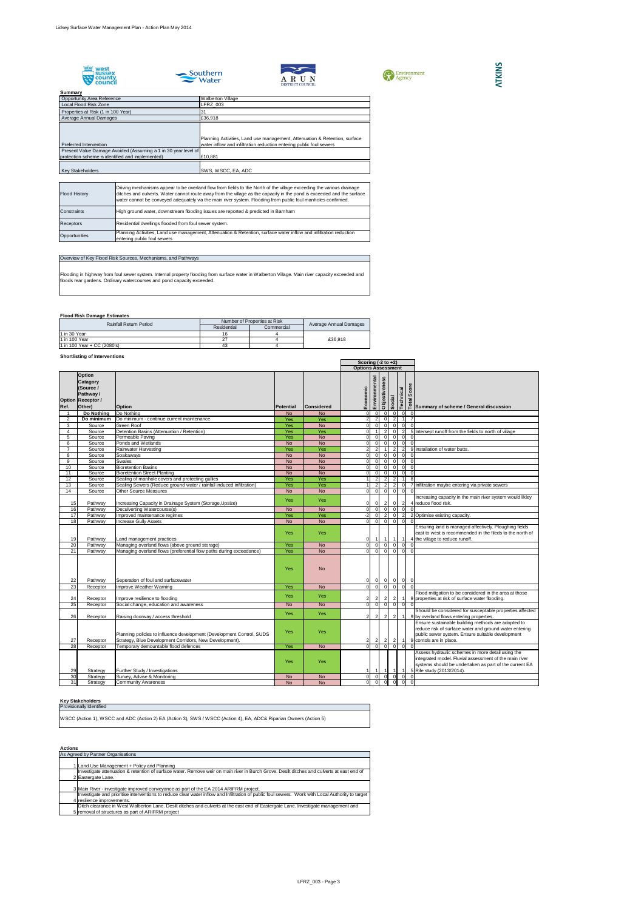## Summary

| | |
|---|---|
| Opportunity Area Reference | Walberton Village |
| Local Flood Risk Zone | LFRZ_003 |
| Properties at Risk (1 in 100 Year) | 31 |
| Average Annual Damages | £36,918 |
| Preferred Intervention | Planning Activities, Land use management, Attenuation & Retention, surface water inflow and infiltration reduction entering public foul sewers |
| Present Value Damage Avoided (Assuming a 1 in 30 year level of protection scheme is identified and implemented) | £10,881 |
| Key Stakeholders | SWS, WSCC, EA, ADC |

| | |
|---|---|
| Flood History | Driving mechanisms appear to be overland flow from fields to the North of the village exceeding the various drainage ditches and culverts. Water cannot route away from the village as the capacity in the pond is exceeded and the surface water cannot be conveyed adequately via the main river system. Flooding from public foul manholes confirmed. |
| Constraints | High ground water, downstream flooding issues are reported & predicted in Barnham |
| Receptors | Residential dwellings flooded from foul sewer system. |
| Opportunities | Planning Activities, Land use management, Attenuation & Retention, surface water inflow and infiltration reduction entering public foul sewers |

### Overview of Key Flood Risk Sources, Mechanisms, and Pathways

Flooding in highway from foul sewer system. Internal property flooding from surface water in Walberton Village. Main river capacity exceeded and floods rear gardens. Ordinary watercourses and pond capacity exceeded.

### Flood Risk Damage Estimates

| Rainfall Return Period | Number of Properties at Risk | | Average Annual Damages |
|---|---|---|---|
| | Residential | Commercial | |
| 1 in 30 Year | 16 | 4 | |
| 1 in 100 Year | 27 | 4 | £36,918 |
| 1 in 100 Year + CC (2080's) | 43 | 4 | |

### Shortlisting of Interventions

| Option Ref. | Option Catagory (Source / Pathway / Receptor / Other) | Option | Potential | Considered | Economic | Environmental | Objectiveness | Social | Technical | Total Score | Summary of scheme / General discussion |
|---|---|---|---|---|---|---|---|---|---|---|---|
| | | | | | Scoring (-2 to +2) Options Assessment | | | | | | |
| 1 | Do Nothing | Do Nothing | No | No | 0 | 0 | 0 | 0 | 0 | 0 | |
| 2 | Do minimum | Do minimum - continue current maintenance | Yes | Yes | 2 | 2 | 0 | 2 | 1 | 7 | |
| 3 | Source | Green Roof | Yes | No | 0 | 0 | 0 | 0 | 0 | 0 | |
| 4 | Source | Detention Basins (Attenuation / Retention) | Yes | Yes | 0 | 1 | 2 | 0 | 2 | 5 | Intersept runoff from the fields to north of village |
| 5 | Source | Permeable Paving | Yes | No | 0 | 0 | 0 | 0 | 0 | 0 | |
| 6 | Source | Ponds and Wetlands | No | No | 0 | 0 | 0 | 0 | 0 | 0 | |
| 7 | Source | Rainwater Harvesting | Yes | Yes | 2 | 2 | 1 | 2 | 2 | 9 | Installation of water butts. |
| 8 | Source | Soakaways | No | No | 0 | 0 | 0 | 0 | 0 | 0 | |
| 9 | Source | Swales | No | No | 0 | 0 | 0 | 0 | 0 | 0 | |
| 10 | Source | Bioretention Basins | No | No | 0 | 0 | 0 | 0 | 0 | 0 | |
| 11 | Source | Bioretention Street Planting | No | No | 0 | 0 | 0 | 0 | 0 | 0 | |
| 12 | Source | Sealing of manhole covers and protecting gullies | Yes | Yes | 1 | 2 | 2 | 2 | 1 | 8 | |
| 13 | Source | Sealing Sewers (Reduce ground water / rainfall induced infiltration) | Yes | Yes | 1 | 2 | 2 | 2 | 0 | 7 | Infiltration maybe entering via private sewers |
| 14 | Source | Other Source Measures | No | No | 0 | 0 | 0 | 0 | 0 | 0 | |
| 15 | Pathway | Increasing Capacity in Drainage System (Storage,Upsize) | Yes | Yes | 0 | 0 | 2 | 0 | 2 | 4 | Increasing capacity in the main river system would likley reduce flood risk. |
| 16 | Pathway | Deculverting Watercourse(s) | No | No | 0 | 0 | 0 | 0 | 0 | 0 | |
| 17 | Pathway | Improved maintenance regimes | Yes | Yes | -2 | 0 | 2 | 0 | 2 | 2 | Optimise existing capacity. |
| 18 | Pathway | Increase Gully Assets | No | No | 0 | 0 | 0 | 0 | 0 | 0 | |
| 19 | Pathway | Land management practices | Yes | Yes | 0 | 1 | 1 | 1 | 1 | 4 | Ensuring land is managed affectively. Ploughing fields east to west is recommended in the fileds to the north of the village to reduce runoff. |
| 20 | Pathway | Managing overland flows (above ground storage) | Yes | No | 0 | 0 | 0 | 0 | 0 | 0 | |
| 21 | Pathway | Managing overland flows (preferential flow paths during exceedance) | Yes | No | 0 | 0 | 0 | 0 | 0 | 0 | |
| 22 | Pathway | Seperation of foul and surfacewater | Yes | No | 0 | 0 | 0 | 0 | 0 | 0 | |
| 23 | Receptor | Improve Weather Warning | Yes | No | 0 | 0 | 0 | 0 | 0 | 0 | |
| 24 | Receptor | Improve resilience to flooding | Yes | Yes | 2 | 2 | 2 | 2 | 1 | 9 | Flood mitigation to be considered in the area at those properties at risk of surface water flooding. |
| 25 | Receptor | Social change, education and awareness | No | No | 0 | 0 | 0 | 0 | 0 | 0 | |
| 26 | Receptor | Raising doorway / access threshold | Yes | Yes | 2 | 2 | 2 | 2 | 1 | 9 | Should be considered for susceptable properties affected by overland flows entering properties. |
| 27 | Receptor | Planning policies to influence development (Development Control, SUDS Strategy, Blue Development Corridors, New Development). | Yes | Yes | 2 | 2 | 2 | 2 | 1 | 9 | Ensure sustainable building methods are adopted to reduce risk of surface water and ground water entering public sewer system. Ensure suitable development contols are in place. |
| 28 | Receptor | Temporary demountable flood defences | Yes | No | 0 | 0 | 0 | 0 | 0 | 0 | |
| 29 | Strategy | Further Study / Investigations | Yes | Yes | 1 | 1 | 1 | 1 | 1 | 5 | Assess hydraulic schemes in more detail using the integrated model. Fluvial assessment of the main river systems should be undertaken as part of the current EA Rife study (2013/2014). |
| 30 | Strategy | Survey, Advise & Monitoring | No | No | 0 | 0 | 0 | 0 | 0 | 0 | |
| 31 | Strategy | Community Awareness | No | No | 0 | 0 | 0 | 0 | 0 | 0 | |

### Key Stakeholders

**Provisionally Identified**

WSCC (Action 1), WSCC and ADC (Action 2) EA (Action 3), SWS / WSCC (Action 4), EA, ADC& Riparian Owners (Action 5)

### Actions

**As Agreed by Partner Organisations**

1. Land Use Management + Policy and Planning
2. Investigate attenuation & retention of surface water. Remove weir on main river in Burch Grove. Desilt ditches and culverts at east end of Eastergate Lane.
3. Main River - investigate improved conveyance as part of the EA 2014 ARIFRM project.
4. Investigate and prioritise interventions to reduce clear water inflow and Infiltration of public foul sewers. Work with Local Authority to target resilience improvements.
5. Ditch clearance in West Walberton Lane. Desilt ditches and culverts at the east end of Eastergate Lane. Investigate management and removal of structures as part of ARIFRM project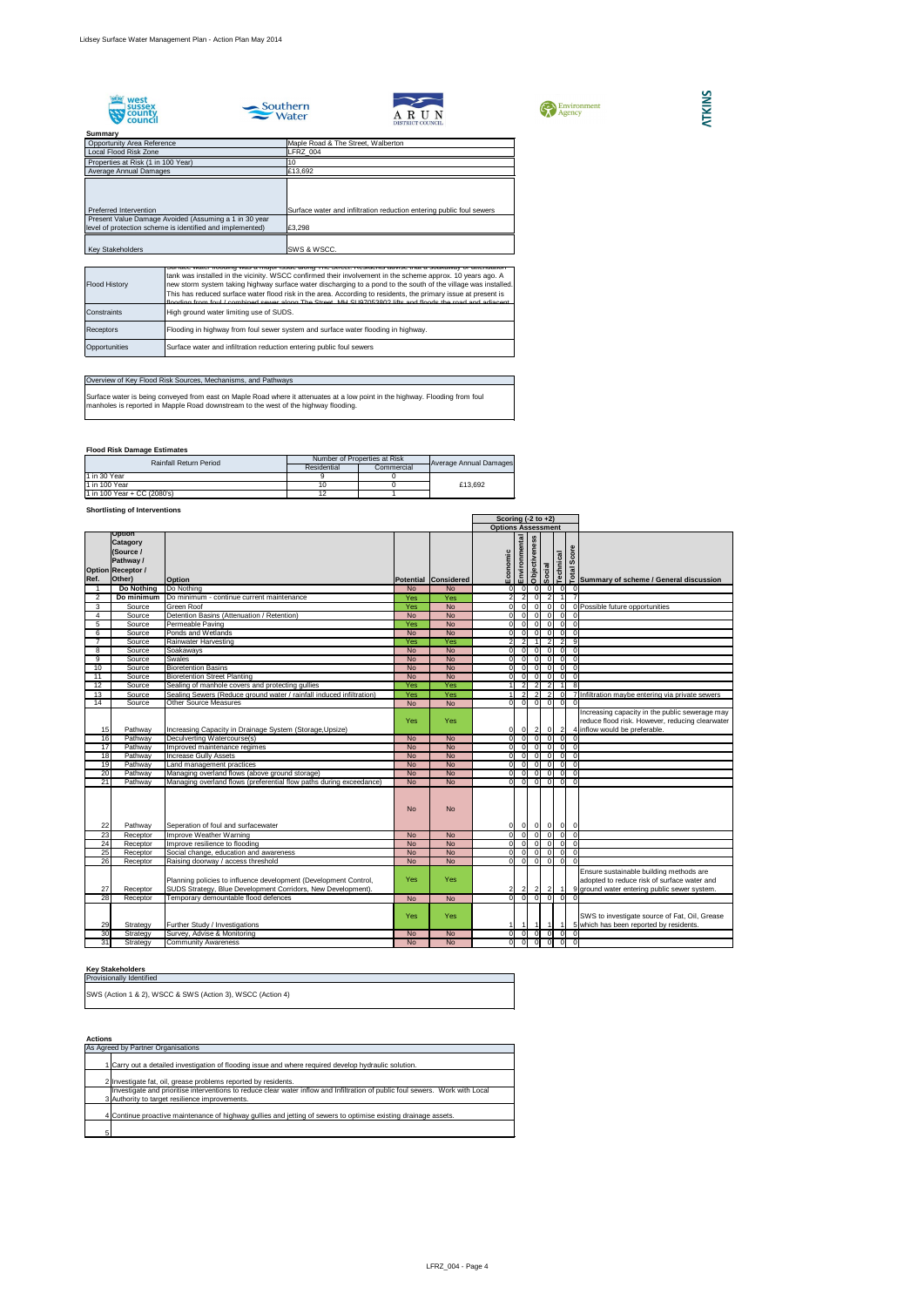**Summary**

| | |
|---|---|
| Opportunity Area Reference | Maple Road & The Street, Walberton |
| Local Flood Risk Zone | LFRZ_004 |
| Properties at Risk (1 in 100 Year) | 10 |
| Average Annual Damages | £13,692 |
| Preferred Intervention | Surface water and infiltration reduction entering public foul sewers |
| Present Value Damage Avoided (Assuming a 1 in 30 year level of protection scheme is identified and implemented) | £3,298 |
| Key Stakeholders | SWS & WSCC. |

| | |
|---|---|
| Flood History | Surface water flooding was a major issue along The Street. Residents advise that a soakaway or attenuation tank was installed in the vicinity. WSCC confirmed their involvement in the scheme approx. 10 years ago. A new storm system taking highway surface water discharging to a pond to the south of the village was installed. This has reduced surface water flood risk in the area. According to residents, the primary issue at present is flooding from foul / combined sewer along The Street. MH SU97052802 lifts and floods the road and adjacent |
| Constraints | High ground water limiting use of SUDS. |
| Receptors | Flooding in highway from foul sewer system and surface water flooding in highway. |
| Opportunities | Surface water and infiltration reduction entering public foul sewers |

**Overview of Key Flood Risk Sources, Mechanisms, and Pathways**

Surface water is being conveyed from east on Maple Road where it attenuates at a low point in the highway. Flooding from foul manholes is reported in Maple Road downstream to the west of the highway flooding.

**Flood Risk Damage Estimates**

| Rainfall Return Period | Number of Properties at Risk | | Average Annual Damages |
|---|---|---|---|
| | Residential | Commercial | |
| 1 in 30 Year | 9 | 0 | |
| 1 in 100 Year | 10 | 0 | £13,692 |
| 1 in 100 Year + CC (2080's) | 12 | 1 | |

**Shortlisting of Interventions**

| Option Ref. | Option Catagory (Source / Pathway / Receptor / Other) | Option | Potential | Considered | Economic | Environmental | Objectiveness | Social | Technical | Total Score | Summary of scheme / General discussion |
|---|---|---|---|---|---|---|---|---|---|---|---|
| | | | | | Scoring (-2 to +2) Options Assessment | | | | | | |
| 1 | Do Nothing | Do Nothing | No | No | 0 | 0 | 0 | 0 | 0 | 0 | |
| 2 | Do minimum | Do minimum - continue current maintenance | Yes | Yes | 2 | 2 | 0 | 2 | 1 | 7 | |
| 3 | Source | Green Roof | Yes | No | 0 | 0 | 0 | 0 | 0 | 0 | Possible future opportunities |
| 4 | Source | Detention Basins (Attenuation / Retention) | No | No | 0 | 0 | 0 | 0 | 0 | 0 | |
| 5 | Source | Permeable Paving | Yes | No | 0 | 0 | 0 | 0 | 0 | 0 | |
| 6 | Source | Ponds and Wetlands | No | No | 0 | 0 | 0 | 0 | 0 | 0 | |
| 7 | Source | Rainwater Harvesting | Yes | Yes | 2 | 2 | 1 | 2 | 2 | 9 | |
| 8 | Source | Soakaways | No | No | 0 | 0 | 0 | 0 | 0 | 0 | |
| 9 | Source | Swales | No | No | 0 | 0 | 0 | 0 | 0 | 0 | |
| 10 | Source | Bioretention Basins | No | No | 0 | 0 | 0 | 0 | 0 | 0 | |
| 11 | Source | Bioretention Street Planting | No | No | 0 | 0 | 0 | 0 | 0 | 0 | |
| 12 | Source | Sealing of manhole covers and protecting gullies | Yes | Yes | 1 | 2 | 2 | 2 | 1 | 8 | |
| 13 | Source | Sealing Sewers (Reduce ground water / rainfall induced infiltration) | Yes | Yes | 1 | 2 | 2 | 2 | 0 | 7 | Infiltration maybe entering via private sewers |
| 14 | Source | Other Source Measures | No | No | 0 | 0 | 0 | 0 | 0 | 0 | |
| 15 | Pathway | Increasing Capacity in Drainage System (Storage,Upsize) | Yes | Yes | 0 | 0 | 2 | 0 | 2 | 4 | Increasing capacity in the public sewerage may reduce flood risk. However, reducing clearwater inflow would be preferable. |
| 16 | Pathway | Deculverting Watercourse(s) | No | No | 0 | 0 | 0 | 0 | 0 | 0 | |
| 17 | Pathway | Improved maintenance regimes | No | No | 0 | 0 | 0 | 0 | 0 | 0 | |
| 18 | Pathway | Increase Gully Assets | No | No | 0 | 0 | 0 | 0 | 0 | 0 | |
| 19 | Pathway | Land management practices | No | No | 0 | 0 | 0 | 0 | 0 | 0 | |
| 20 | Pathway | Managing overland flows (above ground storage) | No | No | 0 | 0 | 0 | 0 | 0 | 0 | |
| 21 | Pathway | Managing overland flows (preferential flow paths during exceedance) | No | No | 0 | 0 | 0 | 0 | 0 | 0 | |
| 22 | Pathway | Seperation of foul and surfacewater | No | No | 0 | 0 | 0 | 0 | 0 | 0 | |
| 23 | Receptor | Improve Weather Warning | No | No | 0 | 0 | 0 | 0 | 0 | 0 | |
| 24 | Receptor | Improve resilience to flooding | No | No | 0 | 0 | 0 | 0 | 0 | 0 | |
| 25 | Receptor | Social change, education and awareness | No | No | 0 | 0 | 0 | 0 | 0 | 0 | |
| 26 | Receptor | Raising doorway / access threshold | No | No | 0 | 0 | 0 | 0 | 0 | 0 | |
| 27 | Receptor | Planning policies to influence development (Development Control, SUDS Strategy, Blue Development Corridors, New Development). | Yes | Yes | 2 | 2 | 2 | 2 | 1 | 9 | Ensure sustainable building methods are adopted to reduce risk of surface water and ground water entering public sewer system. |
| 28 | Receptor | Temporary demountable flood defences | No | No | 0 | 0 | 0 | 0 | 0 | 0 | |
| 29 | Strategy | Further Study / Investigations | Yes | Yes | 1 | 1 | 1 | 1 | 1 | 5 | SWS to investigate source of Fat, Oil, Grease which has been reported by residents. |
| 30 | Strategy | Survey, Advise & Monitoring | No | No | 0 | 0 | 0 | 0 | 0 | 0 | |
| 31 | Strategy | Community Awareness | No | No | 0 | 0 | 0 | 0 | 0 | 0 | |

**Key Stakeholders**

Provisionally Identified

SWS (Action 1 & 2), WSCC & SWS (Action 3), WSCC (Action 4)

**Actions**

As Agreed by Partner Organisations

1. Carry out a detailed investigation of flooding issue and where required develop hydraulic solution.
2. Investigate fat, oil, grease problems reported by residents.
3. Investigate and prioritise interventions to reduce clear water inflow and Infiltration of public foul sewers. Work with Local Authority to target resilience improvements.
4. Continue proactive maintenance of highway gullies and jetting of sewers to optimise existing drainage assets.
5.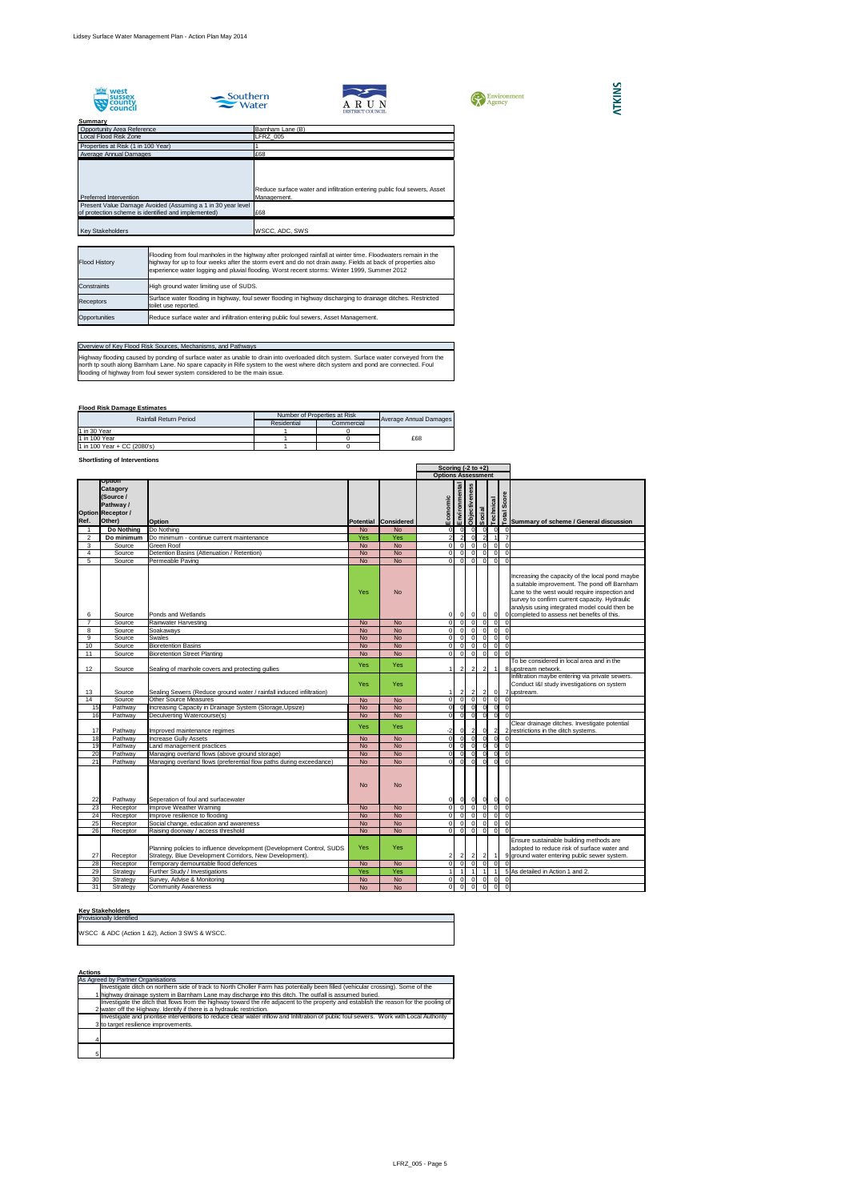**Summary**

| | |
|---|---|
| Opportunity Area Reference | Barnham Lane (B) |
| Local Flood Risk Zone | LFRZ_005 |
| Properties at Risk (1 in 100 Year) | 1 |
| Average Annual Damages | £68 |
| Preferred Intervention | Reduce surface water and infiltration entering public foul sewers, Asset Management. |
| Present Value Damage Avoided (Assuming a 1 in 30 year level of protection scheme is identified and implemented) | £68 |
| Key Stakeholders | WSCC, ADC, SWS |

| | |
|---|---|
| Flood History | Flooding from foul manholes in the highway after prolonged rainfall at winter time. Floodwaters remain in the highway for up to four weeks after the storm event and do not drain away. Fields at back of properties also experience water logging and pluvial flooding. Worst recent storms: Winter 1999, Summer 2012 |
| Constraints | High ground water limiting use of SUDS. |
| Receptors | Surface water flooding in highway, foul sewer flooding in highway discharging to drainage ditches. Restricted toilet use reported. |
| Opportunities | Reduce surface water and infiltration entering public foul sewers, Asset Management. |

**Overview of Key Flood Risk Sources, Mechanisms, and Pathways**

Highway flooding caused by ponding of surface water as unable to drain into overloaded ditch system. Surface water conveyed from the north tp south along Barnham Lane. No spare capacity in Rife system to the west where ditch system and pond are connected. Foul flooding of highway from foul sewer system considered to be the main issue.

**Flood Risk Damage Estimates**

| Rainfall Return Period | Number of Properties at Risk | | Average Annual Damages |
|---|---|---|---|
| | Residential | Commercial | |
| 1 in 30 Year | 1 | 0 | |
| 1 in 100 Year | 1 | 0 | £68 |
| 1 in 100 Year + CC (2080's) | 1 | 0 | |

**Shortlisting of Interventions**

| Option Ref. | Option Catagory (Source / Pathway / Receptor / Other) | Option | Potential | Considered | Economic | Environmental | Objectiveness | Social | Technical | Total Score | Summary of scheme / General discussion |
|---|---|---|---|---|---|---|---|---|---|---|---|
| | | | | | Scoring (-2 to +2) Options Assessment | | | | | | |
| 1 | Do Nothing | Do Nothing | No | No | 0 | 0 | 0 | 0 | 0 | 0 | |
| 2 | Do minimum | Do minimum - continue current maintenance | Yes | Yes | 2 | 2 | 0 | 2 | 1 | 7 | |
| 3 | Source | Green Roof | No | No | 0 | 0 | 0 | 0 | 0 | 0 | |
| 4 | Source | Detention Basins (Attenuation / Retention) | No | No | 0 | 0 | 0 | 0 | 0 | 0 | |
| 5 | Source | Permeable Paving | No | No | 0 | 0 | 0 | 0 | 0 | 0 | |
| 6 | Source | Ponds and Wetlands | Yes | No | 0 | 0 | 0 | 0 | 0 | 0 | Increasing the capacity of the local pond maybe a suitable improvement. The pond off Barnham Lane to the west would require inspection and survey to confirm current capacity. Hydraulic analysis using integrated model could then be completed to assess net benefits of this. |
| 7 | Source | Rainwater Harvesting | No | No | 0 | 0 | 0 | 0 | 0 | 0 | |
| 8 | Source | Soakaways | No | No | 0 | 0 | 0 | 0 | 0 | 0 | |
| 9 | Source | Swales | No | No | 0 | 0 | 0 | 0 | 0 | 0 | |
| 10 | Source | Bioretention Basins | No | No | 0 | 0 | 0 | 0 | 0 | 0 | |
| 11 | Source | Bioretention Street Planting | No | No | 0 | 0 | 0 | 0 | 0 | 0 | |
| 12 | Source | Sealing of manhole covers and protecting gullies | Yes | Yes | 1 | 2 | 2 | 2 | 1 | 8 | To be considered in local area and in the upstream network. |
| 13 | Source | Sealing Sewers (Reduce ground water / rainfall induced infiltration) | Yes | Yes | 1 | 2 | 2 | 2 | 0 | 7 | Infiltration maybe entering via private sewers. Conduct I&I study investigations on system upstream. |
| 14 | Source | Other Source Measures | No | No | 0 | 0 | 0 | 0 | 0 | 0 | |
| 15 | Pathway | Increasing Capacity in Drainage System (Storage,Upsize) | No | No | 0 | 0 | 0 | 0 | 0 | 0 | |
| 16 | Pathway | Deculverting Watercourse(s) | No | No | 0 | 0 | 0 | 0 | 0 | 0 | |
| 17 | Pathway | Improved maintenance regimes | Yes | Yes | -2 | 0 | 2 | 0 | 2 | 2 | Clear drainage ditches. Investigate potential restrictions in the ditch systems. |
| 18 | Pathway | Increase Gully Assets | No | No | 0 | 0 | 0 | 0 | 0 | 0 | |
| 19 | Pathway | Land management practices | No | No | 0 | 0 | 0 | 0 | 0 | 0 | |
| 20 | Pathway | Managing overland flows (above ground storage) | No | No | 0 | 0 | 0 | 0 | 0 | 0 | |
| 21 | Pathway | Managing overland flows (preferential flow paths during exceedance) | No | No | 0 | 0 | 0 | 0 | 0 | 0 | |
| 22 | Pathway | Seperation of foul and surfacewater | No | No | 0 | 0 | 0 | 0 | 0 | 0 | |
| 23 | Receptor | Improve Weather Warning | No | No | 0 | 0 | 0 | 0 | 0 | 0 | |
| 24 | Receptor | Improve resilience to flooding | No | No | 0 | 0 | 0 | 0 | 0 | 0 | |
| 25 | Receptor | Social change, education and awareness | No | No | 0 | 0 | 0 | 0 | 0 | 0 | |
| 26 | Receptor | Raising doorway / access threshold | No | No | 0 | 0 | 0 | 0 | 0 | 0 | |
| 27 | Receptor | Planning policies to influence development (Development Control, SUDS Strategy, Blue Development Corridors, New Development). | Yes | Yes | 2 | 2 | 2 | 2 | 1 | 9 | Ensure sustainable building methods are adopted to reduce risk of surface water and ground water entering public sewer system. |
| 28 | Receptor | Temporary demountable flood defences | No | No | 0 | 0 | 0 | 0 | 0 | 0 | |
| 29 | Strategy | Further Study / Investigations | Yes | Yes | 1 | 1 | 1 | 1 | 1 | 5 | As detailed in Action 1 and 2. |
| 30 | Strategy | Survey, Advise & Monitoring | No | No | 0 | 0 | 0 | 0 | 0 | 0 | |
| 31 | Strategy | Community Awareness | No | No | 0 | 0 | 0 | 0 | 0 | 0 | |

**Key Stakeholders**

Provisionally Identified

WSCC & ADC (Action 1 &2), Action 3 SWS & WSCC.

**Actions**

As Agreed by Partner Organisations

| | |
|---|---|
| 1 | Investigate ditch on northern side of track to North Choller Farm has potentially been filled (vehicular crossing). Some of the highway drainage system in Barnham Lane may discharge into this ditch. The outfall is assumed buried. |
| 2 | Investigate the ditch that flows from the highway toward the rife adjacent to the property and establish the reason for the pooling of water off the Highway. Identify if there is a hydraulic restriction. |
| 3 | Investigate and prioritise interventions to reduce clear water inflow and Infiltration of public foul sewers. Work with Local Authority to target resilience improvements. |
| 4 | |
| 5 | |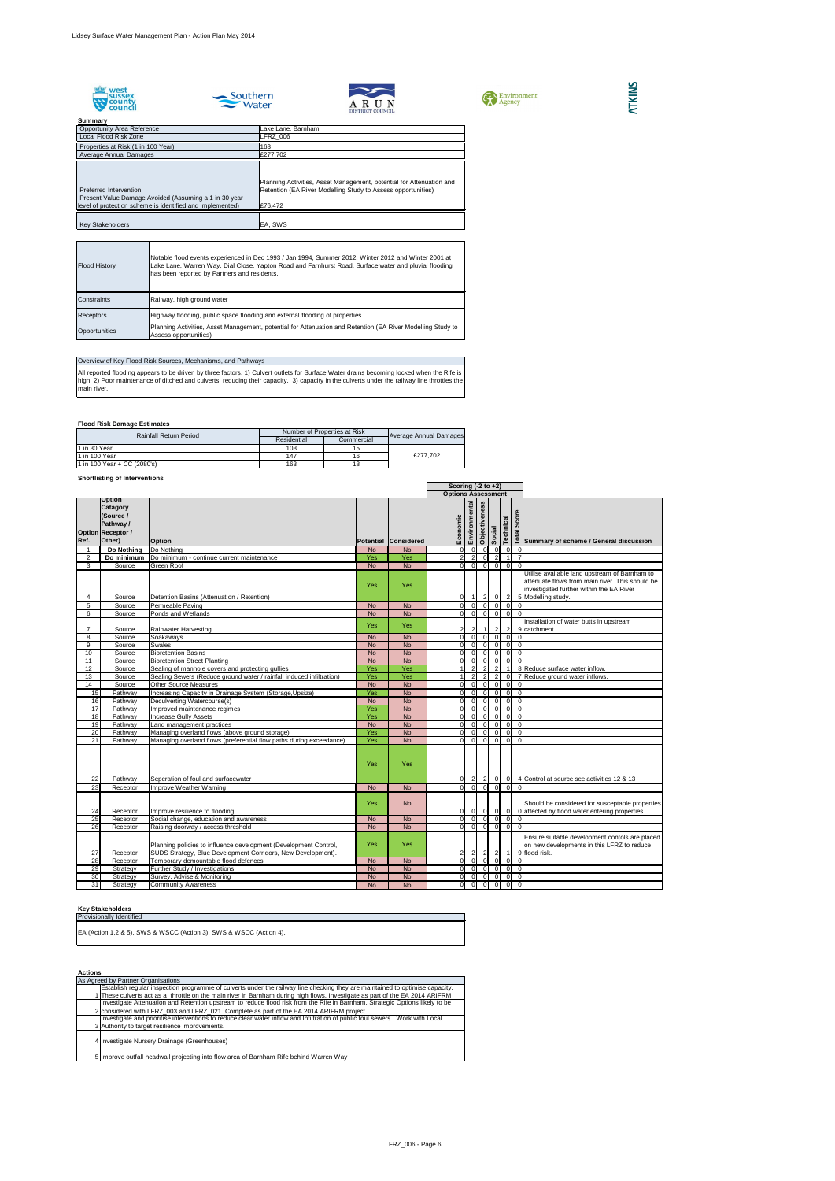## Summary

| | |
|---|---|
| Opportunity Area Reference | Lake Lane, Barnham |
| Local Flood Risk Zone | LFRZ_006 |
| Properties at Risk (1 in 100 Year) | 163 |
| Average Annual Damages | £277,702 |
| Preferred Intervention | Planning Activities, Asset Management, potential for Attenuation and Retention (EA River Modelling Study to Assess opportunities) |
| Present Value Damage Avoided (Assuming a 1 in 30 year level of protection scheme is identified and implemented) | £76,472 |
| Key Stakeholders | EA, SWS |

| | |
|---|---|
| Flood History | Notable flood events experienced in Dec 1993 / Jan 1994, Summer 2012, Winter 2012 and Winter 2001 at Lake Lane, Warren Way, Dial Close, Yapton Road and Farnhurst Road. Surface water and pluvial flooding has been reported by Partners and residents. |
| Constraints | Railway, high ground water |
| Receptors | Highway flooding, public space flooding and external flooding of properties. |
| Opportunities | Planning Activities, Asset Management, potential for Attenuation and Retention (EA River Modelling Study to Assess opportunities) |

### Overview of Key Flood Risk Sources, Mechanisms, and Pathways

All reported flooding appears to be driven by three factors. 1) Culvert outlets for Surface Water drains becoming locked when the Rife is high. 2) Poor maintenance of ditched and culverts, reducing their capacity. 3) capacity in the culverts under the railway line throttles the main river.

### Flood Risk Damage Estimates

| Rainfall Return Period | Number of Properties at Risk | | Average Annual Damages |
|---|---|---|---|
| | Residential | Commercial | |
| 1 in 30 Year | 108 | 15 | |
| 1 in 100 Year | 147 | 16 | £277,702 |
| 1 in 100 Year + CC (2080's) | 163 | 18 | |

### Shortlisting of Interventions

| Option Ref. | Option Catagory (Source / Pathway / Receptor / Other) | Option | Potential | Considered | Economic | Environmental | Objectiveness | Social | Technical | Total Score | Summary of scheme / General discussion |
|---|---|---|---|---|---|---|---|---|---|---|---|
| | | | | | Scoring (-2 to +2) Options Assessment | | | | | | |
| 1 | **Do Nothing** | Do Nothing | No | No | 0 | 0 | 0 | 0 | 0 | 0 | |
| 2 | **Do minimum** | Do minimum - continue current maintenance | Yes | Yes | 2 | 2 | 0 | 2 | 1 | 7 | |
| 3 | Source | Green Roof | No | No | 0 | 0 | 0 | 0 | 0 | 0 | |
| 4 | Source | Detention Basins (Attenuation / Retention) | Yes | Yes | 0 | 1 | 2 | 0 | 2 | 5 | Utilise available land upstream of Barnham to attenuate flows from main river. This should be investigated further within the EA River Modelling study. |
| 5 | Source | Permeable Paving | No | No | 0 | 0 | 0 | 0 | 0 | 0 | |
| 6 | Source | Ponds and Wetlands | No | No | 0 | 0 | 0 | 0 | 0 | 0 | |
| 7 | Source | Rainwater Harvesting | Yes | Yes | 2 | 2 | 1 | 2 | 2 | 9 | Installation of water butts in upstream catchment. |
| 8 | Source | Soakaways | No | No | 0 | 0 | 0 | 0 | 0 | 0 | |
| 9 | Source | Swales | No | No | 0 | 0 | 0 | 0 | 0 | 0 | |
| 10 | Source | Bioretention Basins | No | No | 0 | 0 | 0 | 0 | 0 | 0 | |
| 11 | Source | Bioretention Street Planting | No | No | 0 | 0 | 0 | 0 | 0 | 0 | |
| 12 | Source | Sealing of manhole covers and protecting gullies | Yes | Yes | 1 | 2 | 2 | 2 | 1 | 8 | Reduce surface water inflow. |
| 13 | Source | Sealing Sewers (Reduce ground water / rainfall induced infiltration) | Yes | Yes | 1 | 2 | 2 | 2 | 0 | 7 | Reduce ground water inflows. |
| 14 | Source | Other Source Measures | No | No | 0 | 0 | 0 | 0 | 0 | 0 | |
| 15 | Pathway | Increasing Capacity in Drainage System (Storage,Upsize) | Yes | No | 0 | 0 | 0 | 0 | 0 | 0 | |
| 16 | Pathway | Deculverting Watercourse(s) | No | No | 0 | 0 | 0 | 0 | 0 | 0 | |
| 17 | Pathway | Improved maintenance regimes | Yes | No | 0 | 0 | 0 | 0 | 0 | 0 | |
| 18 | Pathway | Increase Gully Assets | Yes | No | 0 | 0 | 0 | 0 | 0 | 0 | |
| 19 | Pathway | Land management practices | No | No | 0 | 0 | 0 | 0 | 0 | 0 | |
| 20 | Pathway | Managing overland flows (above ground storage) | Yes | No | 0 | 0 | 0 | 0 | 0 | 0 | |
| 21 | Pathway | Managing overland flows (preferential flow paths during exceedance) | Yes | No | 0 | 0 | 0 | 0 | 0 | 0 | |
| 22 | Pathway | Seperation of foul and surfacewater | Yes | Yes | 0 | 2 | 2 | 0 | 0 | 4 | Control at source see activities 12 & 13 |
| 23 | Receptor | Improve Weather Warning | No | No | 0 | 0 | 0 | 0 | 0 | 0 | |
| 24 | Receptor | Improve resilience to flooding | Yes | No | 0 | 0 | 0 | 0 | 0 | 0 | Should be considered for susceptable properties affected by flood water entering properties. |
| 25 | Receptor | Social change, education and awareness | No | No | 0 | 0 | 0 | 0 | 0 | 0 | |
| 26 | Receptor | Raising doorway / access threshold | No | No | 0 | 0 | 0 | 0 | 0 | 0 | |
| 27 | Receptor | Planning policies to influence development (Development Control, SUDS Strategy, Blue Development Corridors, New Development). | Yes | Yes | 2 | 2 | 2 | 2 | 1 | 9 | Ensure suitable development contols are placed on new developments in this LFRZ to reduce flood risk. |
| 28 | Receptor | Temporary demountable flood defences | No | No | 0 | 0 | 0 | 0 | 0 | 0 | |
| 29 | Strategy | Further Study / Investigations | No | No | 0 | 0 | 0 | 0 | 0 | 0 | |
| 30 | Strategy | Survey, Advise & Monitoring | No | No | 0 | 0 | 0 | 0 | 0 | 0 | |
| 31 | Strategy | Community Awareness | No | No | 0 | 0 | 0 | 0 | 0 | 0 | |

### Key Stakeholders

Provisionally Identified

EA (Action 1,2 & 5), SWS & WSCC (Action 3), SWS & WSCC (Action 4).

### Actions

As Agreed by Partner Organisations

1. Establish regular inspection programme of culverts under the railway line checking they are maintained to optimise capacity. These culverts act as a throttle on the main river in Barnham during high flows. Investigate as part of the EA 2014 ARIFRM
2. Investigate Attenuation and Retention upstream to reduce flood risk from the Rife in Barnham. Strategic Options likely to be considered with LFRZ_003 and LFRZ_021. Complete as part of the EA 2014 ARIFRM project.
3. Investigate and prioritise interventions to reduce clear water inflow and Infiltration of public foul sewers. Work with Local Authority to target resilience improvements.
4. Investigate Nursery Drainage (Greenhouses)
5. Improve outfall headwall projecting into flow area of Barnham Rife behind Warren Way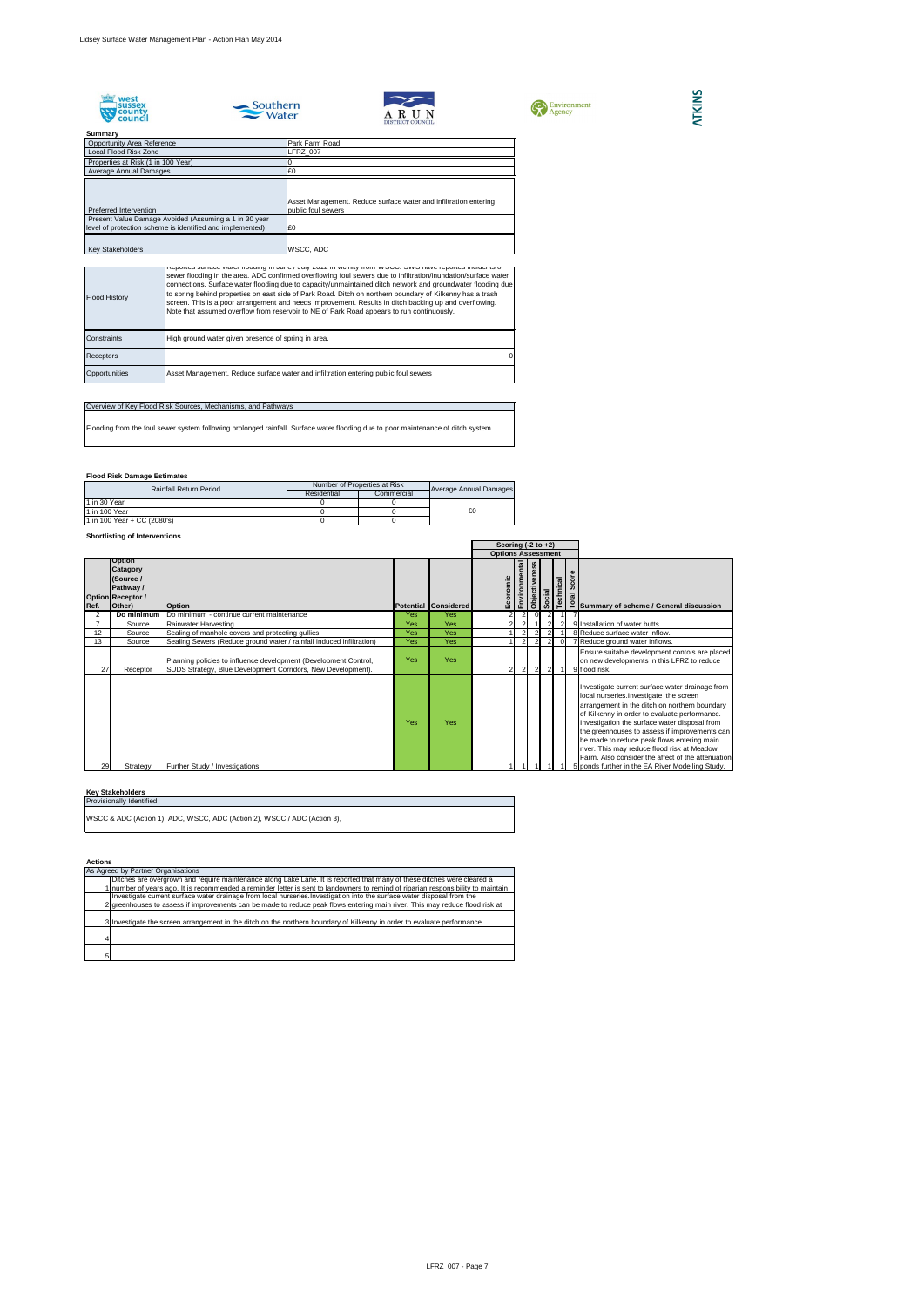**Summary**

| | |
|---|---|
| Opportunity Area Reference | Park Farm Road |
| Local Flood Risk Zone | LFRZ_007 |
| Properties at Risk (1 in 100 Year) | 0 |
| Average Annual Damages | £0 |
| Preferred Intervention | Asset Management. Reduce surface water and infiltration entering public foul sewers |
| Present Value Damage Avoided (Assuming a 1 in 30 year level of protection scheme is identified and implemented) | £0 |
| Key Stakeholders | WSCC, ADC |

| | |
|---|---|
| Flood History | Reported surface water flooding in June / July 2012 in vicinity from WSCC. SWS have reported incidents of sewer flooding in the area. ADC confirmed overflowing foul sewers due to infiltration/inundation/surface water connections. Surface water flooding due to capacity/unmaintained ditch network and groundwater flooding due to spring behind properties on east side of Park Road. Ditch on northern boundary of Kilkenny has a trash screen. This is a poor arrangement and needs improvement. Results in ditch backing up and overflowing. Note that assumed overflow from reservoir to NE of Park Road appears to run continuously. |
| Constraints | High ground water given presence of spring in area. |
| Receptors | 0 |
| Opportunities | Asset Management. Reduce surface water and infiltration entering public foul sewers |

| Overview of Key Flood Risk Sources, Mechanisms, and Pathways |
|---|
| Flooding from the foul sewer system following prolonged rainfall. Surface water flooding due to poor maintenance of ditch system. |

**Flood Risk Damage Estimates**

| Rainfall Return Period | Number of Properties at Risk | | Average Annual Damages |
|---|---|---|---|
| | Residential | Commercial | |
| 1 in 30 Year | 0 | 0 | |
| 1 in 100 Year | 0 | 0 | £0 |
| 1 in 100 Year + CC (2080's) | 0 | 0 | |

**Shortlisting of Interventions**

| Ref. | Option Catagory (Source / Pathway / Receptor / Other) | Option | Potential | Considered | Economic | Environmental | Objectiveness | Social | Technical | Total Score | Summary of scheme / General discussion |
|---|---|---|---|---|---|---|---|---|---|---|---|
| | | | | | Scoring (-2 to +2) / Options Assessment | | | | | | |
| 2 | Do minimum | Do minimum - continue current maintenance | Yes | Yes | 2 | 2 | 0 | 2 | 1 | 7 | |
| 7 | Source | Rainwater Harvesting | Yes | Yes | 2 | 2 | 1 | 2 | 2 | 9 | Installation of water butts. |
| 12 | Source | Sealing of manhole covers and protecting gullies | Yes | Yes | 1 | 2 | 2 | 2 | 1 | 8 | Reduce surface water inflow. |
| 13 | Source | Sealing Sewers (Reduce ground water / rainfall induced infiltration) | Yes | Yes | 1 | 2 | 2 | 2 | 0 | 7 | Reduce ground water inflows. |
| 27 | Receptor | Planning policies to influence development (Development Control, SUDS Strategy, Blue Development Corridors, New Development). | Yes | Yes | 2 | 2 | 2 | 2 | 1 | 9 | Ensure suitable development contols are placed on new developments in this LFRZ to reduce flood risk. |
| 29 | Strategy | Further Study / Investigations | Yes | Yes | 1 | 1 | 1 | 1 | 1 | 5 | Investigate current surface water drainage from local nurseries.Investigate the screen arrangement in the ditch on northern boundary of Kilkenny in order to evaluate performance. Investigation the surface water disposal from the greenhouses to assess if improvements can be made to reduce peak flows entering main river. This may reduce flood risk at Meadow Farm. Also consider the affect of the attenuation ponds further in the EA River Modelling Study. |

**Key Stakeholders**

| Provisionally Identified |
|---|
| WSCC & ADC (Action 1), ADC, WSCC, ADC (Action 2), WSCC / ADC (Action 3), |

**Actions**

| As Agreed by Partner Organisations | |
|---|---|
| 1 | Ditches are overgrown and require maintenance along Lake Lane. It is reported that many of these ditches were cleared a number of years ago. It is recommended a reminder letter is sent to landowners to remind of riparian responsibility to maintain |
| 2 | Investigate current surface water drainage from local nurseries.Investigation into the surface water disposal from the greenhouses to assess if improvements can be made to reduce peak flows entering main river. This may reduce flood risk at |
| 3 | Investigate the screen arrangement in the ditch on the northern boundary of Kilkenny in order to evaluate performance |
| 4 | |
| 5 | |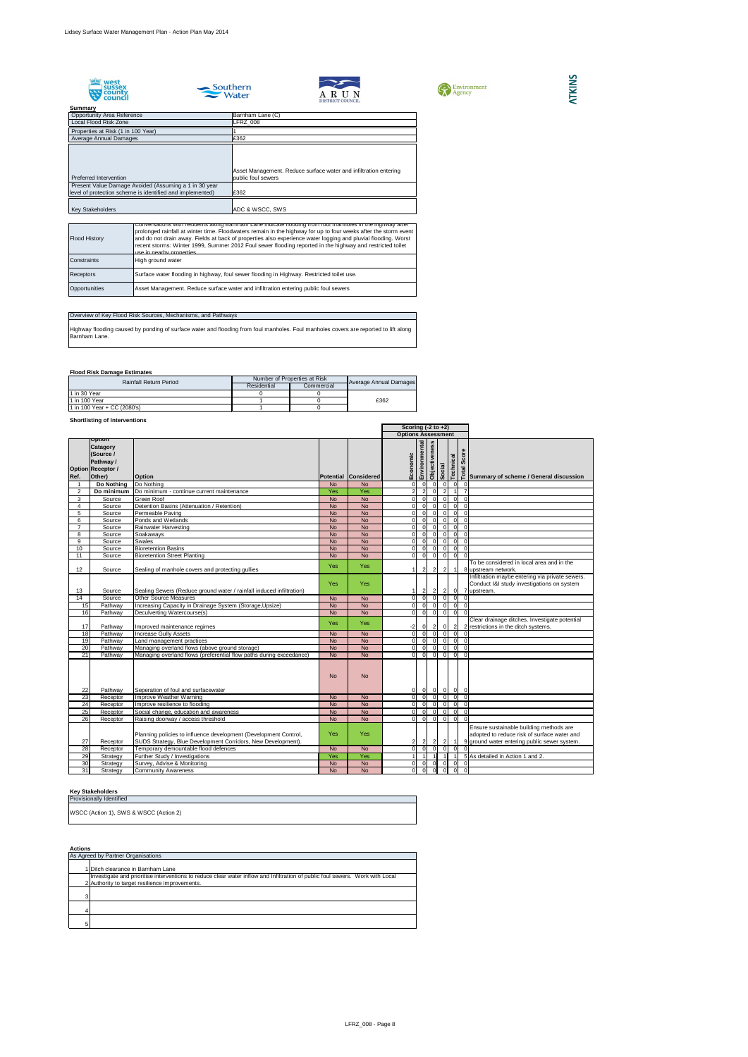**Summary**

| | |
|---|---|
| Opportunity Area Reference | Barnham Lane (C) |
| Local Flood Risk Zone | LFRZ_008 |
| Properties at Risk (1 in 100 Year) | 1 |
| Average Annual Damages | £362 |
| Preferred Intervention | Asset Management. Reduce surface water and infiltration entering public foul sewers |
| Present Value Damage Avoided (Assuming a 1 in 30 year level of protection scheme is identified and implemented) | £362 |
| Key Stakeholders | ADC & WSCC, SWS |

| | |
|---|---|
| Flood History | Conversations with residents along Barnham Lane indicate flooding from foul manholes in the highway after prolonged rainfall at winter time. Floodwaters remain in the highway for up to four weeks after the storm event and do not drain away. Fields at back of properties also experience water logging and pluvial flooding. Worst recent storms: Winter 1999, Summer 2012 Foul sewer flooding reported in the highway and restricted toilet use in nearby properties. |
| Constraints | High ground water |
| Receptors | Surface water flooding in highway, foul sewer flooding in Highway. Restricted toilet use. |
| Opportunities | Asset Management. Reduce surface water and infiltration entering public foul sewers |

**Overview of Key Flood Risk Sources, Mechanisms, and Pathways**

Highway flooding caused by ponding of surface water and flooding from foul manholes. Foul manholes covers are reported to lift along Barnham Lane.

**Flood Risk Damage Estimates**

| Rainfall Return Period | Number of Properties at Risk | | Average Annual Damages |
|---|---|---|---|
| | Residential | Commercial | |
| 1 in 30 Year | 0 | 0 | £362 |
| 1 in 100 Year | 1 | 0 | |
| 1 in 100 Year + CC (2080's) | 1 | 0 | |

**Shortlisting of Interventions**

| Option Ref. | Option Catagory (Source / Pathway / Receptor / Other) | Option | Potential | Considered | Economic | Environmental | Objectiveness | Social | Technical | Total Score | Summary of scheme / General discussion |
|---|---|---|---|---|---|---|---|---|---|---|---|
| 1 | Do Nothing | Do Nothing | No | No | 0 | 0 | 0 | 0 | 0 | 0 | |
| 2 | Do minimum | Do minimum - continue current maintenance | Yes | Yes | 2 | 2 | 0 | 2 | 1 | 7 | |
| 3 | Source | Green Roof | No | No | 0 | 0 | 0 | 0 | 0 | 0 | |
| 4 | Source | Detention Basins (Attenuation / Retention) | No | No | 0 | 0 | 0 | 0 | 0 | 0 | |
| 5 | Source | Permeable Paving | No | No | 0 | 0 | 0 | 0 | 0 | 0 | |
| 6 | Source | Ponds and Wetlands | No | No | 0 | 0 | 0 | 0 | 0 | 0 | |
| 7 | Source | Rainwater Harvesting | No | No | 0 | 0 | 0 | 0 | 0 | 0 | |
| 8 | Source | Soakaways | No | No | 0 | 0 | 0 | 0 | 0 | 0 | |
| 9 | Source | Swales | No | No | 0 | 0 | 0 | 0 | 0 | 0 | |
| 10 | Source | Bioretention Basins | No | No | 0 | 0 | 0 | 0 | 0 | 0 | |
| 11 | Source | Bioretention Street Planting | No | No | 0 | 0 | 0 | 0 | 0 | 0 | |
| 12 | Source | Sealing of manhole covers and protecting gullies | Yes | Yes | 1 | 2 | 2 | 2 | 1 | 8 | To be considered in local area and in the upstream network. |
| 13 | Source | Sealing Sewers (Reduce ground water / rainfall induced infiltration) | Yes | Yes | 1 | 2 | 2 | 2 | 0 | 7 | Infiltration maybe entering via private sewers. Conduct I&I study investigations on system upstream. |
| 14 | Source | Other Source Measures | No | No | 0 | 0 | 0 | 0 | 0 | 0 | |
| 15 | Pathway | Increasing Capacity in Drainage System (Storage,Upsize) | No | No | 0 | 0 | 0 | 0 | 0 | 0 | |
| 16 | Pathway | Deculverting Watercourse(s) | No | No | 0 | 0 | 0 | 0 | 0 | 0 | |
| 17 | Pathway | Improved maintenance regimes | Yes | Yes | -2 | 0 | 2 | 0 | 2 | 2 | Clear drainage ditches. Investigate potential restrictions in the ditch systems. |
| 18 | Pathway | Increase Gully Assets | No | No | 0 | 0 | 0 | 0 | 0 | 0 | |
| 19 | Pathway | Land management practices | No | No | 0 | 0 | 0 | 0 | 0 | 0 | |
| 20 | Pathway | Managing overland flows (above ground storage) | No | No | 0 | 0 | 0 | 0 | 0 | 0 | |
| 21 | Pathway | Managing overland flows (preferential flow paths during exceedance) | No | No | 0 | 0 | 0 | 0 | 0 | 0 | |
| 22 | Pathway | Seperation of foul and surfacewater | No | No | 0 | 0 | 0 | 0 | 0 | 0 | |
| 23 | Receptor | Improve Weather Warning | No | No | 0 | 0 | 0 | 0 | 0 | 0 | |
| 24 | Receptor | Improve resilience to flooding | No | No | 0 | 0 | 0 | 0 | 0 | 0 | |
| 25 | Receptor | Social change, education and awareness | No | No | 0 | 0 | 0 | 0 | 0 | 0 | |
| 26 | Receptor | Raising doorway / access threshold | No | No | 0 | 0 | 0 | 0 | 0 | 0 | |
| 27 | Receptor | Planning policies to influence development (Development Control, SUDS Strategy, Blue Development Corridors, New Development). | Yes | Yes | 2 | 2 | 2 | 2 | 1 | 9 | Ensure sustainable building methods are adopted to reduce risk of surface water and ground water entering public sewer system. |
| 28 | Receptor | Temporary demountable flood defences | No | No | 0 | 0 | 0 | 0 | 0 | 0 | |
| 29 | Strategy | Further Study / Investigations | Yes | Yes | 1 | 1 | 1 | 1 | 1 | 5 | As detailed in Action 1 and 2. |
| 30 | Strategy | Survey, Advise & Monitoring | No | No | 0 | 0 | 0 | 0 | 0 | 0 | |
| 31 | Strategy | Community Awareness | No | No | 0 | 0 | 0 | 0 | 0 | 0 | |

Scoring (-2 to +2) — Options Assessment

**Key Stakeholders**

Provisionally Identified

WSCC (Action 1), SWS & WSCC (Action 2)

**Actions**

As Agreed by Partner Organisations

| | |
|---|---|
| 1 | Ditch clearance in Barnham Lane |
| 2 | Investigate and prioritise interventions to reduce clear water inflow and Infiltration of public foul sewers. Work with Local Authority to target resilience improvements. |
| 3 | |
| 4 | |
| 5 | |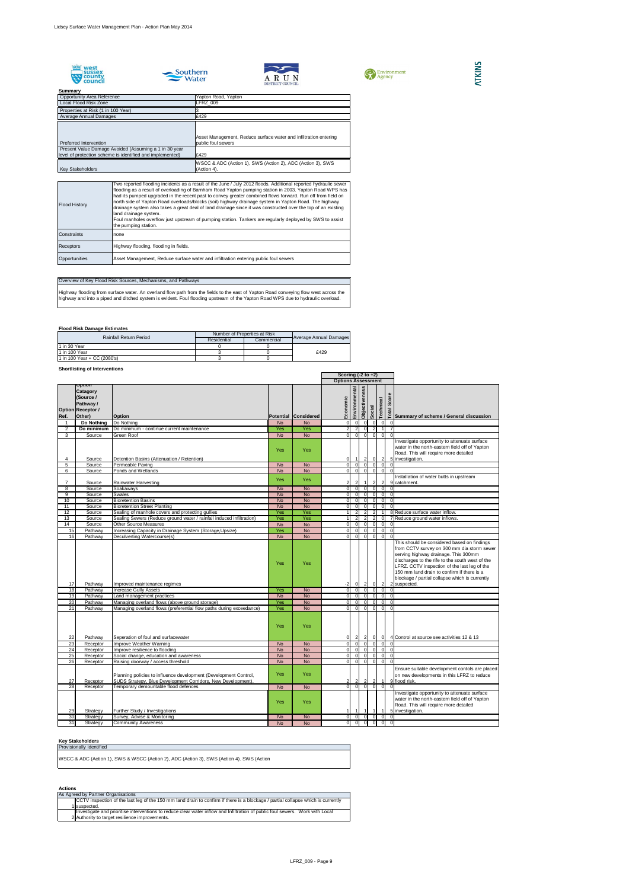## Summary

| | |
|---|---|
| Opportunity Area Reference | Yapton Road, Yapton |
| Local Flood Risk Zone | LFRZ_009 |
| Properties at Risk (1 in 100 Year) | 3 |
| Average Annual Damages | £429 |
| Preferred Intervention | Asset Management, Reduce surface water and infiltration entering public foul sewers |
| Present Value Damage Avoided (Assuming a 1 in 30 year level of protection scheme is identified and implemented) | £429 |
| Key Stakeholders | WSCC & ADC (Action 1), SWS (Action 2), ADC (Action 3), SWS (Action 4). |

| | |
|---|---|
| Flood History | Two reported flooding incidents as a result of the June / July 2012 floods. Additional reported hydraulic sewer flooding as a result of overloading of Barnham Road Yapton pumping station in 2003. Yapton Road WPS has had its pumped upgraded in the recent past to convey greater combined flows forward. Run off from field on north side of Yapton Road overloads/blocks (soil) highway drainage system in Yapton Road. The highway drainage system also takes a great deal of land drainage since it was constructed over the top of an existing land drainage system.<br>Foul manholes overflow just upstream of pumping station. Tankers are regularly deployed by SWS to assist the pumping station. |
| Constraints | none |
| Receptors | Highway flooding, flooding in fields. |
| Opportunities | Asset Management, Reduce surface water and infiltration entering public foul sewers |

### Overview of Key Flood Risk Sources, Mechanisms, and Pathways

Highway flooding from surface water. An overland flow path from the fields to the east of Yapton Road conveying flow west across the highway and into a piped and ditched system is evident. Foul flooding upstream of the Yapton Road WPS due to hydraulic overload.

### Flood Risk Damage Estimates

| Rainfall Return Period | Number of Properties at Risk | | Average Annual Damages |
|---|---|---|---|
| | Residential | Commercial | |
| 1 in 30 Year | 0 | 0 | |
| 1 in 100 Year | 3 | 0 | £429 |
| 1 in 100 Year + CC (2080's) | 3 | 0 | |

### Shortlisting of Interventions

| Option Ref. | Option Catagory (Source / Pathway / Receptor / Other) | Option | Potential | Considered | Economic | Environmental | Objectiveness | Social | Technical | Total Score | Summary of scheme / General discussion |
|---|---|---|---|---|---|---|---|---|---|---|---|
| 1 | Do Nothing | Do Nothing | No | No | 0 | 0 | 0 | 0 | 0 | 0 | |
| 2 | Do minimum | Do minimum - continue current maintenance | Yes | Yes | 2 | 2 | 0 | 2 | 1 | 7 | |
| 3 | Source | Green Roof | No | No | 0 | 0 | 0 | 0 | 0 | 0 | |
| 4 | Source | Detention Basins (Attenuation / Retention) | Yes | Yes | 0 | 1 | 2 | 0 | 2 | 5 | Investigate opportunity to attenuate surface water in the north-eastern field off of Yapton Road. This will require more detailed investigation. |
| 5 | Source | Permeable Paving | No | No | 0 | 0 | 0 | 0 | 0 | 0 | |
| 6 | Source | Ponds and Wetlands | No | No | 0 | 0 | 0 | 0 | 0 | 0 | |
| 7 | Source | Rainwater Harvesting | Yes | Yes | 2 | 2 | 1 | 2 | 2 | 9 | Installation of water butts in upstream catchment. |
| 8 | Source | Soakaways | No | No | 0 | 0 | 0 | 0 | 0 | 0 | |
| 9 | Source | Swales | No | No | 0 | 0 | 0 | 0 | 0 | 0 | |
| 10 | Source | Bioretention Basins | No | No | 0 | 0 | 0 | 0 | 0 | 0 | |
| 11 | Source | Bioretention Street Planting | No | No | 0 | 0 | 0 | 0 | 0 | 0 | |
| 12 | Source | Sealing of manhole covers and protecting gullies | Yes | Yes | 1 | 2 | 2 | 2 | 1 | 8 | Reduce surface water inflow. |
| 13 | Source | Sealing Sewers (Reduce ground water / rainfall induced infiltration) | Yes | Yes | 1 | 2 | 2 | 2 | 0 | 7 | Reduce ground water inflows. |
| 14 | Source | Other Source Measures | No | No | 0 | 0 | 0 | 0 | 0 | 0 | |
| 15 | Pathway | Increasing Capacity in Drainage System (Storage,Upsize) | Yes | No | 0 | 0 | 0 | 0 | 0 | 0 | |
| 16 | Pathway | Deculverting Watercourse(s) | No | No | 0 | 0 | 0 | 0 | 0 | 0 | |
| 17 | Pathway | Improved maintenance regimes | Yes | Yes | -2 | 0 | 2 | 0 | 2 | 2 | This should be considered based on findings from CCTV survey on 300 mm dia storm sewer serving highway drainage. This 300mm discharges to the rife to the south west of the LFRZ. CCTV inspection of the last leg of the 150 mm land drain to confirm if there is a blockage / partial collapse which is currently suspected. |
| 18 | Pathway | Increase Gully Assets | Yes | No | 0 | 0 | 0 | 0 | 0 | 0 | |
| 19 | Pathway | Land management practices | No | No | 0 | 0 | 0 | 0 | 0 | 0 | |
| 20 | Pathway | Managing overland flows (above ground storage) | Yes | No | 0 | 0 | 0 | 0 | 0 | 0 | |
| 21 | Pathway | Managing overland flows (preferential flow paths during exceedance) | Yes | No | 0 | 0 | 0 | 0 | 0 | 0 | |
| 22 | Pathway | Seperation of foul and surfacewater | Yes | Yes | 0 | 2 | 2 | 0 | 0 | 4 | Control at source see activities 12 & 13 |
| 23 | Receptor | Improve Weather Warning | No | No | 0 | 0 | 0 | 0 | 0 | 0 | |
| 24 | Receptor | Improve resilience to flooding | No | No | 0 | 0 | 0 | 0 | 0 | 0 | |
| 25 | Receptor | Social change, education and awareness | No | No | 0 | 0 | 0 | 0 | 0 | 0 | |
| 26 | Receptor | Raising doorway / access threshold | No | No | 0 | 0 | 0 | 0 | 0 | 0 | |
| 27 | Receptor | Planning policies to influence development (Development Control, SUDS Strategy, Blue Development Corridors, New Development). | Yes | Yes | 2 | 2 | 2 | 2 | 1 | 9 | Ensure suitable development contols are placed on new developments in this LFRZ to reduce flood risk. |
| 28 | Receptor | Temporary demountable flood defences | No | No | 0 | 0 | 0 | 0 | 0 | 0 | |
| 29 | Strategy | Further Study / Investigations | Yes | Yes | 1 | 1 | 1 | 1 | 1 | 5 | Investigate opportunity to attenuate surface water in the north-eastern field off of Yapton Road. This will require more detailed investigation. |
| 30 | Strategy | Survey, Advise & Monitoring | No | No | 0 | 0 | 0 | 0 | 0 | 0 | |
| 31 | Strategy | Community Awareness | No | No | 0 | 0 | 0 | 0 | 0 | 0 | |

Scoring (-2 to +2) — Options Assessment

### Key Stakeholders

Provisionally Identified

WSCC & ADC (Action 1), SWS & WSCC (Action 2), ADC (Action 3), SWS (Action 4). SWS (Action

### Actions

As Agreed by Partner Organisations

1. CCTV inspection of the last leg of the 150 mm land drain to confirm if there is a blockage / partial collapse which is currently suspected.
2. Investigate and prioritise interventions to reduce clear water inflow and Infiltration of public foul sewers. Work with Local Authority to target resilience improvements.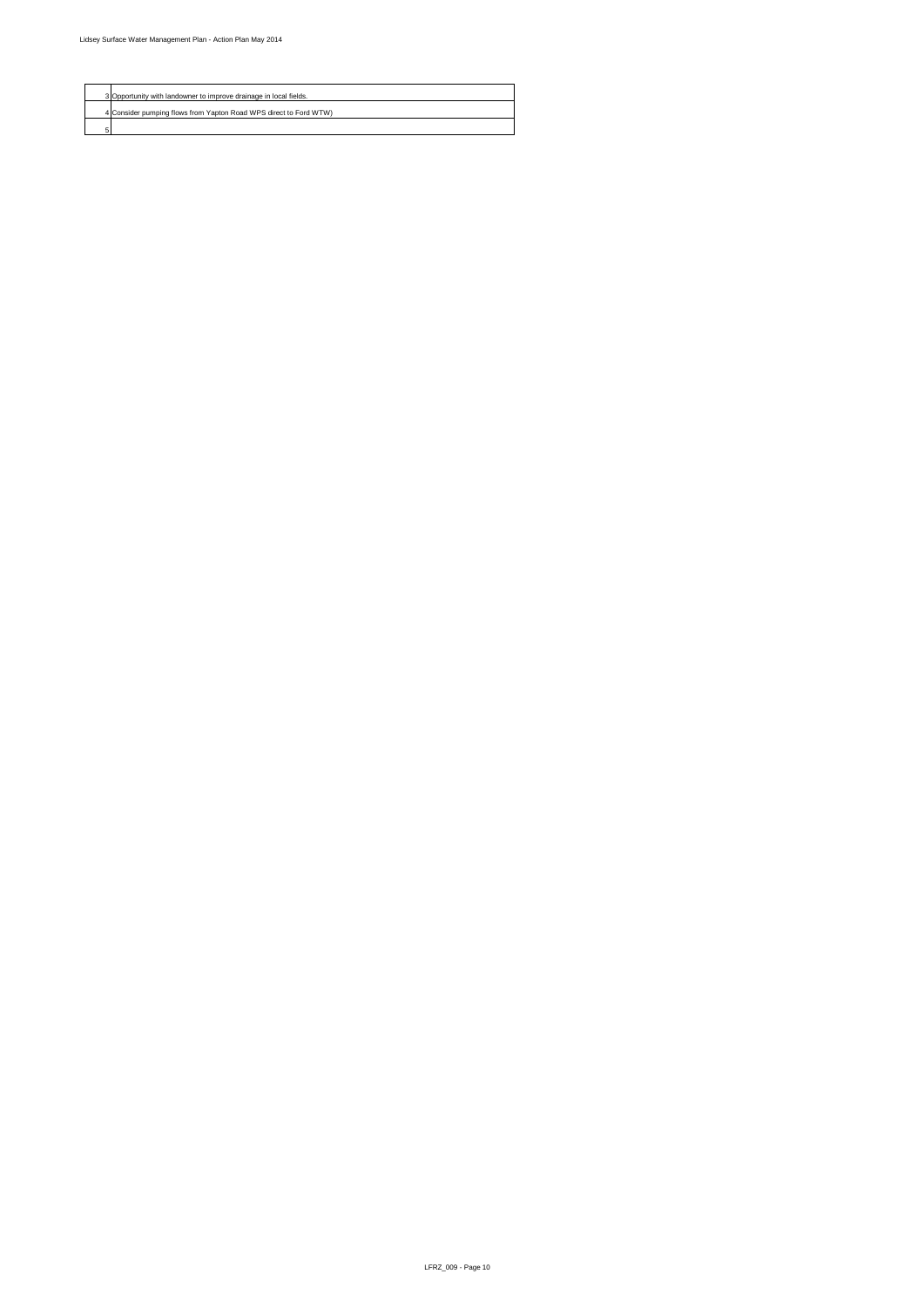| | |
|---|---|
| 3 | Opportunity with landowner to improve drainage in local fields. |
| 4 | Consider pumping flows from Yapton Road WPS direct to Ford WTW) |
| 5 | |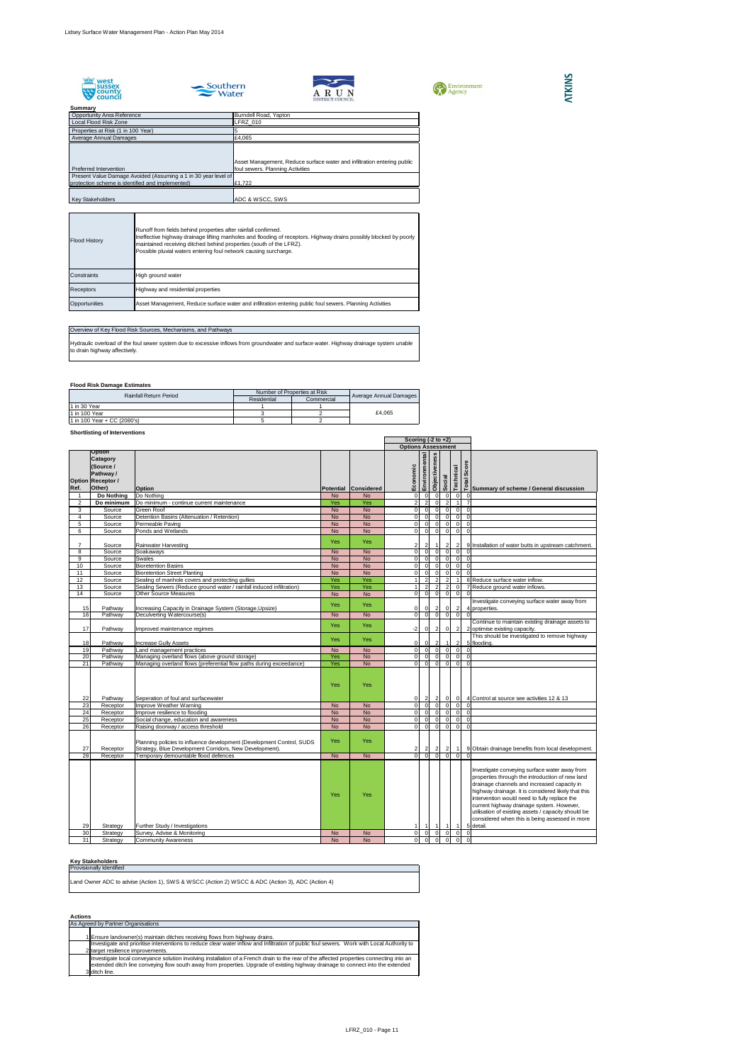## Summary

| | |
|---|---|
| Opportunity Area Reference | Burndell Road, Yapton |
| Local Flood Risk Zone | LFRZ_010 |
| Properties at Risk (1 in 100 Year) | 5 |
| Average Annual Damages | £4,065 |
| Preferred Intervention | Asset Management, Reduce surface water and infiltration entering public foul sewers. Planning Activities |
| Present Value Damage Avoided (Assuming a 1 in 30 year level of protection scheme is identified and implemented) | £1,722 |
| Key Stakeholders | ADC & WSCC, SWS |

| | |
|---|---|
| Flood History | Runoff from fields behind properties after rainfall confirmed. Ineffective highway drainage lifting manholes and flooding of receptors. Highway drains possibly blocked by poorly maintained receiving ditched behind properties (south of the LFRZ). Possible pluvial waters entering foul network causing surcharge. |
| Constraints | High ground water |
| Receptors | Highway and residential properties |
| Opportunities | Asset Management, Reduce surface water and infiltration entering public foul sewers. Planning Activities |

## Overview of Key Flood Risk Sources, Mechanisms, and Pathways

Hydraulic overload of the foul sewer system due to excessive inflows from groundwater and surface water. Highway drainage system unable to drain highway affectively.

## Flood Risk Damage Estimates

| Rainfall Return Period | Number of Properties at Risk | | Average Annual Damages |
|---|---|---|---|
| | Residential | Commercial | |
| 1 in 30 Year | 1 | 1 | £4,065 |
| 1 in 100 Year | 3 | 2 | |
| 1 in 100 Year + CC (2080's) | 5 | 2 | |

## Shortlisting of Interventions

| Option Ref. | Option Catagory (Source / Pathway / Receptor / Other) | Option | Potential | Considered | Economic | Environmental | Objectiveness | Social | Technical | Total Score | Summary of scheme / General discussion |
|---|---|---|---|---|---|---|---|---|---|---|---|
| | | | | | Scoring (-2 to +2) Options Assessment | | | | | | |
| 1 | Do Nothing | Do Nothing | No | No | 0 | 0 | 0 | 0 | 0 | 0 | |
| 2 | Do minimum | Do minimum - continue current maintenance | Yes | Yes | 2 | 2 | 0 | 2 | 1 | 7 | |
| 3 | Source | Green Roof | No | No | 0 | 0 | 0 | 0 | 0 | 0 | |
| 4 | Source | Detention Basins (Attenuation / Retention) | No | No | 0 | 0 | 0 | 0 | 0 | 0 | |
| 5 | Source | Permeable Paving | No | No | 0 | 0 | 0 | 0 | 0 | 0 | |
| 6 | Source | Ponds and Wetlands | No | No | 0 | 0 | 0 | 0 | 0 | 0 | |
| 7 | Source | Rainwater Harvesting | Yes | Yes | 2 | 2 | 1 | 2 | 2 | 9 | Installation of water butts in upstream catchment. |
| 8 | Source | Soakaways | No | No | 0 | 0 | 0 | 0 | 0 | 0 | |
| 9 | Source | Swales | No | No | 0 | 0 | 0 | 0 | 0 | 0 | |
| 10 | Source | Bioretention Basins | No | No | 0 | 0 | 0 | 0 | 0 | 0 | |
| 11 | Source | Bioretention Street Planting | No | No | 0 | 0 | 0 | 0 | 0 | 0 | |
| 12 | Source | Sealing of manhole covers and protecting gullies | Yes | Yes | 1 | 2 | 2 | 2 | 1 | 8 | Reduce surface water inflow. |
| 13 | Source | Sealing Sewers (Reduce ground water / rainfall induced infiltration) | Yes | Yes | 1 | 2 | 2 | 2 | 0 | 7 | Reduce ground water inflows. |
| 14 | Source | Other Source Measures | No | No | 0 | 0 | 0 | 0 | 0 | 0 | |
| 15 | Pathway | Increasing Capacity in Drainage System (Storage,Upsize) | Yes | Yes | 0 | 0 | 2 | 0 | 2 | 4 | Investigate conveying surface water away from properties. |
| 16 | Pathway | Deculverting Watercourse(s) | No | No | 0 | 0 | 0 | 0 | 0 | 0 | |
| 17 | Pathway | Improved maintenance regimes | Yes | Yes | -2 | 0 | 2 | 0 | 2 | 2 | Continue to maintain existing drainage assets to optimise existing capacity. |
| 18 | Pathway | Increase Gully Assets | Yes | Yes | 0 | 0 | 2 | 1 | 2 | 5 | This should be investigated to remove highway flooding. |
| 19 | Pathway | Land management practices | No | No | 0 | 0 | 0 | 0 | 0 | 0 | |
| 20 | Pathway | Managing overland flows (above ground storage) | Yes | No | 0 | 0 | 0 | 0 | 0 | 0 | |
| 21 | Pathway | Managing overland flows (preferential flow paths during exceedance) | Yes | No | 0 | 0 | 0 | 0 | 0 | 0 | |
| 22 | Pathway | Seperation of foul and surfacewater | Yes | Yes | 0 | 2 | 2 | 0 | 0 | 4 | Control at source see activities 12 & 13 |
| 23 | Receptor | Improve Weather Warning | No | No | 0 | 0 | 0 | 0 | 0 | 0 | |
| 24 | Receptor | Improve resilience to flooding | No | No | 0 | 0 | 0 | 0 | 0 | 0 | |
| 25 | Receptor | Social change, education and awareness | No | No | 0 | 0 | 0 | 0 | 0 | 0 | |
| 26 | Receptor | Raising doorway / access threshold | No | No | 0 | 0 | 0 | 0 | 0 | 0 | |
| 27 | Receptor | Planning policies to influence development (Development Control, SUDS Strategy, Blue Development Corridors, New Development). | Yes | Yes | 2 | 2 | 2 | 2 | 1 | 9 | Obtain drainage benefits from local development. |
| 28 | Receptor | Temporary demountable flood defences | No | No | 0 | 0 | 0 | 0 | 0 | 0 | |
| 29 | Strategy | Further Study / Investigations | Yes | Yes | 1 | 1 | 1 | 1 | 1 | 5 | Investigate conveying surface water away from properties through the introduction of new land drainage channels and increased capacity in highway drainage. It is considered likely that this intervention would need to fully replace the current highway drainage system. However, utilisation of existing assets / capacity should be considered when this is being assessed in more detail. |
| 30 | Strategy | Survey, Advise & Monitoring | No | No | 0 | 0 | 0 | 0 | 0 | 0 | |
| 31 | Strategy | Community Awareness | No | No | 0 | 0 | 0 | 0 | 0 | 0 | |

## Key Stakeholders

Provisionally Identified

Land Owner ADC to advise (Action 1), SWS & WSCC (Action 2) WSCC & ADC (Action 3), ADC (Action 4)

## Actions

As Agreed by Partner Organisations

1. Ensure landowner(s) maintain ditches receiving flows from highway drains.
2. Investigate and prioritise interventions to reduce clear water inflow and Infiltration of public foul sewers. Work with Local Authority to target resilience improvements.
3. Investigate local conveyance solution involving installation of a French drain to the rear of the affected properties connecting into an extended ditch line conveying flow south away from properties. Upgrade of existing highway drainage to connect into the extended ditch line.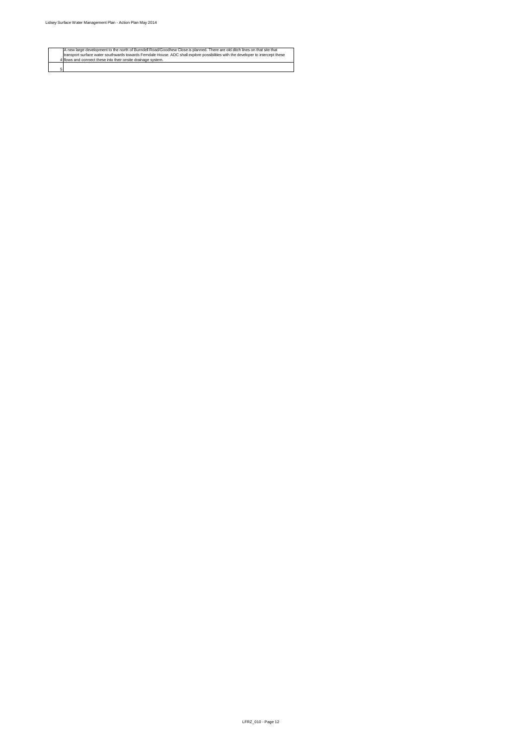| | |
|---|---|
| 4 | A new large development to the north of Burndell Road/Goodhew Close is planned. There are old ditch lines on that site that transport surface water southwards towards Ferndale House. ADC shall explore possibilities with the developer to intercept these flows and connect these into their onsite drainage system. |
| 5 | |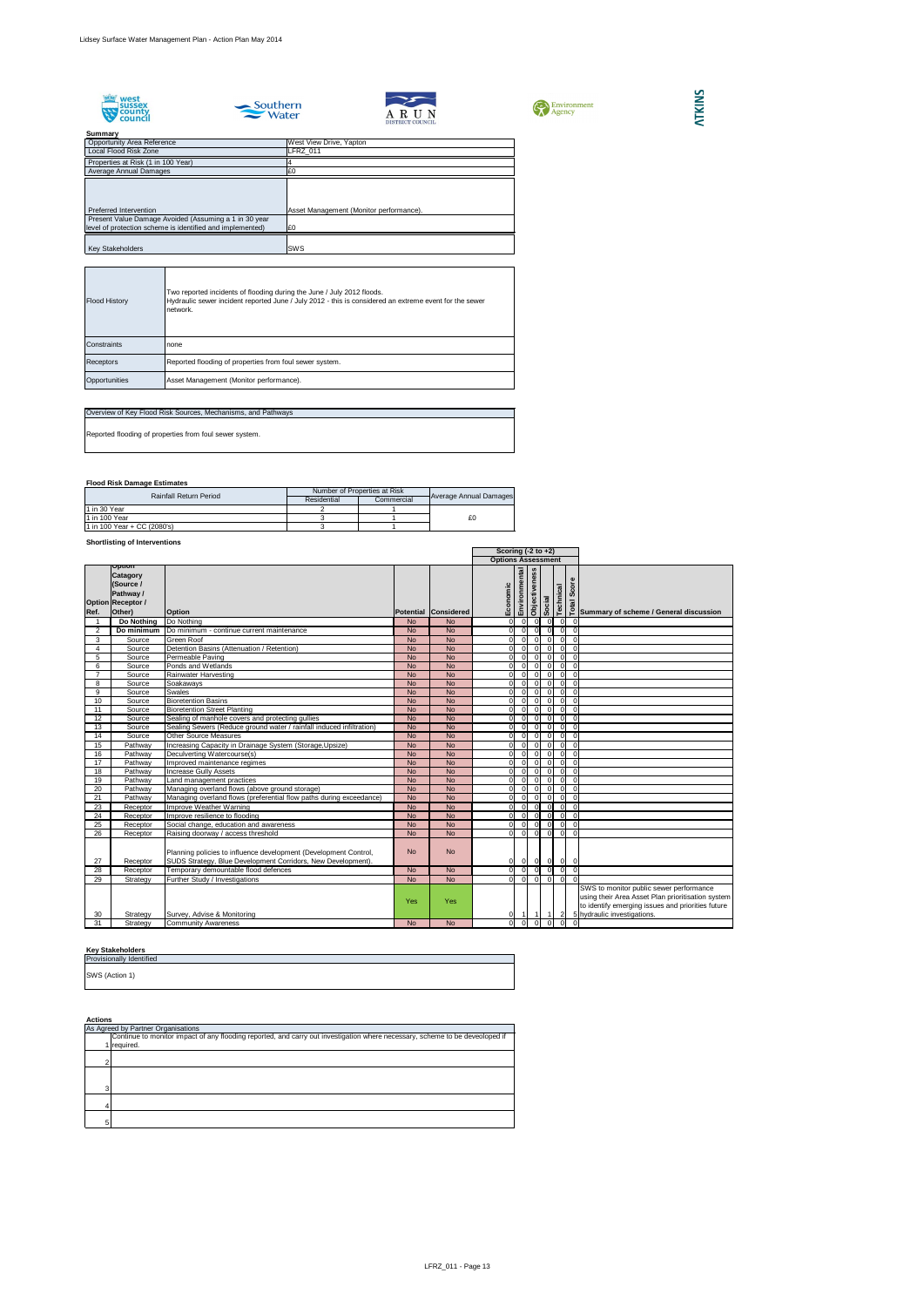**Summary**

| | |
|---|---|
| Opportunity Area Reference | West View Drive, Yapton |
| Local Flood Risk Zone | LFRZ_011 |
| Properties at Risk (1 in 100 Year) | 4 |
| Average Annual Damages | £0 |
| Preferred Intervention | Asset Management (Monitor performance). |
| Present Value Damage Avoided (Assuming a 1 in 30 year level of protection scheme is identified and implemented) | £0 |
| Key Stakeholders | SWS |

| | |
|---|---|
| Flood History | Two reported incidents of flooding during the June / July 2012 floods. Hydraulic sewer incident reported June / July 2012 - this is considered an extreme event for the sewer network. |
| Constraints | none |
| Receptors | Reported flooding of properties from foul sewer system. |
| Opportunities | Asset Management (Monitor performance). |

**Overview of Key Flood Risk Sources, Mechanisms, and Pathways**

Reported flooding of properties from foul sewer system.

**Flood Risk Damage Estimates**

| Rainfall Return Period | Number of Properties at Risk | | Average Annual Damages |
|---|---|---|---|
| | Residential | Commercial | |
| 1 in 30 Year | 2 | 1 | £0 |
| 1 in 100 Year | 3 | 1 | |
| 1 in 100 Year + CC (2080's) | 3 | 1 | |

**Shortlisting of Interventions**

| Option Ref. | Option Catagory (Source / Pathway / Receptor / Other) | Option | Potential | Considered | Economic | Environmental | Objectiveness | Social | Technical | Total Score | Summary of scheme / General discussion |
|---|---|---|---|---|---|---|---|---|---|---|---|
| | | | | | Scoring (-2 to +2) Options Assessment | | | | | | |
| 1 | Do Nothing | Do Nothing | No | No | 0 | 0 | 0 | 0 | 0 | 0 | |
| 2 | Do minimum | Do minimum - continue current maintenance | No | No | 0 | 0 | 0 | 0 | 0 | 0 | |
| 3 | Source | Green Roof | No | No | 0 | 0 | 0 | 0 | 0 | 0 | |
| 4 | Source | Detention Basins (Attenuation / Retention) | No | No | 0 | 0 | 0 | 0 | 0 | 0 | |
| 5 | Source | Permeable Paving | No | No | 0 | 0 | 0 | 0 | 0 | 0 | |
| 6 | Source | Ponds and Wetlands | No | No | 0 | 0 | 0 | 0 | 0 | 0 | |
| 7 | Source | Rainwater Harvesting | No | No | 0 | 0 | 0 | 0 | 0 | 0 | |
| 8 | Source | Soakaways | No | No | 0 | 0 | 0 | 0 | 0 | 0 | |
| 9 | Source | Swales | No | No | 0 | 0 | 0 | 0 | 0 | 0 | |
| 10 | Source | Bioretention Basins | No | No | 0 | 0 | 0 | 0 | 0 | 0 | |
| 11 | Source | Bioretention Street Planting | No | No | 0 | 0 | 0 | 0 | 0 | 0 | |
| 12 | Source | Sealing of manhole covers and protecting gullies | No | No | 0 | 0 | 0 | 0 | 0 | 0 | |
| 13 | Source | Sealing Sewers (Reduce ground water / rainfall induced infiltration) | No | No | 0 | 0 | 0 | 0 | 0 | 0 | |
| 14 | Source | Other Source Measures | No | No | 0 | 0 | 0 | 0 | 0 | 0 | |
| 15 | Pathway | Increasing Capacity in Drainage System (Storage,Upsize) | No | No | 0 | 0 | 0 | 0 | 0 | 0 | |
| 16 | Pathway | Deculverting Watercourse(s) | No | No | 0 | 0 | 0 | 0 | 0 | 0 | |
| 17 | Pathway | Improved maintenance regimes | No | No | 0 | 0 | 0 | 0 | 0 | 0 | |
| 18 | Pathway | Increase Gully Assets | No | No | 0 | 0 | 0 | 0 | 0 | 0 | |
| 19 | Pathway | Land management practices | No | No | 0 | 0 | 0 | 0 | 0 | 0 | |
| 20 | Pathway | Managing overland flows (above ground storage) | No | No | 0 | 0 | 0 | 0 | 0 | 0 | |
| 21 | Pathway | Managing overland flows (preferential flow paths during exceedance) | No | No | 0 | 0 | 0 | 0 | 0 | 0 | |
| 23 | Receptor | Improve Weather Warning | No | No | 0 | 0 | 0 | 0 | 0 | 0 | |
| 24 | Receptor | Improve resilience to flooding | No | No | 0 | 0 | 0 | 0 | 0 | 0 | |
| 25 | Receptor | Social change, education and awareness | No | No | 0 | 0 | 0 | 0 | 0 | 0 | |
| 26 | Receptor | Raising doorway / access threshold | No | No | 0 | 0 | 0 | 0 | 0 | 0 | |
| 27 | Receptor | Planning policies to influence development (Development Control, SUDS Strategy, Blue Development Corridors, New Development). | No | No | 0 | 0 | 0 | 0 | 0 | 0 | |
| 28 | Receptor | Temporary demountable flood defences | No | No | 0 | 0 | 0 | 0 | 0 | 0 | |
| 29 | Strategy | Further Study / Investigations | No | No | 0 | 0 | 0 | 0 | 0 | 0 | |
| 30 | Strategy | Survey, Advise & Monitoring | Yes | Yes | 0 | 1 | 1 | 1 | 2 | 5 | SWS to monitor public sewer performance using their Area Asset Plan prioritisation system to identify emerging issues and priorities future hydraulic investigations. |
| 31 | Strategy | Community Awareness | No | No | 0 | 0 | 0 | 0 | 0 | 0 | |

**Key Stakeholders**

Provisionally Identified

SWS (Action 1)

**Actions**

| As Agreed by Partner Organisations | |
|---|---|
| 1 | Continue to monitor impact of any flooding reported, and carry out investigation where necessary, scheme to be deveoloped if required. |
| 2 | |
| 3 | |
| 4 | |
| 5 | |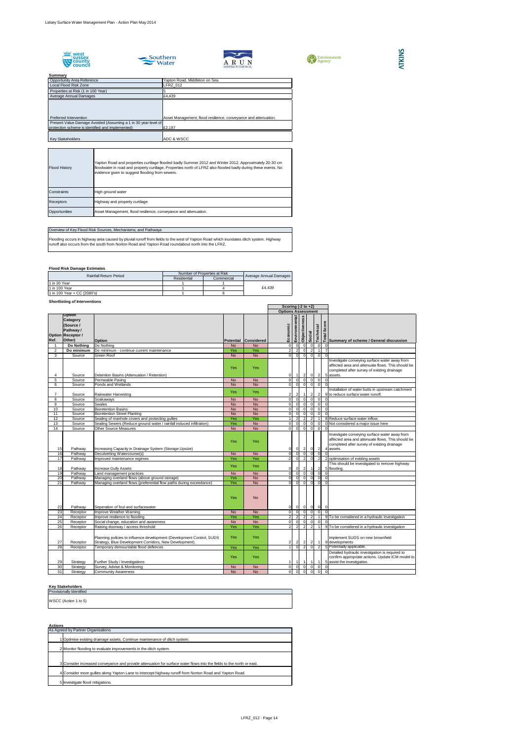## Summary

| | |
|---|---|
| Opportunity Area Reference | Yapton Road, Middleton on Sea |
| Local Flood Risk Zone | LFRZ_012 |
| Properties at Risk (1 in 100 Year) | 5 |
| Average Annual Damages | £4,439 |
| Preferred Intervention | Asset Management, flood resilience, conveyance and attenuation. |
| Present Value Damage Avoided (Assuming a 1 in 30 year level of protection scheme is identified and implemented) | £2,197 |
| Key Stakeholders | ADC & WSCC |

| | |
|---|---|
| Flood History | Yapton Road and properties curtilage flooded badly Summer 2012 and Winter 2012. Approximately 20-30 cm floodwater in road and property curtilage. Properties north of LFRZ also flooded badly during these events. No evidence given to suggest flooding from sewers. |
| Constraints | High ground water |
| Receptors | Highway and property curtilage |
| Opportunities | Asset Management, flood resilience, conveyance and attenuation. |

**Overview of Key Flood Risk Sources, Mechanisms, and Pathways**

Flooding occurs in highway area caused by pluvial runoff from fields to the west of Yapton Road which inundates ditch system. Highway runoff also occurs from the south from Norton Road and Yapton Road roundabout north into the LFRZ.

## Flood Risk Damage Estimates

| Rainfall Return Period | Number of Properties at Risk | | Average Annual Damages |
|---|---|---|---|
| | Residential | Commercial | |
| 1 in 30 Year | 1 | 1 | |
| 1 in 100 Year | 1 | 4 | £4,439 |
| 1 in 100 Year + CC (2080's) | 1 | 6 | |

## Shortlisting of Interventions

| Option Ref. | Option Catagory (Source / Pathway / Receptor / Other) | Option | Potential | Considered | Economic | Environmental | Objectiveness | Social | Technical | Total Score | Summary of scheme / General discussion |
|---|---|---|---|---|---|---|---|---|---|---|---|
| | | | | | Scoring (-2 to +2) — Options Assessment | | | | | | |
| 1 | Do Nothing | Do Nothing | No | No | 0 | 0 | 0 | 0 | 0 | 0 | |
| 2 | Do minimum | Do minimum - continue current maintenance | Yes | Yes | 2 | 2 | 0 | 2 | 1 | 7 | |
| 3 | Source | Green Roof | No | No | 0 | 0 | 0 | 0 | 0 | 0 | |
| 4 | Source | Detention Basins (Attenuation / Retention) | Yes | Yes | 0 | 1 | 2 | 0 | 2 | 5 | Investigate conveying surface water away from affected area and attenuate flows. This should be completed after survey of existing drainage assets. |
| 5 | Source | Permeable Paving | No | No | 0 | 0 | 0 | 0 | 0 | 0 | |
| 6 | Source | Ponds and Wetlands | No | No | 0 | 0 | 0 | 0 | 0 | 0 | |
| 7 | Source | Rainwater Harvesting | Yes | Yes | 2 | 2 | 1 | 2 | 2 | 9 | Installation of water butts in upstream catchment to reduce surface water runoff. |
| 8 | Source | Soakaways | No | No | 0 | 0 | 0 | 0 | 0 | 0 | |
| 9 | Source | Swales | No | No | 0 | 0 | 0 | 0 | 0 | 0 | |
| 10 | Source | Bioretention Basins | No | No | 0 | 0 | 0 | 0 | 0 | 0 | |
| 11 | Source | Bioretention Street Planting | No | No | 0 | 0 | 0 | 0 | 0 | 0 | |
| 12 | Source | Sealing of manhole covers and protecting gullies | Yes | Yes | 1 | 2 | 2 | 2 | 1 | 8 | Reduce surface water inflow. |
| 13 | Source | Sealing Sewers (Reduce ground water / rainfall induced infiltration) | Yes | No | 0 | 0 | 0 | 0 | 0 | 0 | Not considered a major issue here |
| 14 | Source | Other Source Measures | No | No | 0 | 0 | 0 | 0 | 0 | 0 | |
| 15 | Pathway | Increasing Capacity in Drainage System (Storage,Upsize) | Yes | Yes | 0 | 0 | 2 | 0 | 2 | 4 | Investigate conveying surface water away from affected area and attenuate flows. This should be completed after survey of existing drainage assets. |
| 16 | Pathway | Deculverting Watercourse(s) | No | No | 0 | 0 | 0 | 0 | 0 | 0 | |
| 17 | Pathway | Improved maintenance regimes | Yes | Yes | -2 | 0 | 2 | 0 | 2 | 2 | optimisation of existing assets |
| 18 | Pathway | Increase Gully Assets | Yes | Yes | 0 | 0 | 2 | 1 | 2 | 5 | This should be investigated to remove highway flooding. |
| 19 | Pathway | Land management practices | No | No | 0 | 0 | 0 | 0 | 0 | 0 | |
| 20 | Pathway | Managing overland flows (above ground storage) | Yes | No | 0 | 0 | 0 | 0 | 0 | 0 | |
| 21 | Pathway | Managing overland flows (preferential flow paths during exceedance) | Yes | No | 0 | 0 | 0 | 0 | 0 | 0 | |
| 22 | Pathway | Seperation of foul and surfacewater | Yes | No | 0 | 0 | 0 | 0 | 0 | 0 | |
| 23 | Receptor | Improve Weather Warning | No | No | 0 | 0 | 0 | 0 | 0 | 0 | |
| 24 | Receptor | Improve resilience to flooding | Yes | Yes | 2 | 2 | 2 | 2 | 1 | 9 | To be considered in a hydraulic investigation |
| 25 | Receptor | Social change, education and awareness | No | No | 0 | 0 | 0 | 0 | 0 | 0 | |
| 26 | Receptor | Raising doorway / access threshold | Yes | Yes | 2 | 2 | 2 | 2 | 1 | 9 | To be considered in a hydraulic investigation |
| 27 | Receptor | Planning policies to influence development (Development Control, SUDS Strategy, Blue Development Corridors, New Development). | Yes | Yes | 2 | 2 | 2 | 2 | 1 | 9 | Implement SUDS on new brownfield developments |
| 28 | Receptor | Temporary demountable flood defences | Yes | Yes | 1 | 0 | 2 | 0 | 2 | 5 | Potentially applicable. |
| 29 | Strategy | Further Study / Investigations | Yes | Yes | 1 | 1 | 1 | 1 | 1 | 5 | Detailed hydraulic investigation is required to confirm appropriate actions. Update ICM model to assist the investigation. |
| 30 | Strategy | Survey, Advise & Monitoring | No | No | 0 | 0 | 0 | 0 | 0 | 0 | |
| 31 | Strategy | Community Awareness | No | No | 0 | 0 | 0 | 0 | 0 | 0 | |

## Key Stakeholders

Provisionally Identified

WSCC (Action 1 to 5)

## Actions

As Agreed by Partner Organisations

1. Optimise existing drainage assets. Continue maintenance of ditch system.
2. Monitor flooding to evaluate improvements in the ditch system.
3. Consider increased conveyance and provide attenuation for surface water flows into the fields to the north or east.
4. Consider more gullies along Yapton Lane to intercept highway runoff from Norton Road and Yapton Road.
5. Investigate flood mitigations.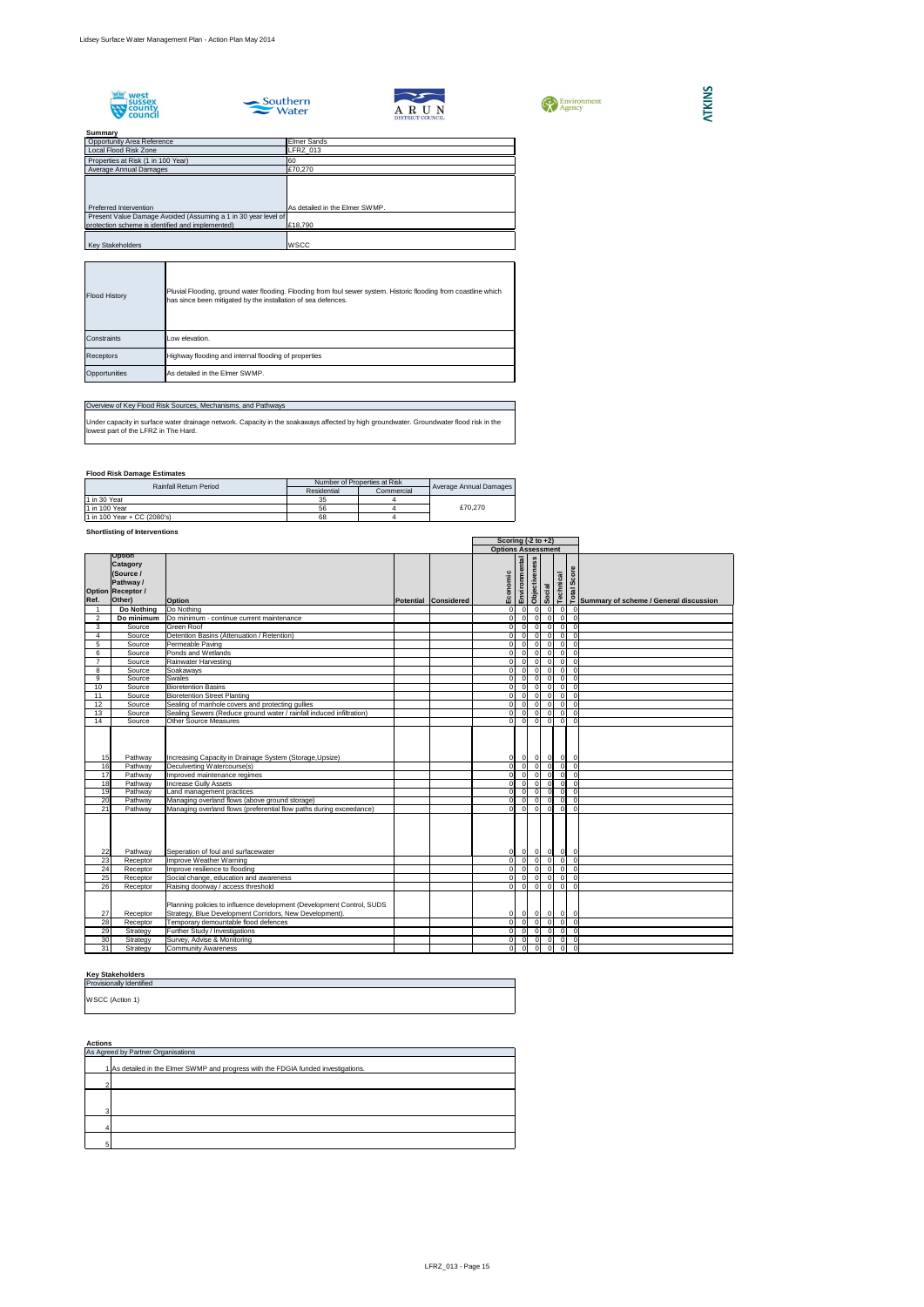**Summary**

| | |
|---|---|
| Opportunity Area Reference | Elmer Sands |
| Local Flood Risk Zone | LFRZ_013 |
| Properties at Risk (1 in 100 Year) | 60 |
| Average Annual Damages | £70,270 |
| Preferred Intervention | As detailed in the Elmer SWMP. |
| Present Value Damage Avoided (Assuming a 1 in 30 year level of protection scheme is identified and implemented) | £18,790 |
| Key Stakeholders | WSCC |

| | |
|---|---|
| Flood History | Pluvial Flooding, ground water flooding. Flooding from foul sewer system. Historic flooding from coastline which has since been mitigated by the installation of sea defences. |
| Constraints | Low elevation. |
| Receptors | Highway flooding and internal flooding of properties |
| Opportunities | As detailed in the Elmer SWMP. |

**Overview of Key Flood Risk Sources, Mechanisms, and Pathways**

Under capacity in surface water drainage network. Capacity in the soakaways affected by high groundwater. Groundwater flood risk in the lowest part of the LFRZ in The Hard.

**Flood Risk Damage Estimates**

| Rainfall Return Period | Number of Properties at Risk | | Average Annual Damages |
|---|---|---|---|
| | Residential | Commercial | |
| 1 in 30 Year | 35 | 4 | £70,270 |
| 1 in 100 Year | 56 | 4 | |
| 1 in 100 Year + CC (2080's) | 68 | 4 | |

**Shortlisting of Interventions**

| Option Ref. | Option Catagory (Source / Pathway / Receptor / Other) | Option | Potential | Considered | Economic | Environmental | Objectiveness | Social | Technical | Total Score | Summary of scheme / General discussion |
|---|---|---|---|---|---|---|---|---|---|---|---|
| | | | | | Scoring (-2 to +2) Options Assessment | | | | | | |
| 1 | **Do Nothing** | Do Nothing | | | 0 | 0 | 0 | 0 | 0 | 0 | |
| 2 | **Do minimum** | Do minimum - continue current maintenance | | | 0 | 0 | 0 | 0 | 0 | 0 | |
| 3 | Source | Green Roof | | | 0 | 0 | 0 | 0 | 0 | 0 | |
| 4 | Source | Detention Basins (Attenuation / Retention) | | | 0 | 0 | 0 | 0 | 0 | 0 | |
| 5 | Source | Permeable Paving | | | 0 | 0 | 0 | 0 | 0 | 0 | |
| 6 | Source | Ponds and Wetlands | | | 0 | 0 | 0 | 0 | 0 | 0 | |
| 7 | Source | Rainwater Harvesting | | | 0 | 0 | 0 | 0 | 0 | 0 | |
| 8 | Source | Soakaways | | | 0 | 0 | 0 | 0 | 0 | 0 | |
| 9 | Source | Swales | | | 0 | 0 | 0 | 0 | 0 | 0 | |
| 10 | Source | Bioretention Basins | | | 0 | 0 | 0 | 0 | 0 | 0 | |
| 11 | Source | Bioretention Street Planting | | | 0 | 0 | 0 | 0 | 0 | 0 | |
| 12 | Source | Sealing of manhole covers and protecting gullies | | | 0 | 0 | 0 | 0 | 0 | 0 | |
| 13 | Source | Sealing Sewers (Reduce ground water / rainfall induced infiltration) | | | 0 | 0 | 0 | 0 | 0 | 0 | |
| 14 | Source | Other Source Measures | | | 0 | 0 | 0 | 0 | 0 | 0 | |
| 15 | Pathway | Increasing Capacity in Drainage System (Storage,Upsize) | | | 0 | 0 | 0 | 0 | 0 | 0 | |
| 16 | Pathway | Deculverting Watercourse(s) | | | 0 | 0 | 0 | 0 | 0 | 0 | |
| 17 | Pathway | Improved maintenance regimes | | | 0 | 0 | 0 | 0 | 0 | 0 | |
| 18 | Pathway | Increase Gully Assets | | | 0 | 0 | 0 | 0 | 0 | 0 | |
| 19 | Pathway | Land management practices | | | 0 | 0 | 0 | 0 | 0 | 0 | |
| 20 | Pathway | Managing overland flows (above ground storage) | | | 0 | 0 | 0 | 0 | 0 | 0 | |
| 21 | Pathway | Managing overland flows (preferential flow paths during exceedance) | | | 0 | 0 | 0 | 0 | 0 | 0 | |
| 22 | Pathway | Seperation of foul and surfacewater | | | 0 | 0 | 0 | 0 | 0 | 0 | |
| 23 | Receptor | Improve Weather Warning | | | 0 | 0 | 0 | 0 | 0 | 0 | |
| 24 | Receptor | Improve resilience to flooding | | | 0 | 0 | 0 | 0 | 0 | 0 | |
| 25 | Receptor | Social change, education and awareness | | | 0 | 0 | 0 | 0 | 0 | 0 | |
| 26 | Receptor | Raising doorway / access threshold | | | 0 | 0 | 0 | 0 | 0 | 0 | |
| 27 | Receptor | Planning policies to influence development (Development Control, SUDS Strategy, Blue Development Corridors, New Development). | | | 0 | 0 | 0 | 0 | 0 | 0 | |
| 28 | Receptor | Temporary demountable flood defences | | | 0 | 0 | 0 | 0 | 0 | 0 | |
| 29 | Strategy | Further Study / Investigations | | | 0 | 0 | 0 | 0 | 0 | 0 | |
| 30 | Strategy | Survey, Advise & Monitoring | | | 0 | 0 | 0 | 0 | 0 | 0 | |
| 31 | Strategy | Community Awareness | | | 0 | 0 | 0 | 0 | 0 | 0 | |

**Key Stakeholders**

Provisionally Identified

WSCC (Action 1)

**Actions**

As Agreed by Partner Organisations

| | |
|---|---|
| 1 | As detailed in the Elmer SWMP and progress with the FDGIA funded investigations. |
| 2 | |
| 3 | |
| 4 | |
| 5 | |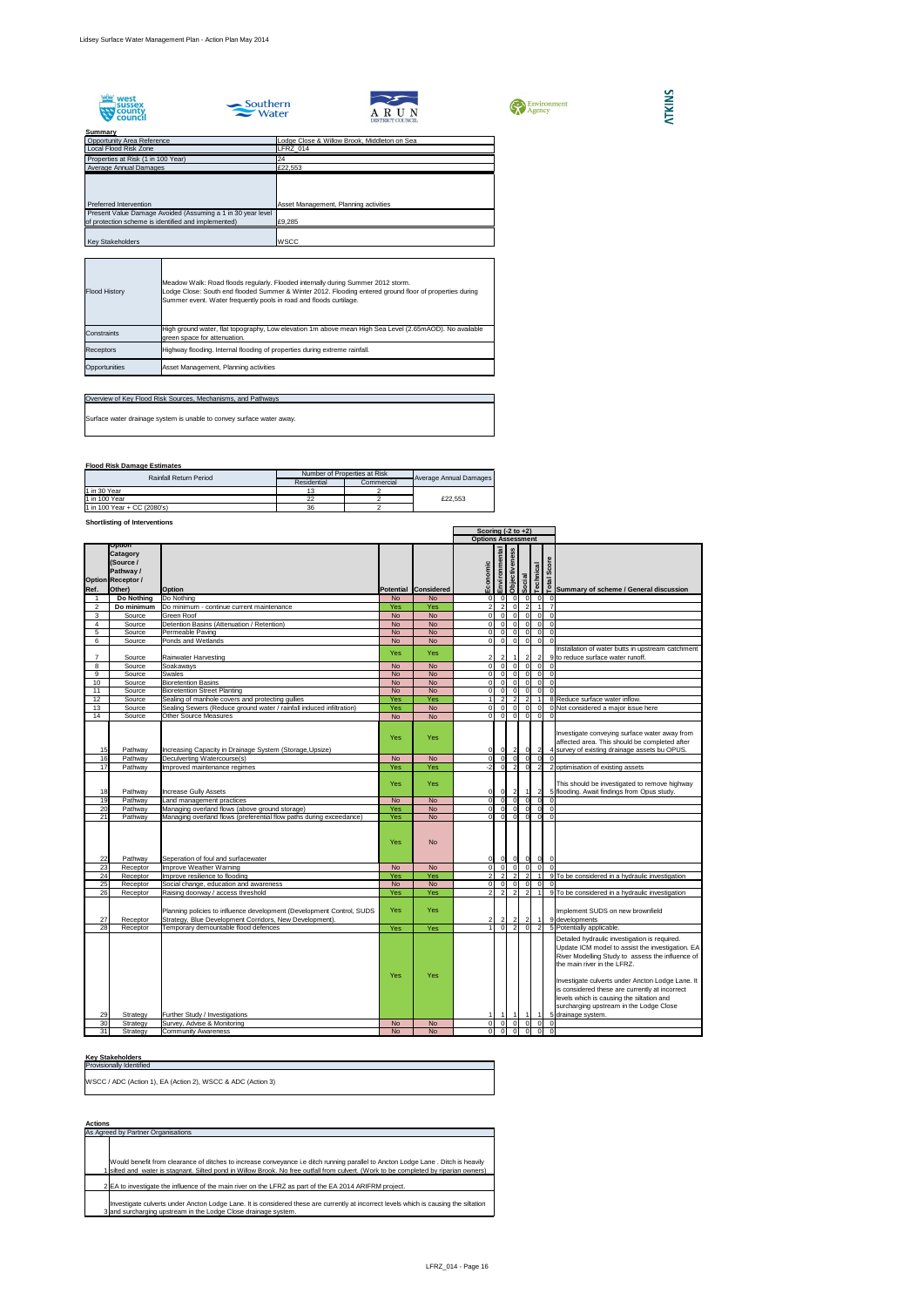Lidsey Surface Water Management Plan - Action Plan May 2014

**Summary**

| | |
|---|---|
| Opportunity Area Reference | Lodge Close & Willow Brook, Middleton on Sea |
| Local Flood Risk Zone | LFRZ_014 |
| Properties at Risk (1 in 100 Year) | 24 |
| Average Annual Damages | £22,553 |
| Preferred Intervention | Asset Management, Planning activities |
| Present Value Damage Avoided (Assuming a 1 in 30 year level of protection scheme is identified and implemented) | £9,285 |
| Key Stakeholders | WSCC |

| | |
|---|---|
| Flood History | Meadow Walk: Road floods regularly. Flooded internally during Summer 2012 storm. Lodge Close: South end flooded Summer & Winter 2012. Flooding entered ground floor of properties during Summer event. Water frequently pools in road and floods curtilage. |
| Constraints | High ground water, flat topography, Low elevation 1m above mean High Sea Level (2.65mAOD). No available green space for attenuation. |
| Receptors | Highway flooding. Internal flooding of properties during extreme rainfall. |
| Opportunities | Asset Management, Planning activities |

**Overview of Key Flood Risk Sources, Mechanisms, and Pathways**

Surface water drainage system is unable to convey surface water away.

**Flood Risk Damage Estimates**

| Rainfall Return Period | Number of Properties at Risk | | Average Annual Damages |
|---|---|---|---|
| | Residential | Commercial | |
| 1 in 30 Year | 13 | 2 | |
| 1 in 100 Year | 22 | 2 | £22,553 |
| 1 in 100 Year + CC (2080's) | 36 | 2 | |

**Shortlisting of Interventions**

| Option Ref. | Option Catagory (Source / Pathway / Receptor / Other) | Option | Potential | Considered | Economic | Environmental | Objectiveness | Social | Technical | Total Score | Summary of scheme / General discussion |
|---|---|---|---|---|---|---|---|---|---|---|---|
| | | | | | Scoring (-2 to +2) Options Assessment | | | | | | |
| 1 | Do Nothing | Do Nothing | No | No | 0 | 0 | 0 | 0 | 0 | 0 | |
| 2 | Do minimum | Do minimum - continue current maintenance | Yes | Yes | 2 | 2 | 0 | 2 | 1 | 7 | |
| 3 | Source | Green Roof | No | No | 0 | 0 | 0 | 0 | 0 | 0 | |
| 4 | Source | Detention Basins (Attenuation / Retention) | No | No | 0 | 0 | 0 | 0 | 0 | 0 | |
| 5 | Source | Permeable Paving | No | No | 0 | 0 | 0 | 0 | 0 | 0 | |
| 6 | Source | Ponds and Wetlands | No | No | 0 | 0 | 0 | 0 | 0 | 0 | |
| 7 | Source | Rainwater Harvesting | Yes | Yes | 2 | 2 | 1 | 2 | 2 | 9 | Installation of water butts in upstream catchment to reduce surface water runoff. |
| 8 | Source | Soakaways | No | No | 0 | 0 | 0 | 0 | 0 | 0 | |
| 9 | Source | Swales | No | No | 0 | 0 | 0 | 0 | 0 | 0 | |
| 10 | Source | Bioretention Basins | No | No | 0 | 0 | 0 | 0 | 0 | 0 | |
| 11 | Source | Bioretention Street Planting | No | No | 0 | 0 | 0 | 0 | 0 | 0 | |
| 12 | Source | Sealing of manhole covers and protecting gullies | Yes | Yes | 1 | 2 | 2 | 2 | 1 | 8 | Reduce surface water inflow. |
| 13 | Source | Sealing Sewers (Reduce ground water / rainfall induced infiltration) | Yes | No | 0 | 0 | 0 | 0 | 0 | 0 | Not considered a major issue here |
| 14 | Source | Other Source Measures | No | No | 0 | 0 | 0 | 0 | 0 | 0 | |
| 15 | Pathway | Increasing Capacity in Drainage System (Storage,Upsize) | Yes | Yes | 0 | 0 | 2 | 0 | 2 | 4 | Investigate conveying surface water away from affected area. This should be completed after survey of existing drainage assets bu OPUS. |
| 16 | Pathway | Deculverting Watercourse(s) | No | No | 0 | 0 | 0 | 0 | 0 | 0 | |
| 17 | Pathway | Improved maintenance regimes | Yes | Yes | -2 | 0 | 2 | 0 | 2 | 2 | optimisation of existing assets |
| 18 | Pathway | Increase Gully Assets | Yes | Yes | 0 | 0 | 2 | 1 | 2 | 5 | This should be investigated to remove highway flooding. Await findings from Opus study. |
| 19 | Pathway | Land management practices | No | No | 0 | 0 | 0 | 0 | 0 | 0 | |
| 20 | Pathway | Managing overland flows (above ground storage) | Yes | No | 0 | 0 | 0 | 0 | 0 | 0 | |
| 21 | Pathway | Managing overland flows (preferential flow paths during exceedance) | Yes | No | 0 | 0 | 0 | 0 | 0 | 0 | |
| 22 | Pathway | Seperation of foul and surfacewater | Yes | No | 0 | 0 | 0 | 0 | 0 | 0 | |
| 23 | Receptor | Improve Weather Warning | No | No | 0 | 0 | 0 | 0 | 0 | 0 | |
| 24 | Receptor | Improve resilience to flooding | Yes | Yes | 2 | 2 | 2 | 2 | 1 | 9 | To be considered in a hydraulic investigation |
| 25 | Receptor | Social change, education and awareness | No | No | 0 | 0 | 0 | 0 | 0 | 0 | |
| 26 | Receptor | Raising doorway / access threshold | Yes | Yes | 2 | 2 | 2 | 2 | 1 | 9 | To be considered in a hydraulic investigation |
| 27 | Receptor | Planning policies to influence development (Development Control, SUDS Strategy, Blue Development Corridors, New Development). | Yes | Yes | 2 | 2 | 2 | 2 | 1 | 9 | Implement SUDS on new brownfield developments |
| 28 | Receptor | Temporary demountable flood defences | Yes | Yes | 1 | 0 | 2 | 0 | 2 | 5 | Potentially applicable. |
| 29 | Strategy | Further Study / Investigations | Yes | Yes | 1 | 1 | 1 | 1 | 1 | 5 | Detailed hydraulic investigation is required. Update ICM model to assist the investigation. EA River Modelling Study to assess the influence of the main river in the LFRZ. Investigate culverts under Ancton Lodge Lane. It is considered these are currently at incorrect levels which is causing the siltation and surcharging upstream in the Lodge Close drainage system. |
| 30 | Strategy | Survey, Advise & Monitoring | No | No | 0 | 0 | 0 | 0 | 0 | 0 | |
| 31 | Strategy | Community Awareness | No | No | 0 | 0 | 0 | 0 | 0 | 0 | |

**Key Stakeholders**

Provisionally Identified

WSCC / ADC (Action 1), EA (Action 2), WSCC & ADC (Action 3)

**Actions**

As Agreed by Partner Organisations

1. Would benefit from clearance of ditches to increase conveyance i.e ditch running parallel to Ancton Lodge Lane . Ditch is heavily silted and water is stagnant. Silted pond in Willow Brook. No free outfall from culvert. (Work to be completed by riparian owners)
2. EA to investigate the influence of the main river on the LFRZ as part of the EA 2014 ARIFRM project.
3. Investigate culverts under Ancton Lodge Lane. It is considered these are currently at incorrect levels which is causing the siltation and surcharging upstream in the Lodge Close drainage system.

LFRZ_014 - Page 16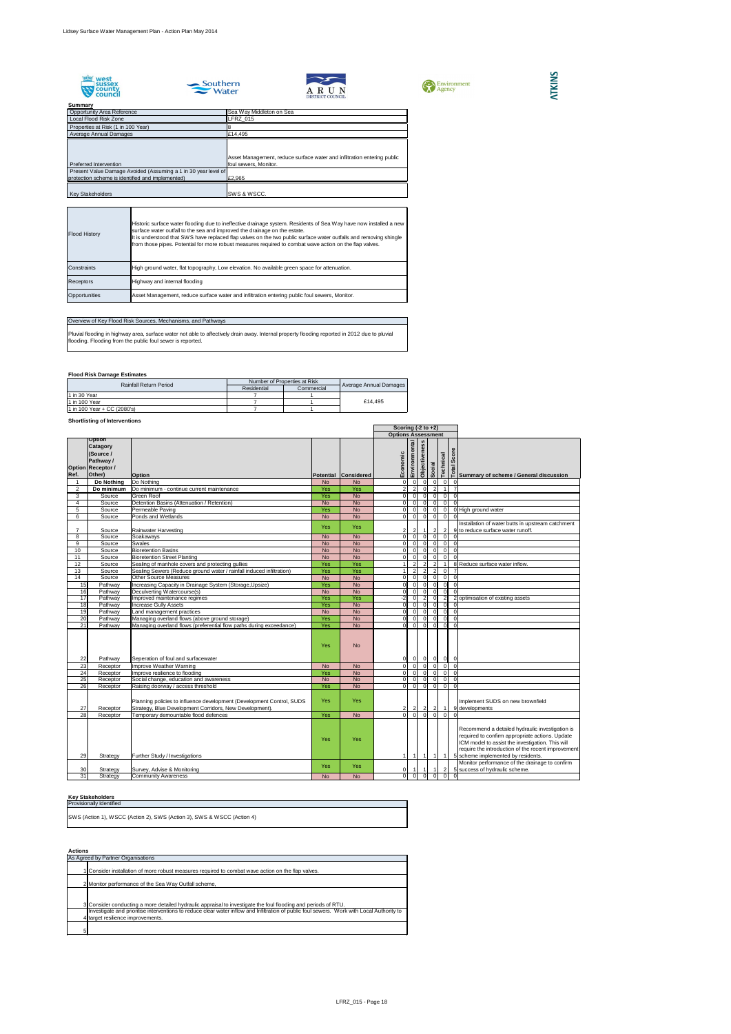**Summary**

| | |
|---|---|
| Opportunity Area Reference | Sea Way Middleton on Sea |
| Local Flood Risk Zone | LFRZ_015 |
| Properties at Risk (1 in 100 Year) | 8 |
| Average Annual Damages | £14,495 |
| Preferred Intervention | Asset Management, reduce surface water and infiltration entering public foul sewers, Monitor. |
| Present Value Damage Avoided (Assuming a 1 in 30 year level of protection scheme is identified and implemented) | £2,965 |
| Key Stakeholders | SWS & WSCC. |

| | |
|---|---|
| Flood History | Historic surface water flooding due to ineffective drainage system. Residents of Sea Way have now installed a new surface water outfall to the sea and improved the drainage on the estate. It is understood that SWS have replaced flap valves on the two public surface water outfalls and removing shingle from those pipes. Potential for more robust measures required to combat wave action on the flap valves. |
| Constraints | High ground water, flat topography, Low elevation. No available green space for attenuation. |
| Receptors | Highway and internal flooding |
| Opportunities | Asset Management, reduce surface water and infiltration entering public foul sewers, Monitor. |

**Overview of Key Flood Risk Sources, Mechanisms, and Pathways**

Pluvial flooding in highway area, surface water not able to affectively drain away. Internal property flooding reported in 2012 due to pluvial flooding. Flooding from the public foul sewer is reported.

**Flood Risk Damage Estimates**

| Rainfall Return Period | Number of Properties at Risk | | Average Annual Damages |
|---|---|---|---|
| | Residential | Commercial | |
| 1 in 30 Year | 7 | 1 | £14,495 |
| 1 in 100 Year | 7 | 1 | |
| 1 in 100 Year + CC (2080's) | 7 | 1 | |

**Shortlisting of Interventions**

| Option Ref. | Option Catagory (Source / Pathway / Receptor / Other) | Option | Potential | Considered | Economic | Environmental | Objectiveness | Social | Technical | Total Score | Summary of scheme / General discussion |
|---|---|---|---|---|---|---|---|---|---|---|---|
| | | | | | Scoring (-2 to +2) Options Assessment | | | | | | |
| 1 | Do Nothing | Do Nothing | No | No | 0 | 0 | 0 | 0 | 0 | 0 | |
| 2 | Do minimum | Do minimum - continue current maintenance | Yes | Yes | 2 | 2 | 0 | 2 | 1 | 7 | |
| 3 | Source | Green Roof | Yes | No | 0 | 0 | 0 | 0 | 0 | 0 | |
| 4 | Source | Detention Basins (Attenuation / Retention) | No | No | 0 | 0 | 0 | 0 | 0 | 0 | |
| 5 | Source | Permeable Paving | Yes | No | 0 | 0 | 0 | 0 | 0 | 0 | High ground water |
| 6 | Source | Ponds and Wetlands | No | No | 0 | 0 | 0 | 0 | 0 | 0 | |
| 7 | Source | Rainwater Harvesting | Yes | Yes | 2 | 2 | 1 | 2 | 2 | 9 | Installation of water butts in upstream catchment to reduce surface water runoff. |
| 8 | Source | Soakaways | No | No | 0 | 0 | 0 | 0 | 0 | 0 | |
| 9 | Source | Swales | No | No | 0 | 0 | 0 | 0 | 0 | 0 | |
| 10 | Source | Bioretention Basins | No | No | 0 | 0 | 0 | 0 | 0 | 0 | |
| 11 | Source | Bioretention Street Planting | No | No | 0 | 0 | 0 | 0 | 0 | 0 | |
| 12 | Source | Sealing of manhole covers and protecting gullies | Yes | Yes | 1 | 2 | 2 | 2 | 1 | 8 | Reduce surface water inflow. |
| 13 | Source | Sealing Sewers (Reduce ground water / rainfall induced infiltration) | Yes | Yes | 1 | 2 | 2 | 2 | 0 | 7 | |
| 14 | Source | Other Source Measures | No | No | 0 | 0 | 0 | 0 | 0 | 0 | |
| 15 | Pathway | Increasing Capacity in Drainage System (Storage,Upsize) | Yes | No | 0 | 0 | 0 | 0 | 0 | 0 | |
| 16 | Pathway | Deculverting Watercourse(s) | No | No | 0 | 0 | 0 | 0 | 0 | 0 | |
| 17 | Pathway | Improved maintenance regimes | Yes | Yes | -2 | 0 | 2 | 0 | 2 | 2 | optimisation of existing assets |
| 18 | Pathway | Increase Gully Assets | Yes | No | 0 | 0 | 0 | 0 | 0 | 0 | |
| 19 | Pathway | Land management practices | No | No | 0 | 0 | 0 | 0 | 0 | 0 | |
| 20 | Pathway | Managing overland flows (above ground storage) | Yes | No | 0 | 0 | 0 | 0 | 0 | 0 | |
| 21 | Pathway | Managing overland flows (preferential flow paths during exceedance) | Yes | No | 0 | 0 | 0 | 0 | 0 | 0 | |
| 22 | Pathway | Seperation of foul and surfacewater | Yes | No | 0 | 0 | 0 | 0 | 0 | 0 | |
| 23 | Receptor | Improve Weather Warning | No | No | 0 | 0 | 0 | 0 | 0 | 0 | |
| 24 | Receptor | Improve resilience to flooding | Yes | No | 0 | 0 | 0 | 0 | 0 | 0 | |
| 25 | Receptor | Social change, education and awareness | No | No | 0 | 0 | 0 | 0 | 0 | 0 | |
| 26 | Receptor | Raising doorway / access threshold | Yes | No | 0 | 0 | 0 | 0 | 0 | 0 | |
| 27 | Receptor | Planning policies to influence development (Development Control, SUDS Strategy, Blue Development Corridors, New Development). | Yes | Yes | 2 | 2 | 2 | 2 | 1 | 9 | Implement SUDS on new brownfield developments |
| 28 | Receptor | Temporary demountable flood defences | Yes | No | 0 | 0 | 0 | 0 | 0 | 0 | |
| 29 | Strategy | Further Study / Investigations | Yes | Yes | 1 | 1 | 1 | 1 | 1 | 5 | Recommend a detailed hydraulic investigation is required to confirm appropriate actions. Update ICM model to assist the investigation. This will require the introduction of the recent improvement scheme implemented by residents. |
| 30 | Strategy | Survey, Advise & Monitoring | Yes | Yes | 0 | 1 | 1 | 1 | 2 | 5 | Monitor performance of the drainage to confirm success of hydraulic scheme. |
| 31 | Strategy | Community Awareness | No | No | 0 | 0 | 0 | 0 | 0 | 0 | |

**Key Stakeholders**

Provisionally Identified

SWS (Action 1), WSCC (Action 2), SWS (Action 3), SWS & WSCC (Action 4)

**Actions**

As Agreed by Partner Organisations

1. Consider installation of more robust measures required to combat wave action on the flap valves.
2. Monitor performance of the Sea Way Outfall scheme,
3. Consider conducting a more detailed hydraulic appraisal to investigate the foul flooding and periods of RTU.
4. Investigate and prioritise interventions to reduce clear water inflow and Infiltration of public foul sewers. Work with Local Authority to target resilience improvements.
5.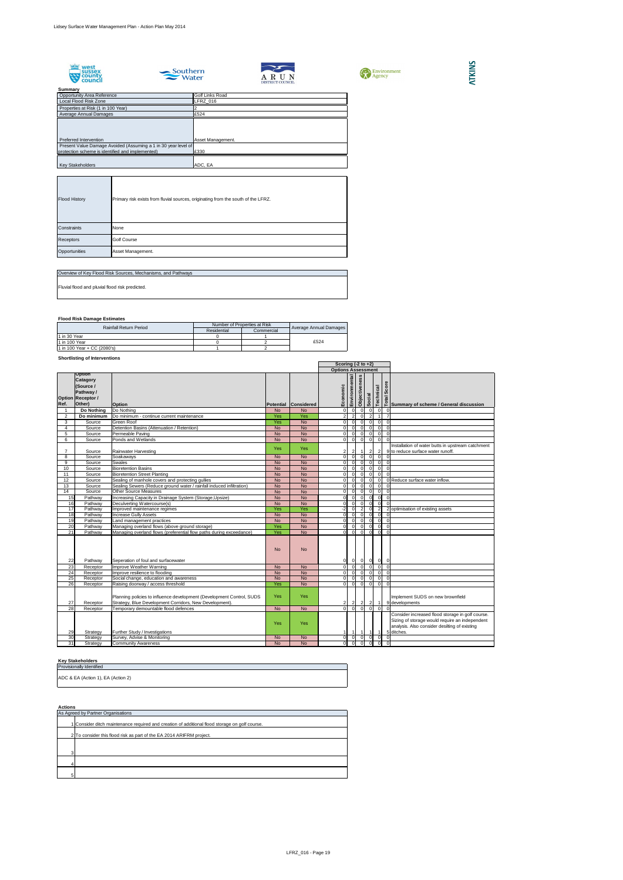**Summary**

| | |
|---|---|
| Opportunity Area Reference | Golf Links Road |
| Local Flood Risk Zone | LFRZ_016 |
| Properties at Risk (1 in 100 Year) | 2 |
| Average Annual Damages | £524 |
| Preferred Intervention | Asset Management. |
| Present Value Damage Avoided (Assuming a 1 in 30 year level of protection scheme is identified and implemented) | £330 |
| Key Stakeholders | ADC, EA |

| | |
|---|---|
| Flood History | Primary risk exists from fluvial sources, originating from the south of the LFRZ. |
| Constraints | None |
| Receptors | Golf Course |
| Opportunities | Asset Management. |

| Overview of Key Flood Risk Sources, Mechanisms, and Pathways |
|---|
| Fluvial flood and pluvial flood risk predicted. |

**Flood Risk Damage Estimates**

| Rainfall Return Period | Number of Properties at Risk | | Average Annual Damages |
|---|---|---|---|
| | Residential | Commercial | |
| 1 in 30 Year | 0 | 1 | |
| 1 in 100 Year | 0 | 2 | £524 |
| 1 in 100 Year + CC (2080's) | 1 | 2 | |

**Shortlisting of Interventions**

| Option Ref. | Option Catagory (Source / Pathway / Receptor / Other) | Option | Potential | Considered | Economic | Environmental | Objectiveness | Social | Technical | Total Score | Summary of scheme / General discussion |
|---|---|---|---|---|---|---|---|---|---|---|---|
| 1 | Do Nothing | Do Nothing | No | No | 0 | 0 | 0 | 0 | 0 | 0 | |
| 2 | Do minimum | Do minimum - continue current maintenance | Yes | Yes | 2 | 2 | 0 | 2 | 1 | 7 | |
| 3 | Source | Green Roof | Yes | No | 0 | 0 | 0 | 0 | 0 | 0 | |
| 4 | Source | Detention Basins (Attenuation / Retention) | No | No | 0 | 0 | 0 | 0 | 0 | 0 | |
| 5 | Source | Permeable Paving | No | No | 0 | 0 | 0 | 0 | 0 | 0 | |
| 6 | Source | Ponds and Wetlands | No | No | 0 | 0 | 0 | 0 | 0 | 0 | |
| 7 | Source | Rainwater Harvesting | Yes | Yes | 2 | 2 | 1 | 2 | 2 | 9 | Installation of water butts in upstream catchment to reduce surface water runoff. |
| 8 | Source | Soakaways | No | No | 0 | 0 | 0 | 0 | 0 | 0 | |
| 9 | Source | Swales | No | No | 0 | 0 | 0 | 0 | 0 | 0 | |
| 10 | Source | Bioretention Basins | No | No | 0 | 0 | 0 | 0 | 0 | 0 | |
| 11 | Source | Bioretention Street Planting | No | No | 0 | 0 | 0 | 0 | 0 | 0 | |
| 12 | Source | Sealing of manhole covers and protecting gullies | No | No | 0 | 0 | 0 | 0 | 0 | 0 | Reduce surface water inflow. |
| 13 | Source | Sealing Sewers (Reduce ground water / rainfall induced infiltration) | No | No | 0 | 0 | 0 | 0 | 0 | 0 | |
| 14 | Source | Other Source Measures | No | No | 0 | 0 | 0 | 0 | 0 | 0 | |
| 15 | Pathway | Increasing Capacity in Drainage System (Storage,Upsize) | No | No | 0 | 0 | 0 | 0 | 0 | 0 | |
| 16 | Pathway | Deculverting Watercourse(s) | No | No | 0 | 0 | 0 | 0 | 0 | 0 | |
| 17 | Pathway | Improved maintenance regimes | Yes | Yes | -2 | 0 | 2 | 0 | 2 | 2 | optimisation of existing assets |
| 18 | Pathway | Increase Gully Assets | No | No | 0 | 0 | 0 | 0 | 0 | 0 | |
| 19 | Pathway | Land management practices | No | No | 0 | 0 | 0 | 0 | 0 | 0 | |
| 20 | Pathway | Managing overland flows (above ground storage) | Yes | No | 0 | 0 | 0 | 0 | 0 | 0 | |
| 21 | Pathway | Managing overland flows (preferential flow paths during exceedance) | Yes | No | 0 | 0 | 0 | 0 | 0 | 0 | |
| 22 | Pathway | Seperation of foul and surfacewater | No | No | 0 | 0 | 0 | 0 | 0 | 0 | |
| 23 | Receptor | Improve Weather Warning | No | No | 0 | 0 | 0 | 0 | 0 | 0 | |
| 24 | Receptor | Improve resilience to flooding | No | No | 0 | 0 | 0 | 0 | 0 | 0 | |
| 25 | Receptor | Social change, education and awareness | No | No | 0 | 0 | 0 | 0 | 0 | 0 | |
| 26 | Receptor | Raising doorway / access threshold | Yes | No | 0 | 0 | 0 | 0 | 0 | 0 | |
| 27 | Receptor | Planning policies to influence development (Development Control, SUDS Strategy, Blue Development Corridors, New Development). | Yes | Yes | 2 | 2 | 2 | 2 | 1 | 9 | Implement SUDS on new brownfield developments |
| 28 | Receptor | Temporary demountable flood defences | No | No | 0 | 0 | 0 | 0 | 0 | 0 | |
| 29 | Strategy | Further Study / Investigations | Yes | Yes | 1 | 1 | 1 | 1 | 1 | 5 | Consider increased flood storage in golf course. Sizing of storage would require an independent analysis. Also consider desilting of existing ditches. |
| 30 | Strategy | Survey, Advise & Monitoring | No | No | 0 | 0 | 0 | 0 | 0 | 0 | |
| 31 | Strategy | Community Awareness | No | No | 0 | 0 | 0 | 0 | 0 | 0 | |

Scoring (-2 to +2) — Options Assessment

**Key Stakeholders**

| Provisionally Identified |
|---|
| ADC & EA (Action 1), EA (Action 2) |

**Actions**

| As Agreed by Partner Organisations | |
|---|---|
| 1 | Consider ditch maintenance required and creation of additional flood storage on golf course. |
| 2 | To consider this flood risk as part of the EA 2014 ARIFRM project. |
| 3 | |
| 4 | |
| 5 | |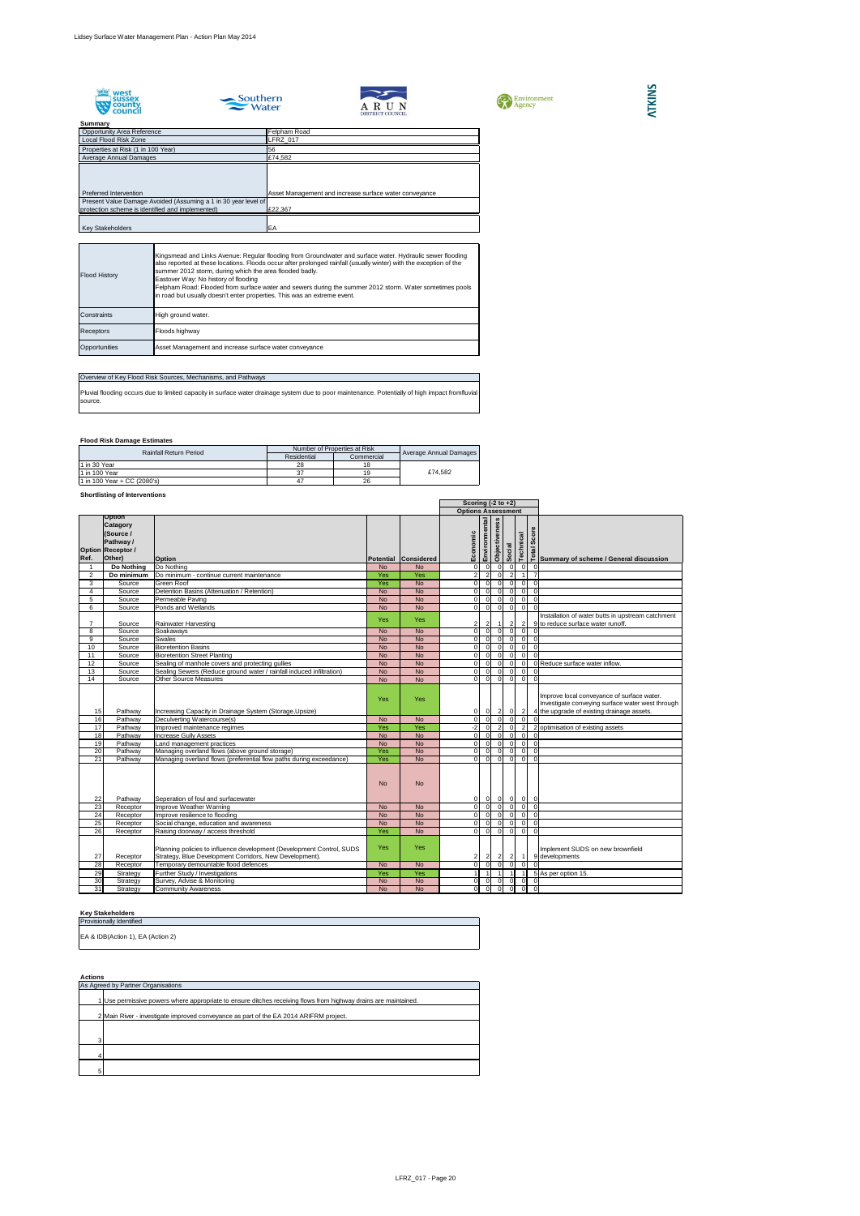**Summary**

| | |
|---|---|
| Opportunity Area Reference | Felpham Road |
| Local Flood Risk Zone | LFRZ_017 |
| Properties at Risk (1 in 100 Year) | 56 |
| Average Annual Damages | £74,582 |
| Preferred Intervention | Asset Management and increase surface water conveyance |
| Present Value Damage Avoided (Assuming a 1 in 30 year level of protection scheme is identified and implemented) | £22,367 |
| Key Stakeholders | EA |

| | |
|---|---|
| Flood History | Kingsmead and Links Avenue: Regular flooding from Groundwater and surface water. Hydraulic sewer flooding also reported at these locations. Floods occur after prolonged rainfall (usually winter) with the exception of the summer 2012 storm, during which the area flooded badly.<br>Eastover Way: No history of flooding<br>Felpham Road: Flooded from surface water and sewers during the summer 2012 storm. Water sometimes pools in road but usually doesn't enter properties. This was an extreme event. |
| Constraints | High ground water. |
| Receptors | Floods highway |
| Opportunities | Asset Management and increase surface water conveyance |

**Overview of Key Flood Risk Sources, Mechanisms, and Pathways**

Pluvial flooding occurs due to limited capacity in surface water drainage system due to poor maintenance. Potentially of high impact fromfluvial source.

**Flood Risk Damage Estimates**

| Rainfall Return Period | Number of Properties at Risk | | Average Annual Damages |
|---|---|---|---|
| | Residential | Commercial | |
| 1 in 30 Year | 28 | 18 | £74,582 |
| 1 in 100 Year | 37 | 19 | |
| 1 in 100 Year + CC (2080's) | 47 | 26 | |

**Shortlisting of Interventions**

| Option Ref. | Option Catagory (Source / Pathway / Receptor / Other) | Option | Potential | Considered | Economic | Environmental | Objectiveness | Social | Technical | Total Score | Summary of scheme / General discussion |
|---|---|---|---|---|---|---|---|---|---|---|---|
| | | | | | Scoring (-2 to +2) Options Assessment | | | | | | |
| 1 | Do Nothing | Do Nothing | No | No | 0 | 0 | 0 | 0 | 0 | 0 | |
| 2 | Do minimum | Do minimum - continue current maintenance | Yes | Yes | 2 | 2 | 0 | 2 | 1 | 7 | |
| 3 | Source | Green Roof | Yes | No | 0 | 0 | 0 | 0 | 0 | 0 | |
| 4 | Source | Detention Basins (Attenuation / Retention) | No | No | 0 | 0 | 0 | 0 | 0 | 0 | |
| 5 | Source | Permeable Paving | No | No | 0 | 0 | 0 | 0 | 0 | 0 | |
| 6 | Source | Ponds and Wetlands | No | No | 0 | 0 | 0 | 0 | 0 | 0 | |
| 7 | Source | Rainwater Harvesting | Yes | Yes | 2 | 2 | 1 | 2 | 2 | 9 | Installation of water butts in upstream catchment to reduce surface water runoff. |
| 8 | Source | Soakaways | No | No | 0 | 0 | 0 | 0 | 0 | 0 | |
| 9 | Source | Swales | No | No | 0 | 0 | 0 | 0 | 0 | 0 | |
| 10 | Source | Bioretention Basins | No | No | 0 | 0 | 0 | 0 | 0 | 0 | |
| 11 | Source | Bioretention Street Planting | No | No | 0 | 0 | 0 | 0 | 0 | 0 | |
| 12 | Source | Sealing of manhole covers and protecting gullies | No | No | 0 | 0 | 0 | 0 | 0 | 0 | Reduce surface water inflow. |
| 13 | Source | Sealing Sewers (Reduce ground water / rainfall induced infiltration) | No | No | 0 | 0 | 0 | 0 | 0 | 0 | |
| 14 | Source | Other Source Measures | No | No | 0 | 0 | 0 | 0 | 0 | 0 | |
| 15 | Pathway | Increasing Capacity in Drainage System (Storage,Upsize) | Yes | Yes | 0 | 0 | 2 | 0 | 2 | 4 | Improve local conveyance of surface water. Investigate conveying surface water west through the upgrade of existing drainage assets. |
| 16 | Pathway | Deculverting Watercourse(s) | No | No | 0 | 0 | 0 | 0 | 0 | 0 | |
| 17 | Pathway | Improved maintenance regimes | Yes | Yes | -2 | 0 | 2 | 0 | 2 | 2 | optimisation of existing assets |
| 18 | Pathway | Increase Gully Assets | No | No | 0 | 0 | 0 | 0 | 0 | 0 | |
| 19 | Pathway | Land management practices | No | No | 0 | 0 | 0 | 0 | 0 | 0 | |
| 20 | Pathway | Managing overland flows (above ground storage) | Yes | No | 0 | 0 | 0 | 0 | 0 | 0 | |
| 21 | Pathway | Managing overland flows (preferential flow paths during exceedance) | Yes | No | 0 | 0 | 0 | 0 | 0 | 0 | |
| 22 | Pathway | Seperation of foul and surfacewater | No | No | 0 | 0 | 0 | 0 | 0 | 0 | |
| 23 | Receptor | Improve Weather Warning | No | No | 0 | 0 | 0 | 0 | 0 | 0 | |
| 24 | Receptor | Improve resilience to flooding | No | No | 0 | 0 | 0 | 0 | 0 | 0 | |
| 25 | Receptor | Social change, education and awareness | No | No | 0 | 0 | 0 | 0 | 0 | 0 | |
| 26 | Receptor | Raising doorway / access threshold | Yes | No | 0 | 0 | 0 | 0 | 0 | 0 | |
| 27 | Receptor | Planning policies to influence development (Development Control, SUDS Strategy, Blue Development Corridors, New Development). | Yes | Yes | 2 | 2 | 2 | 2 | 1 | 9 | Implement SUDS on new brownfield developments |
| 28 | Receptor | Temporary demountable flood defences | No | No | 0 | 0 | 0 | 0 | 0 | 0 | |
| 29 | Strategy | Further Study / Investigations | Yes | Yes | 1 | 1 | 1 | 1 | 1 | 5 | As per option 15. |
| 30 | Strategy | Survey, Advise & Monitoring | No | No | 0 | 0 | 0 | 0 | 0 | 0 | |
| 31 | Strategy | Community Awareness | No | No | 0 | 0 | 0 | 0 | 0 | 0 | |

**Key Stakeholders**

Provisionally Identified

EA & IDB(Action 1), EA (Action 2)

**Actions**

As Agreed by Partner Organisations

| | |
|---|---|
| 1 | Use permissive powers where appropriate to ensure ditches receiving flows from highway drains are maintained. |
| 2 | Main River - investigate improved conveyance as part of the EA 2014 ARIFRM project. |
| 3 | |
| 4 | |
| 5 | |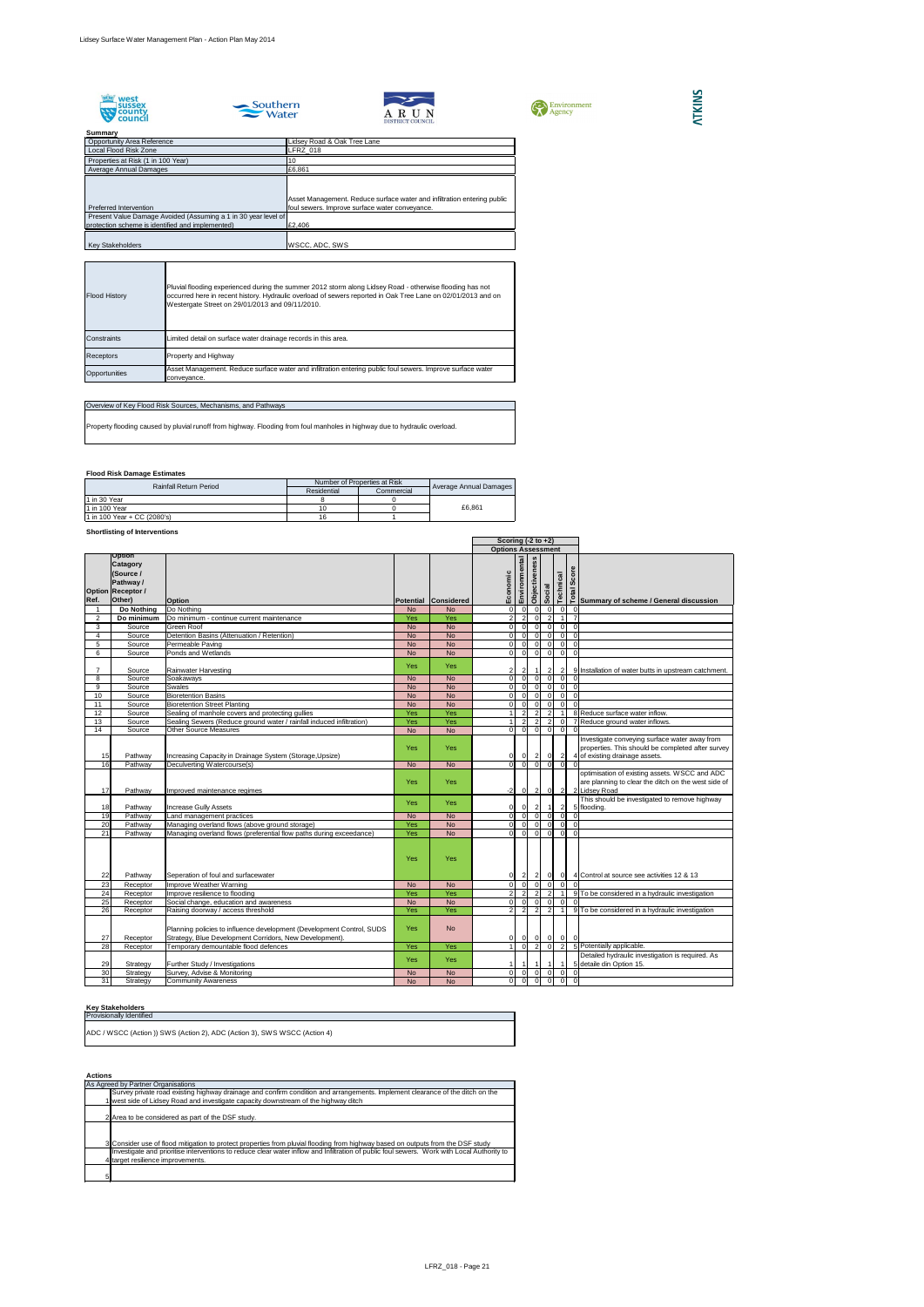**Summary**

| | |
|---|---|
| Opportunity Area Reference | Lidsey Road & Oak Tree Lane |
| Local Flood Risk Zone | LFRZ_018 |
| Properties at Risk (1 in 100 Year) | 10 |
| Average Annual Damages | £6,861 |
| Preferred Intervention | Asset Management. Reduce surface water and infiltration entering public foul sewers. Improve surface water conveyance. |
| Present Value Damage Avoided (Assuming a 1 in 30 year level of protection scheme is identified and implemented) | £2,406 |
| Key Stakeholders | WSCC, ADC, SWS |

| | |
|---|---|
| Flood History | Pluvial flooding experienced during the summer 2012 storm along Lidsey Road - otherwise flooding has not occurred here in recent history. Hydraulic overload of sewers reported in Oak Tree Lane on 02/01/2013 and on Westergate Street on 29/01/2013 and 09/11/2010. |
| Constraints | Limited detail on surface water drainage records in this area. |
| Receptors | Property and Highway |
| Opportunities | Asset Management. Reduce surface water and infiltration entering public foul sewers. Improve surface water conveyance. |

**Overview of Key Flood Risk Sources, Mechanisms, and Pathways**

Property flooding caused by pluvial runoff from highway. Flooding from foul manholes in highway due to hydraulic overload.

**Flood Risk Damage Estimates**

| Rainfall Return Period | Number of Properties at Risk | | Average Annual Damages |
|---|---|---|---|
| | Residential | Commercial | |
| 1 in 30 Year | 8 | 0 | £6,861 |
| 1 in 100 Year | 10 | 0 | |
| 1 in 100 Year + CC (2080's) | 16 | 1 | |

**Shortlisting of Interventions**

| Option Ref. | Option Catagory (Source / Pathway / Receptor / Other) | Option | Potential | Considered | Economic | Environmental | Objectiveness | Social | Technical | Total Score | Summary of scheme / General discussion |
|---|---|---|---|---|---|---|---|---|---|---|---|
| | | | | | Options Assessment – Scoring (-2 to +2) | | | | | | |
| 1 | Do Nothing | Do Nothing | No | No | 0 | 0 | 0 | 0 | 0 | 0 | |
| 2 | Do minimum | Do minimum - continue current maintenance | Yes | Yes | 2 | 2 | 0 | 2 | 1 | 7 | |
| 3 | Source | Green Roof | No | No | 0 | 0 | 0 | 0 | 0 | 0 | |
| 4 | Source | Detention Basins (Attenuation / Retention) | No | No | 0 | 0 | 0 | 0 | 0 | 0 | |
| 5 | Source | Permeable Paving | No | No | 0 | 0 | 0 | 0 | 0 | 0 | |
| 6 | Source | Ponds and Wetlands | No | No | 0 | 0 | 0 | 0 | 0 | 0 | |
| 7 | Source | Rainwater Harvesting | Yes | Yes | 2 | 2 | 1 | 2 | 2 | 9 | Installation of water butts in upstream catchment. |
| 8 | Source | Soakaways | No | No | 0 | 0 | 0 | 0 | 0 | 0 | |
| 9 | Source | Swales | No | No | 0 | 0 | 0 | 0 | 0 | 0 | |
| 10 | Source | Bioretention Basins | No | No | 0 | 0 | 0 | 0 | 0 | 0 | |
| 11 | Source | Bioretention Street Planting | No | No | 0 | 0 | 0 | 0 | 0 | 0 | |
| 12 | Source | Sealing of manhole covers and protecting gullies | Yes | Yes | 1 | 2 | 2 | 2 | 1 | 8 | Reduce surface water inflow. |
| 13 | Source | Sealing Sewers (Reduce ground water / rainfall induced infiltration) | Yes | Yes | 1 | 2 | 2 | 2 | 0 | 7 | Reduce ground water inflows. |
| 14 | Source | Other Source Measures | No | No | 0 | 0 | 0 | 0 | 0 | 0 | |
| 15 | Pathway | Increasing Capacity in Drainage System (Storage,Upsize) | Yes | Yes | 0 | 0 | 2 | 0 | 2 | 4 | Investigate conveying surface water away from properties. This should be completed after survey of existing drainage assets. |
| 16 | Pathway | Deculverting Watercourse(s) | No | No | 0 | 0 | 0 | 0 | 0 | 0 | |
| 17 | Pathway | Improved maintenance regimes | Yes | Yes | -2 | 0 | 2 | 0 | 2 | 2 | optimisation of existing assets. WSCC and ADC are planning to clear the ditch on the west side of Lidsey Road |
| 18 | Pathway | Increase Gully Assets | Yes | Yes | 0 | 0 | 2 | 1 | 2 | 5 | This should be investigated to remove highway flooding. |
| 19 | Pathway | Land management practices | No | No | 0 | 0 | 0 | 0 | 0 | 0 | |
| 20 | Pathway | Managing overland flows (above ground storage) | Yes | No | 0 | 0 | 0 | 0 | 0 | 0 | |
| 21 | Pathway | Managing overland flows (preferential flow paths during exceedance) | Yes | No | 0 | 0 | 0 | 0 | 0 | 0 | |
| 22 | Pathway | Seperation of foul and surfacewater | Yes | Yes | 0 | 2 | 2 | 0 | 0 | 4 | Control at source see activities 12 & 13 |
| 23 | Receptor | Improve Weather Warning | No | No | 0 | 0 | 0 | 0 | 0 | 0 | |
| 24 | Receptor | Improve resilience to flooding | Yes | Yes | 2 | 2 | 2 | 2 | 1 | 9 | To be considered in a hydraulic investigation |
| 25 | Receptor | Social change, education and awareness | No | No | 0 | 0 | 0 | 0 | 0 | 0 | |
| 26 | Receptor | Raising doorway / access threshold | Yes | Yes | 2 | 2 | 2 | 2 | 1 | 9 | To be considered in a hydraulic investigation |
| 27 | Receptor | Planning policies to influence development (Development Control, SUDS Strategy, Blue Development Corridors, New Development). | Yes | No | 0 | 0 | 0 | 0 | 0 | 0 | |
| 28 | Receptor | Temporary demountable flood defences | Yes | Yes | 1 | 0 | 2 | 0 | 2 | 5 | Potentially applicable. |
| 29 | Strategy | Further Study / Investigations | Yes | Yes | 1 | 1 | 1 | 1 | 1 | 5 | Detailed hydraulic investigation is required. As detaile din Option 15. |
| 30 | Strategy | Survey, Advise & Monitoring | No | No | 0 | 0 | 0 | 0 | 0 | 0 | |
| 31 | Strategy | Community Awareness | No | No | 0 | 0 | 0 | 0 | 0 | 0 | |

**Key Stakeholders**

Provisionally Identified

ADC / WSCC (Action )) SWS (Action 2), ADC (Action 3), SWS WSCC (Action 4)

**Actions**

As Agreed by Partner Organisations

| | |
|---|---|
| 1 | Survey private road existing highway drainage and confirm condition and arrangements. Implement clearance of the ditch on the west side of Lidsey Road and investigate capacity downstream of the highway ditch |
| 2 | Area to be considered as part of the DSF study. |
| 3 | Consider use of flood mitigation to protect properties from pluvial flooding from highway based on outputs from the DSF study |
| 4 | Investigate and prioritise interventions to reduce clear water inflow and Infiltration of public foul sewers. Work with Local Authority to target resilience improvements. |
| 5 | |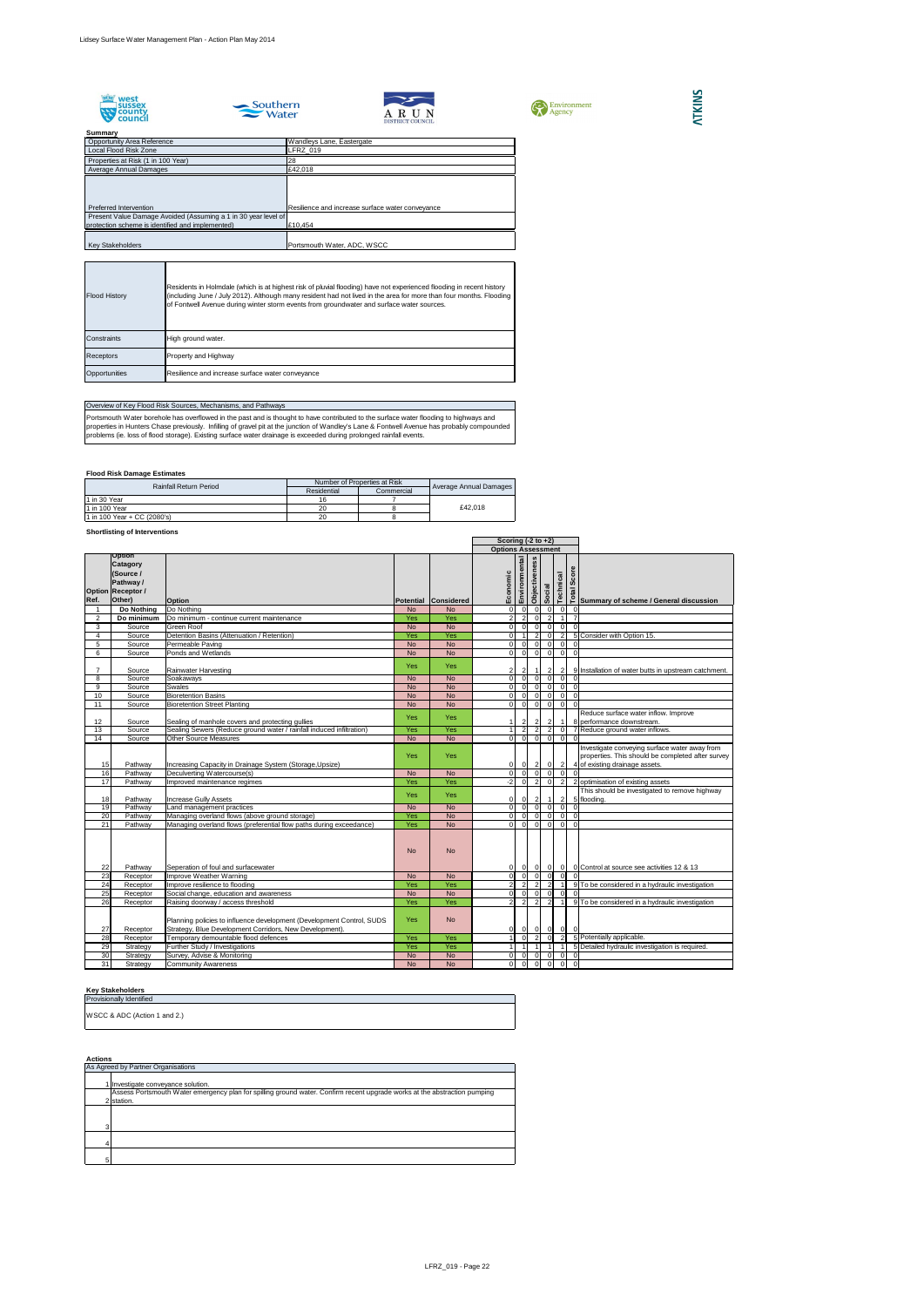**Summary**

| | |
|---|---|
| Opportunity Area Reference | Wandleys Lane, Eastergate |
| Local Flood Risk Zone | LFRZ_019 |
| Properties at Risk (1 in 100 Year) | 28 |
| Average Annual Damages | £42,018 |
| Preferred Intervention | Resilience and increase surface water conveyance |
| Present Value Damage Avoided (Assuming a 1 in 30 year level of protection scheme is identified and implemented) | £10,454 |
| Key Stakeholders | Portsmouth Water, ADC, WSCC |

| | |
|---|---|
| Flood History | Residents in Holmdale (which is at highest risk of pluvial flooding) have not experienced flooding in recent history (including June / July 2012). Although many resident had not lived in the area for more than four months. Flooding of Fontwell Avenue during winter storm events from groundwater and surface water sources. |
| Constraints | High ground water. |
| Receptors | Property and Highway |
| Opportunities | Resilience and increase surface water conveyance |

**Overview of Key Flood Risk Sources, Mechanisms, and Pathways**

Portsmouth Water borehole has overflowed in the past and is thought to have contributed to the surface water flooding to highways and properties in Hunters Chase previously. Infilling of gravel pit at the junction of Wandley's Lane & Fontwell Avenue has probably compounded problems (ie. loss of flood storage). Existing surface water drainage is exceeded during prolonged rainfall events.

**Flood Risk Damage Estimates**

| Rainfall Return Period | Number of Properties at Risk | | Average Annual Damages |
|---|---|---|---|
| | Residential | Commercial | |
| 1 in 30 Year | 16 | 7 | |
| 1 in 100 Year | 20 | 8 | £42,018 |
| 1 in 100 Year + CC (2080's) | 20 | 8 | |

**Shortlisting of Interventions**

| Option Ref. | Option Catagory (Source / Pathway / Receptor / Other) | Option | Potential | Considered | Economic | Environmental | Objectiveness | Social | Technical | Total Score | Summary of scheme / General discussion |
|---|---|---|---|---|---|---|---|---|---|---|---|
| | | | | | Scoring (-2 to +2) Options Assessment | | | | | | |
| 1 | **Do Nothing** | Do Nothing | No | No | 0 | 0 | 0 | 0 | 0 | 0 | |
| 2 | **Do minimum** | Do minimum - continue current maintenance | Yes | Yes | 2 | 2 | 0 | 2 | 1 | 7 | |
| 3 | Source | Green Roof | No | No | 0 | 0 | 0 | 0 | 0 | 0 | |
| 4 | Source | Detention Basins (Attenuation / Retention) | Yes | Yes | 0 | 1 | 2 | 0 | 2 | 5 | Consider with Option 15. |
| 5 | Source | Permeable Paving | No | No | 0 | 0 | 0 | 0 | 0 | 0 | |
| 6 | Source | Ponds and Wetlands | No | No | 0 | 0 | 0 | 0 | 0 | 0 | |
| 7 | Source | Rainwater Harvesting | Yes | Yes | 2 | 2 | 1 | 2 | 2 | 9 | Installation of water butts in upstream catchment. |
| 8 | Source | Soakaways | No | No | 0 | 0 | 0 | 0 | 0 | 0 | |
| 9 | Source | Swales | No | No | 0 | 0 | 0 | 0 | 0 | 0 | |
| 10 | Source | Bioretention Basins | No | No | 0 | 0 | 0 | 0 | 0 | 0 | |
| 11 | Source | Bioretention Street Planting | No | No | 0 | 0 | 0 | 0 | 0 | 0 | |
| 12 | Source | Sealing of manhole covers and protecting gullies | Yes | Yes | 1 | 2 | 2 | 2 | 1 | 8 | Reduce surface water inflow. Improve performance downstream. |
| 13 | Source | Sealing Sewers (Reduce ground water / rainfall induced infiltration) | Yes | Yes | 1 | 2 | 2 | 2 | 0 | 7 | Reduce ground water inflows. |
| 14 | Source | Other Source Measures | No | No | 0 | 0 | 0 | 0 | 0 | 0 | |
| 15 | Pathway | Increasing Capacity in Drainage System (Storage,Upsize) | Yes | Yes | 0 | 0 | 2 | 0 | 2 | 4 | Investigate conveying surface water away from properties. This should be completed after survey of existing drainage assets. |
| 16 | Pathway | Deculverting Watercourse(s) | No | No | 0 | 0 | 0 | 0 | 0 | 0 | |
| 17 | Pathway | Improved maintenance regimes | Yes | Yes | -2 | 0 | 2 | 0 | 2 | 2 | optimisation of existing assets |
| 18 | Pathway | Increase Gully Assets | Yes | Yes | 0 | 0 | 2 | 1 | 2 | 5 | This should be investigated to remove highway flooding. |
| 19 | Pathway | Land management practices | No | No | 0 | 0 | 0 | 0 | 0 | 0 | |
| 20 | Pathway | Managing overland flows (above ground storage) | Yes | No | 0 | 0 | 0 | 0 | 0 | 0 | |
| 21 | Pathway | Managing overland flows (preferential flow paths during exceedance) | Yes | No | 0 | 0 | 0 | 0 | 0 | 0 | |
| 22 | Pathway | Seperation of foul and surfacewater | No | No | 0 | 0 | 0 | 0 | 0 | 0 | Control at source see activities 12 & 13 |
| 23 | Receptor | Improve Weather Warning | No | No | 0 | 0 | 0 | 0 | 0 | 0 | |
| 24 | Receptor | Improve resilience to flooding | Yes | Yes | 2 | 2 | 2 | 2 | 1 | 9 | To be considered in a hydraulic investigation |
| 25 | Receptor | Social change, education and awareness | No | No | 0 | 0 | 0 | 0 | 0 | 0 | |
| 26 | Receptor | Raising doorway / access threshold | Yes | Yes | 2 | 2 | 2 | 2 | 1 | 9 | To be considered in a hydraulic investigation |
| 27 | Receptor | Planning policies to influence development (Development Control, SUDS Strategy, Blue Development Corridors, New Development). | Yes | No | 0 | 0 | 0 | 0 | 0 | 0 | |
| 28 | Receptor | Temporary demountable flood defences | Yes | Yes | 1 | 0 | 2 | 0 | 2 | 5 | Potentially applicable. |
| 29 | Strategy | Further Study / Investigations | Yes | Yes | 1 | 1 | 1 | 1 | 1 | 5 | Detailed hydraulic investigation is required. |
| 30 | Strategy | Survey, Advise & Monitoring | No | No | 0 | 0 | 0 | 0 | 0 | 0 | |
| 31 | Strategy | Community Awareness | No | No | 0 | 0 | 0 | 0 | 0 | 0 | |

**Key Stakeholders**

Provisionally Identified

WSCC & ADC (Action 1 and 2.)

**Actions**

As Agreed by Partner Organisations

| | |
|---|---|
| 1 | Investigate conveyance solution. |
| 2 | Assess Portsmouth Water emergency plan for spilling ground water. Confirm recent upgrade works at the abstraction pumping station. |
| 3 | |
| 4 | |
| 5 | |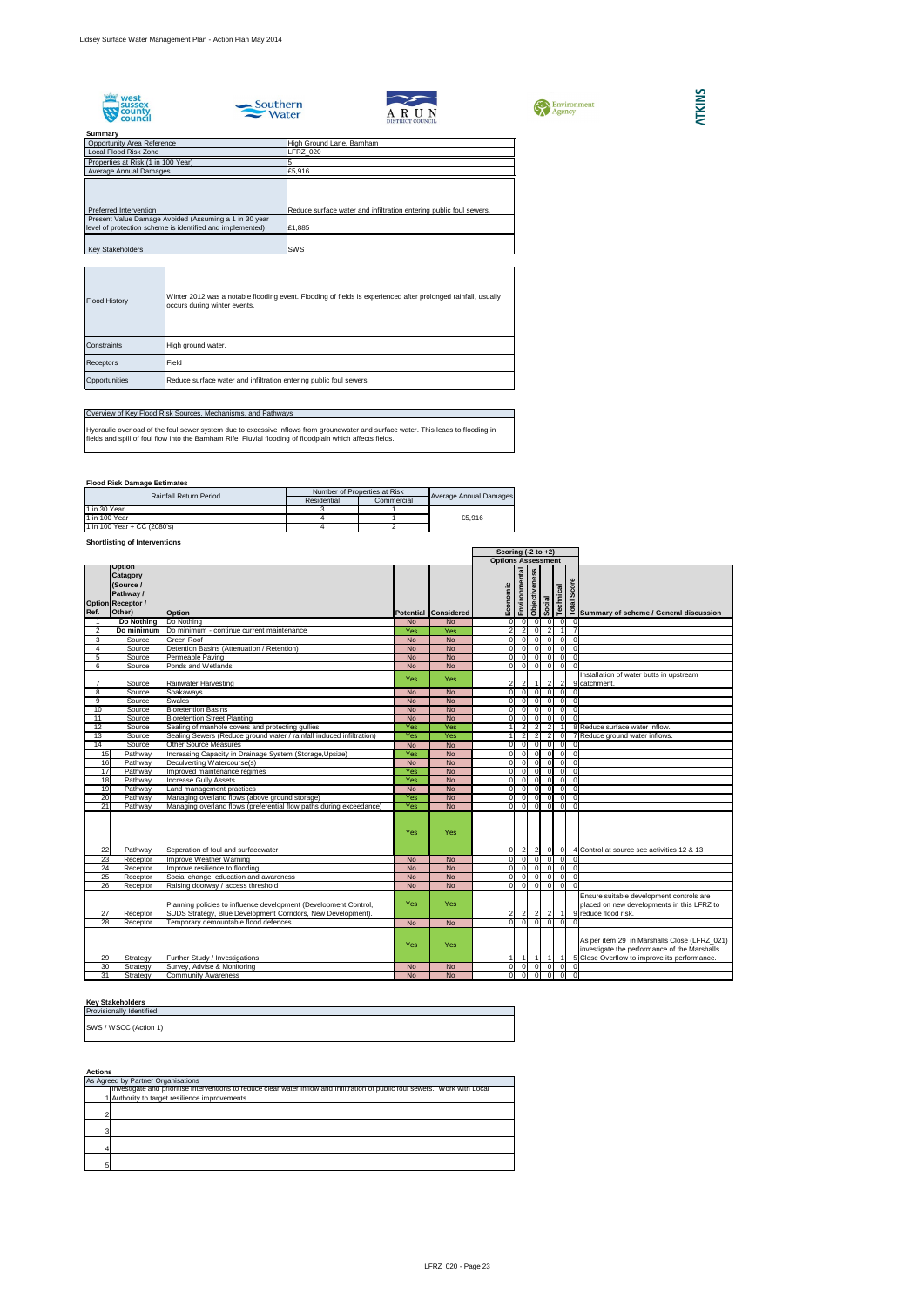**Summary**

| | |
|---|---|
| Opportunity Area Reference | High Ground Lane, Barnham |
| Local Flood Risk Zone | LFRZ_020 |
| Properties at Risk (1 in 100 Year) | 5 |
| Average Annual Damages | £5,916 |
| Preferred Intervention | Reduce surface water and infiltration entering public foul sewers. |
| Present Value Damage Avoided (Assuming a 1 in 30 year level of protection scheme is identified and implemented) | £1,885 |
| Key Stakeholders | SWS |

| | |
|---|---|
| Flood History | Winter 2012 was a notable flooding event. Flooding of fields is experienced after prolonged rainfall, usually occurs during winter events. |
| Constraints | High ground water. |
| Receptors | Field |
| Opportunities | Reduce surface water and infiltration entering public foul sewers. |

**Overview of Key Flood Risk Sources, Mechanisms, and Pathways**

Hydraulic overload of the foul sewer system due to excessive inflows from groundwater and surface water. This leads to flooding in fields and spill of foul flow into the Barnham Rife. Fluvial flooding of floodplain which affects fields.

**Flood Risk Damage Estimates**

| Rainfall Return Period | Number of Properties at Risk | | Average Annual Damages |
|---|---|---|---|
| | Residential | Commercial | |
| 1 in 30 Year | 3 | 1 | |
| 1 in 100 Year | 4 | 1 | £5,916 |
| 1 in 100 Year + CC (2080's) | 4 | 2 | |

**Shortlisting of Interventions**

| Option Ref. | Option Catagory (Source / Pathway / Receptor / Other) | Option | Potential | Considered | Economic | Environmental | Objectiveness | Social | Technical | Total Score | Summary of scheme / General discussion |
|---|---|---|---|---|---|---|---|---|---|---|---|
| | | | | | Scoring (-2 to +2) Options Assessment | | | | | | |
| 1 | Do Nothing | Do Nothing | No | No | 0 | 0 | 0 | 0 | 0 | 0 | |
| 2 | Do minimum | Do minimum - continue current maintenance | Yes | Yes | 2 | 2 | 0 | 2 | 1 | 7 | |
| 3 | Source | Green Roof | No | No | 0 | 0 | 0 | 0 | 0 | 0 | |
| 4 | Source | Detention Basins (Attenuation / Retention) | No | No | 0 | 0 | 0 | 0 | 0 | 0 | |
| 5 | Source | Permeable Paving | No | No | 0 | 0 | 0 | 0 | 0 | 0 | |
| 6 | Source | Ponds and Wetlands | No | No | 0 | 0 | 0 | 0 | 0 | 0 | |
| 7 | Source | Rainwater Harvesting | Yes | Yes | 2 | 2 | 1 | 2 | 2 | 9 | Installation of water butts in upstream catchment. |
| 8 | Source | Soakaways | No | No | 0 | 0 | 0 | 0 | 0 | 0 | |
| 9 | Source | Swales | No | No | 0 | 0 | 0 | 0 | 0 | 0 | |
| 10 | Source | Bioretention Basins | No | No | 0 | 0 | 0 | 0 | 0 | 0 | |
| 11 | Source | Bioretention Street Planting | No | No | 0 | 0 | 0 | 0 | 0 | 0 | |
| 12 | Source | Sealing of manhole covers and protecting gullies | Yes | Yes | 1 | 2 | 2 | 2 | 1 | 8 | Reduce surface water inflow. |
| 13 | Source | Sealing Sewers (Reduce ground water / rainfall induced infiltration) | Yes | Yes | 1 | 2 | 2 | 2 | 0 | 7 | Reduce ground water inflows. |
| 14 | Source | Other Source Measures | No | No | 0 | 0 | 0 | 0 | 0 | 0 | |
| 15 | Pathway | Increasing Capacity in Drainage System (Storage,Upsize) | Yes | No | 0 | 0 | 0 | 0 | 0 | 0 | |
| 16 | Pathway | Deculverting Watercourse(s) | No | No | 0 | 0 | 0 | 0 | 0 | 0 | |
| 17 | Pathway | Improved maintenance regimes | Yes | No | 0 | 0 | 0 | 0 | 0 | 0 | |
| 18 | Pathway | Increase Gully Assets | Yes | No | 0 | 0 | 0 | 0 | 0 | 0 | |
| 19 | Pathway | Land management practices | No | No | 0 | 0 | 0 | 0 | 0 | 0 | |
| 20 | Pathway | Managing overland flows (above ground storage) | Yes | No | 0 | 0 | 0 | 0 | 0 | 0 | |
| 21 | Pathway | Managing overland flows (preferential flow paths during exceedance) | Yes | No | 0 | 0 | 0 | 0 | 0 | 0 | |
| 22 | Pathway | Seperation of foul and surfacewater | Yes | Yes | 0 | 2 | 2 | 0 | 0 | 4 | Control at source see activities 12 & 13 |
| 23 | Receptor | Improve Weather Warning | No | No | 0 | 0 | 0 | 0 | 0 | 0 | |
| 24 | Receptor | Improve resilience to flooding | No | No | 0 | 0 | 0 | 0 | 0 | 0 | |
| 25 | Receptor | Social change, education and awareness | No | No | 0 | 0 | 0 | 0 | 0 | 0 | |
| 26 | Receptor | Raising doorway / access threshold | No | No | 0 | 0 | 0 | 0 | 0 | 0 | |
| 27 | Receptor | Planning policies to influence development (Development Control, SUDS Strategy, Blue Development Corridors, New Development). | Yes | Yes | 2 | 2 | 2 | 2 | 1 | 9 | Ensure suitable development controls are placed on new developments in this LFRZ to reduce flood risk. |
| 28 | Receptor | Temporary demountable flood defences | No | No | 0 | 0 | 0 | 0 | 0 | 0 | |
| 29 | Strategy | Further Study / Investigations | Yes | Yes | 1 | 1 | 1 | 1 | 1 | 5 | As per item 29 in Marshalls Close (LFRZ_021) investigate the performance of the Marshalls Close Overflow to improve its performance. |
| 30 | Strategy | Survey, Advise & Monitoring | No | No | 0 | 0 | 0 | 0 | 0 | 0 | |
| 31 | Strategy | Community Awareness | No | No | 0 | 0 | 0 | 0 | 0 | 0 | |

**Key Stakeholders**

| Provisionally Identified |
|---|
| SWS / WSCC (Action 1) |

**Actions**

| | As Agreed by Partner Organisations |
|---|---|
| 1 | Investigate and prioritise interventions to reduce clear water inflow and infiltration of public foul sewers. Work with Local Authority to target resilience improvements. |
| 2 | |
| 3 | |
| 4 | |
| 5 | |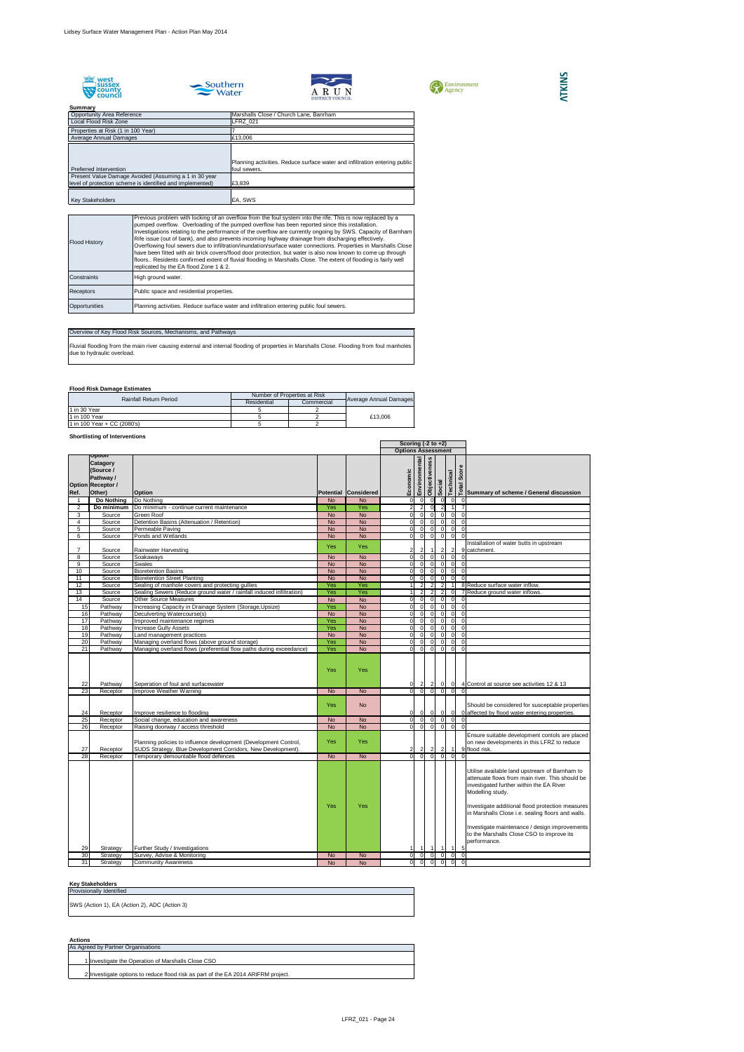**Summary**

| | |
|---|---|
| Opportunity Area Reference | Marshalls Close / Church Lane, Barnham |
| Local Flood Risk Zone | LFRZ_021 |
| Properties at Risk (1 in 100 Year) | 7 |
| Average Annual Damages | £13,006 |
| Preferred Intervention | Planning activities. Reduce surface water and infiltration entering public foul sewers. |
| Present Value Damage Avoided (Assuming a 1 in 30 year level of protection scheme is identified and implemented) | £3,839 |
| Key Stakeholders | EA, SWS |

| | |
|---|---|
| Flood History | Previous problem with locking of an overflow from the foul system into the rife. This is now replaced by a pumped overflow. Overloading of the pumped overflow has been reported since this installation. Investigations relating to the performance of the overflow are currently ongoing by SWS. Capacity of Barnham Rife issue (out of bank), and also prevents incoming highway drainage from discharging effectively. Overflowing foul sewers due to infiltration/inundation/surface water connections. Properties in Marshalls Close have been fitted with air brick covers/flood door protection, but water is also now known to come up through floors.. Residents confirmed extent of fluvial flooding in Marshalls Close. The extent of flooding is fairly well replicated by the EA flood Zone 1 & 2. |
| Constraints | High ground water. |
| Receptors | Public space and residential properties. |
| Opportunities | Planning activities. Reduce surface water and infiltration entering public foul sewers. |

**Overview of Key Flood Risk Sources, Mechanisms, and Pathways**

Fluvial flooding from the main river causing external and internal flooding of properties in Marshalls Close. Flooding from foul manholes due to hydraulic overload.

**Flood Risk Damage Estimates**

| Rainfall Return Period | Number of Properties at Risk | | Average Annual Damages |
|---|---|---|---|
| | Residential | Commercial | |
| 1 in 30 Year | 5 | 2 | |
| 1 in 100 Year | 5 | 2 | £13,006 |
| 1 in 100 Year + CC (2080's) | 5 | 2 | |

**Shortlisting of Interventions**

| Option Ref. | Option Catagory (Source / Pathway / Receptor / Other) | Option | Potential | Considered | Economic | Environmental | Objectiveness | Social | Technical | Total Score | Summary of scheme / General discussion |
|---|---|---|---|---|---|---|---|---|---|---|---|
| | | | | | Scoring (-2 to +2) Options Assessment | | | | | | |
| 1 | **Do Nothing** | Do Nothing | No | No | 0 | 0 | 0 | 0 | 0 | 0 | |
| 2 | **Do minimum** | Do minimum - continue current maintenance | Yes | Yes | 2 | 2 | 0 | 2 | 1 | 7 | |
| 3 | Source | Green Roof | No | No | 0 | 0 | 0 | 0 | 0 | 0 | |
| 4 | Source | Detention Basins (Attenuation / Retention) | No | No | 0 | 0 | 0 | 0 | 0 | 0 | |
| 5 | Source | Permeable Paving | No | No | 0 | 0 | 0 | 0 | 0 | 0 | |
| 6 | Source | Ponds and Wetlands | No | No | 0 | 0 | 0 | 0 | 0 | 0 | |
| 7 | Source | Rainwater Harvesting | Yes | Yes | 2 | 2 | 1 | 2 | 2 | 9 | Installation of water butts in upstream catchment. |
| 8 | Source | Soakaways | No | No | 0 | 0 | 0 | 0 | 0 | 0 | |
| 9 | Source | Swales | No | No | 0 | 0 | 0 | 0 | 0 | 0 | |
| 10 | Source | Bioretention Basins | No | No | 0 | 0 | 0 | 0 | 0 | 0 | |
| 11 | Source | Bioretention Street Planting | No | No | 0 | 0 | 0 | 0 | 0 | 0 | |
| 12 | Source | Sealing of manhole covers and protecting gullies | Yes | Yes | 1 | 2 | 2 | 2 | 1 | 8 | Reduce surface water inflow. |
| 13 | Source | Sealing Sewers (Reduce ground water / rainfall induced infiltration) | Yes | Yes | 1 | 2 | 2 | 2 | 0 | 7 | Reduce ground water inflows. |
| 14 | Source | Other Source Measures | No | No | 0 | 0 | 0 | 0 | 0 | 0 | |
| 15 | Pathway | Increasing Capacity in Drainage System (Storage,Upsize) | Yes | No | 0 | 0 | 0 | 0 | 0 | 0 | |
| 16 | Pathway | Deculverting Watercourse(s) | No | No | 0 | 0 | 0 | 0 | 0 | 0 | |
| 17 | Pathway | Improved maintenance regimes | Yes | No | 0 | 0 | 0 | 0 | 0 | 0 | |
| 18 | Pathway | Increase Gully Assets | Yes | No | 0 | 0 | 0 | 0 | 0 | 0 | |
| 19 | Pathway | Land management practices | No | No | 0 | 0 | 0 | 0 | 0 | 0 | |
| 20 | Pathway | Managing overland flows (above ground storage) | Yes | No | 0 | 0 | 0 | 0 | 0 | 0 | |
| 21 | Pathway | Managing overland flows (preferential flow paths during exceedance) | Yes | No | 0 | 0 | 0 | 0 | 0 | 0 | |
| 22 | Pathway | Seperation of foul and surfacewater | Yes | Yes | 0 | 2 | 2 | 0 | 0 | 4 | Control at source see activities 12 & 13 |
| 23 | Receptor | Improve Weather Warning | No | No | 0 | 0 | 0 | 0 | 0 | 0 | |
| 24 | Receptor | Improve resilience to flooding | Yes | No | 0 | 0 | 0 | 0 | 0 | 0 | Should be considered for susceptable properties affected by flood water entering properties. |
| 25 | Receptor | Social change, education and awareness | No | No | 0 | 0 | 0 | 0 | 0 | 0 | |
| 26 | Receptor | Raising doorway / access threshold | No | No | 0 | 0 | 0 | 0 | 0 | 0 | |
| 27 | Receptor | Planning policies to influence development (Development Control, SUDS Strategy, Blue Development Corridors, New Development). | Yes | Yes | 2 | 2 | 2 | 2 | 1 | 9 | Ensure suitable development contols are placed on new developments in this LFRZ to reduce flood risk. |
| 28 | Receptor | Temporary demountable flood defences | No | No | 0 | 0 | 0 | 0 | 0 | 0 | |
| 29 | Strategy | Further Study / Investigations | Yes | Yes | 1 | 1 | 1 | 1 | 1 | 5 | Utilise available land upstream of Barnham to attenuate flows from main river. This should be investigated further within the EA River Modelling study. Investigate additional flood protection measures in Marshalls Close i.e. sealing floors and walls. Investigate maintenance / design improvements to the Marshalls Close CSO to improve its performance. |
| 30 | Strategy | Survey, Advise & Monitoring | No | No | 0 | 0 | 0 | 0 | 0 | 0 | |
| 31 | Strategy | Community Awareness | No | No | 0 | 0 | 0 | 0 | 0 | 0 | |

**Key Stakeholders**

Provisionally Identified

SWS (Action 1), EA (Action 2), ADC (Action 3)

**Actions**

As Agreed by Partner Organisations

1 Investigate the Operation of Marshalls Close CSO

2 Investigate options to reduce flood risk as part of the EA 2014 ARIFRM project.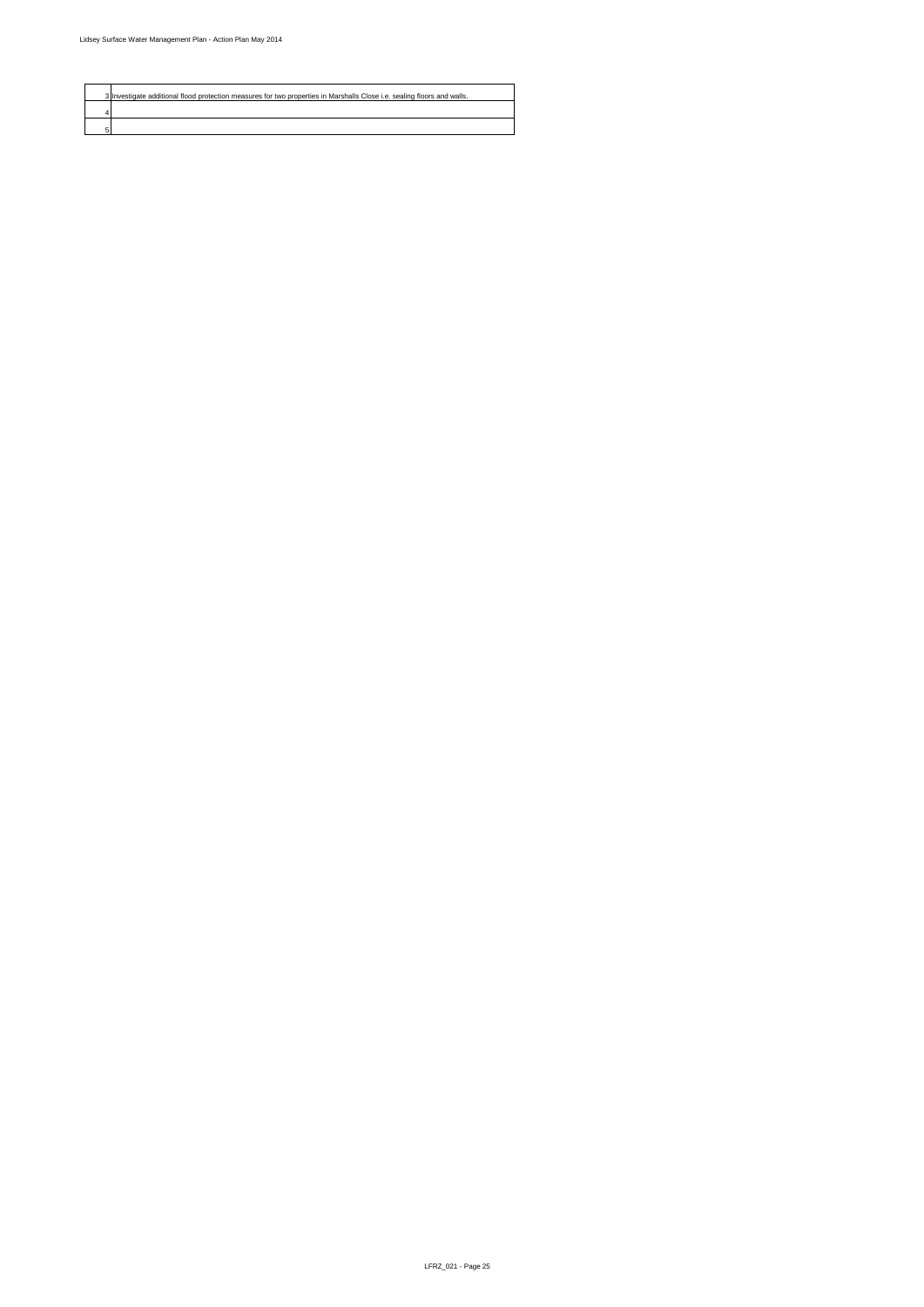| | |
|---|---|
| 3 | Investigate additional flood protection measures for two properties in Marshalls Close i.e. sealing floors and walls. |
| 4 | |
| 5 | |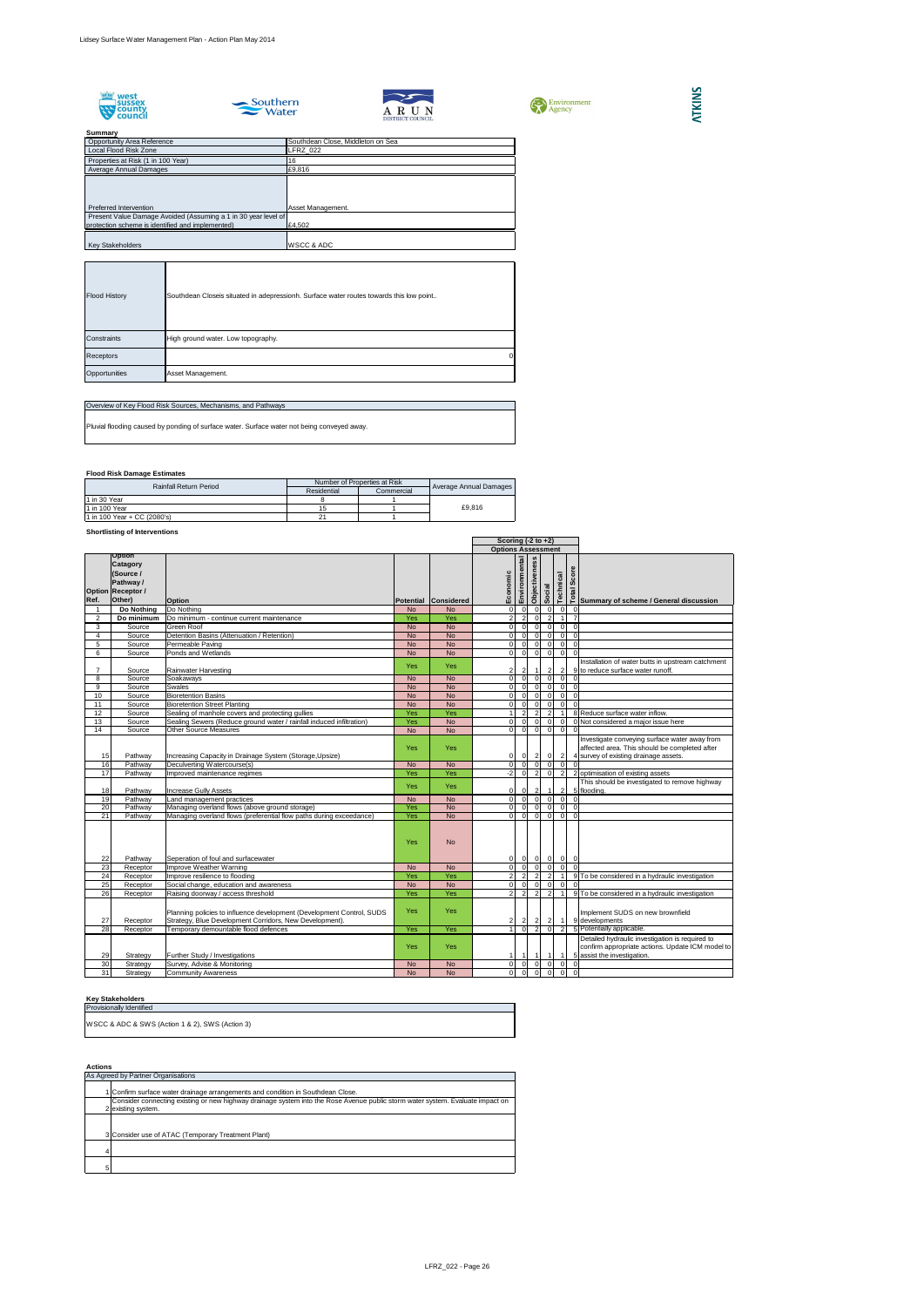## Summary

| | |
|---|---|
| Opportunity Area Reference | Southdean Close, Middleton on Sea |
| Local Flood Risk Zone | LFRZ_022 |
| Properties at Risk (1 in 100 Year) | 16 |
| Average Annual Damages | £9,816 |
| Preferred Intervention | Asset Management. |
| Present Value Damage Avoided (Assuming a 1 in 30 year level of protection scheme is identified and implemented) | £4,502 |
| Key Stakeholders | WSCC & ADC |

| | |
|---|---|
| Flood History | Southdean Closeis situated in adepressionh. Surface water routes towards this low point.. |
| Constraints | High ground water. Low topography. |
| Receptors | 0 |
| Opportunities | Asset Management. |

**Overview of Key Flood Risk Sources, Mechanisms, and Pathways**

Pluvial flooding caused by ponding of surface water. Surface water not being conveyed away.

### Flood Risk Damage Estimates

| Rainfall Return Period | Number of Properties at Risk | | Average Annual Damages |
|---|---|---|---|
| | Residential | Commercial | |
| 1 in 30 Year | 8 | 1 | |
| 1 in 100 Year | 15 | 1 | £9,816 |
| 1 in 100 Year + CC (2080's) | 21 | 1 | |

### Shortlisting of Interventions

| Option Ref. | Option Catagory (Source / Pathway / Receptor / Other) | Option | Potential | Considered | Economic | Environmental | Objectiveness | Social | Technical | Total Score | Summary of scheme / General discussion |
|---|---|---|---|---|---|---|---|---|---|---|---|
| | | | | | Scoring (-2 to +2) Options Assessment | | | | | | |
| 1 | Do Nothing | Do Nothing | No | No | 0 | 0 | 0 | 0 | 0 | 0 | |
| 2 | Do minimum | Do minimum - continue current maintenance | Yes | Yes | 2 | 2 | 0 | 2 | 1 | 7 | |
| 3 | Source | Green Roof | No | No | 0 | 0 | 0 | 0 | 0 | 0 | |
| 4 | Source | Detention Basins (Attenuation / Retention) | No | No | 0 | 0 | 0 | 0 | 0 | 0 | |
| 5 | Source | Permeable Paving | No | No | 0 | 0 | 0 | 0 | 0 | 0 | |
| 6 | Source | Ponds and Wetlands | No | No | 0 | 0 | 0 | 0 | 0 | 0 | |
| 7 | Source | Rainwater Harvesting | Yes | Yes | 2 | 2 | 1 | 2 | 2 | 9 | Installation of water butts in upstream catchment to reduce surface water runoff. |
| 8 | Source | Soakaways | No | No | 0 | 0 | 0 | 0 | 0 | 0 | |
| 9 | Source | Swales | No | No | 0 | 0 | 0 | 0 | 0 | 0 | |
| 10 | Source | Bioretention Basins | No | No | 0 | 0 | 0 | 0 | 0 | 0 | |
| 11 | Source | Bioretention Street Planting | No | No | 0 | 0 | 0 | 0 | 0 | 0 | |
| 12 | Source | Sealing of manhole covers and protecting gullies | Yes | Yes | 1 | 2 | 2 | 2 | 1 | 8 | Reduce surface water inflow. |
| 13 | Source | Sealing Sewers (Reduce ground water / rainfall induced infiltration) | Yes | No | 0 | 0 | 0 | 0 | 0 | 0 | Not considered a major issue here |
| 14 | Source | Other Source Measures | No | No | 0 | 0 | 0 | 0 | 0 | 0 | |
| 15 | Pathway | Increasing Capacity in Drainage System (Storage,Upsize) | Yes | Yes | 0 | 0 | 2 | 0 | 2 | 4 | Investigate conveying surface water away from affected area. This should be completed after survey of existing drainage assets. |
| 16 | Pathway | Deculverting Watercourse(s) | No | No | 0 | 0 | 0 | 0 | 0 | 0 | |
| 17 | Pathway | Improved maintenance regimes | Yes | Yes | -2 | 0 | 2 | 0 | 2 | 2 | optimisation of existing assets |
| 18 | Pathway | Increase Gully Assets | Yes | Yes | 0 | 0 | 2 | 1 | 2 | 5 | This should be investigated to remove highway flooding. |
| 19 | Pathway | Land management practices | No | No | 0 | 0 | 0 | 0 | 0 | 0 | |
| 20 | Pathway | Managing overland flows (above ground storage) | Yes | No | 0 | 0 | 0 | 0 | 0 | 0 | |
| 21 | Pathway | Managing overland flows (preferential flow paths during exceedance) | Yes | No | 0 | 0 | 0 | 0 | 0 | 0 | |
| 22 | Pathway | Seperation of foul and surfacewater | Yes | No | 0 | 0 | 0 | 0 | 0 | 0 | |
| 23 | Receptor | Improve Weather Warning | No | No | 0 | 0 | 0 | 0 | 0 | 0 | |
| 24 | Receptor | Improve resilience to flooding | Yes | Yes | 2 | 2 | 2 | 2 | 1 | 9 | To be considered in a hydraulic investigation |
| 25 | Receptor | Social change, education and awareness | No | No | 0 | 0 | 0 | 0 | 0 | 0 | |
| 26 | Receptor | Raising doorway / access threshold | Yes | Yes | 2 | 2 | 2 | 2 | 1 | 9 | To be considered in a hydraulic investigation |
| 27 | Receptor | Planning policies to influence development (Development Control, SUDS Strategy, Blue Development Corridors, New Development). | Yes | Yes | 2 | 2 | 2 | 2 | 1 | 9 | Implement SUDS on new brownfield developments |
| 28 | Receptor | Temporary demountable flood defences | Yes | Yes | 1 | 0 | 2 | 0 | 2 | 5 | Potentially applicable. |
| 29 | Strategy | Further Study / Investigations | Yes | Yes | 1 | 1 | 1 | 1 | 1 | 5 | Detailed hydraulic investigation is required to confirm appropriate actions. Update ICM model to assist the investigation. |
| 30 | Strategy | Survey, Advise & Monitoring | No | No | 0 | 0 | 0 | 0 | 0 | 0 | |
| 31 | Strategy | Community Awareness | No | No | 0 | 0 | 0 | 0 | 0 | 0 | |

### Key Stakeholders

Provisionally Identified

WSCC & ADC & SWS (Action 1 & 2), SWS (Action 3)

### Actions

As Agreed by Partner Organisations

| | |
|---|---|
| 1 | Confirm surface water drainage arrangements and condition in Southdean Close. |
| 2 | Consider connecting existing or new highway drainage system into the Rose Avenue public storm water system. Evaluate impact on existing system. |
| 3 | Consider use of ATAC (Temporary Treatment Plant) |
| 4 | |
| 5 | |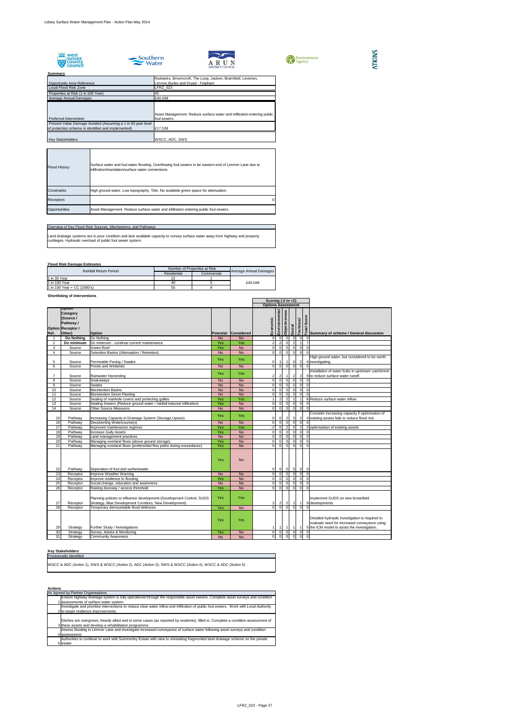## Summary

| | |
|---|---|
| Opportunity Area Reference | Rudwicks, Broomcroft, The Loop, Jacken, Bramfield, Leverton, Limmer,Burley and Dryad - Felpham |
| Local Flood Risk Zone | LFRZ_023 |
| Properties at Risk (1 in 100 Year) | 45 |
| Average Annual Damages | £40,048 |
| Preferred Intervention | Asset Management. Reduce surface water and infiltration entering public foul sewers. |
| Present Value Damage Avoided (Assuming a 1 in 30 year level of protection scheme is identified and implemented) | £17,538 |
| Key Stakeholders | WSCC, ADC, SWS |

| | |
|---|---|
| Flood History | Surface water and foul water flooding. Overflowing foul sewers in far eastern end of Limmer Lane due to infiltration/inundation/surface water connections. |
| Constraints | High ground water. Low topography. Tide. No available green space for attenuation. |
| Receptors | 0 |
| Opportunities | Asset Management. Reduce surface water and infiltration entering public foul sewers. |

### Overview of Key Flood Risk Sources, Mechanisms, and Pathways

Land drainage systems are in poor condition and lack available capacity to convey surface water away from highway and property curtilages. Hydraulic overload of public foul sewer system.

### Flood Risk Damage Estimates

| Rainfall Return Period | Number of Properties at Risk | | Average Annual Damages |
|---|---|---|---|
| | Residential | Commercial | |
| 1 in 30 Year | 22 | 1 | |
| 1 in 100 Year | 40 | 5 | £40,048 |
| 1 in 100 Year + CC (2080's) | 55 | 9 | |

### Shortlisting of Interventions

| Option Ref. | Option Catagory (Source / Pathway / Receptor / Other) | Option | Potential | Considered | Economic | Environmental | Objectiveness | Social | Technical | Total Score | Summary of scheme / General discussion |
|---|---|---|---|---|---|---|---|---|---|---|---|
| 1 | Do Nothing | Do Nothing | No | No | 0 | 0 | 0 | 0 | 0 | 0 | |
| 2 | Do minimum | Do minimum - continue current maintenance | Yes | Yes | 2 | 2 | 0 | 2 | 1 | 7 | |
| 3 | Source | Green Roof | Yes | No | 0 | 0 | 0 | 0 | 0 | 0 | |
| 4 | Source | Detention Basins (Attenuation / Retention) | No | No | 0 | 0 | 0 | 0 | 0 | 0 | |
| 5 | Source | Permeable Paving / Swales | Yes | Yes | 0 | 1 | 1 | 0 | 2 | 4 | High ground water, but considered to be worth investigating. |
| 6 | Source | Ponds and Wetlands | No | No | 0 | 0 | 0 | 0 | 0 | 0 | |
| 7 | Source | Rainwater Harvesting | Yes | Yes | 2 | 2 | 1 | 2 | 2 | 9 | Installation of water butts in upstream catchment to reduce surface water runoff. |
| 8 | Source | Soakaways | No | No | 0 | 0 | 0 | 0 | 0 | 0 | |
| 9 | Source | Swales | No | No | 0 | 0 | 0 | 0 | 0 | 0 | |
| 10 | Source | Bioretention Basins | No | No | 0 | 0 | 0 | 0 | 0 | 0 | |
| 11 | Source | Bioretention Street Planting | No | No | 0 | 0 | 0 | 0 | 0 | 0 | |
| 12 | Source | Sealing of manhole covers and protecting gullies | Yes | Yes | 1 | 2 | 2 | 2 | 1 | 8 | Reduce surface water inflow. |
| 13 | Source | Sealing Sewers (Reduce ground water / rainfall induced infiltration) | Yes | No | 0 | 0 | 0 | 0 | 0 | 0 | |
| 14 | Source | Other Source Measures | No | No | 0 | 0 | 0 | 0 | 0 | 0 | |
| 15 | Pathway | Increasing Capacity in Drainage System (Storage,Upsize) | Yes | Yes | 0 | 0 | 2 | 0 | 2 | 4 | Consider increasing capacity if optimisation of existing assets fails to reduce flood risk. |
| 16 | Pathway | Deculverting Watercourse(s) | No | No | 0 | 0 | 0 | 0 | 0 | 0 | |
| 17 | Pathway | Improved maintenance regimes | Yes | Yes | -2 | 0 | 2 | 0 | 2 | 2 | optimisation of existing assets |
| 18 | Pathway | Increase Gully Assets | Yes | No | 0 | 0 | 0 | 0 | 0 | 0 | |
| 19 | Pathway | Land management practices | No | No | 0 | 0 | 0 | 0 | 0 | 0 | |
| 20 | Pathway | Managing overland flows (above ground storage) | Yes | No | 0 | 0 | 0 | 0 | 0 | 0 | |
| 21 | Pathway | Managing overland flows (preferential flow paths during exceedance) | Yes | No | 0 | 0 | 0 | 0 | 0 | 0 | |
| 22 | Pathway | Seperation of foul and surfacewater | Yes | No | 0 | 0 | 0 | 0 | 0 | 0 | |
| 23 | Receptor | Improve Weather Warning | No | No | 0 | 0 | 0 | 0 | 0 | 0 | |
| 24 | Receptor | Improve resilience to flooding | Yes | No | 0 | 0 | 0 | 0 | 0 | 0 | |
| 25 | Receptor | Social change, education and awareness | No | No | 0 | 0 | 0 | 0 | 0 | 0 | |
| 26 | Receptor | Raising doorway / access threshold | Yes | No | 0 | 0 | 0 | 0 | 0 | 0 | |
| 27 | Receptor | Planning policies to influence development (Development Control, SUDS Strategy, Blue Development Corridors, New Development). | Yes | Yes | 2 | 2 | 2 | 2 | 1 | 9 | Implement SUDS on new brownfield developments |
| 28 | Receptor | Temporary demountable flood defences | Yes | No | 0 | 0 | 0 | 0 | 0 | 0 | |
| 29 | Strategy | Further Study / Investigations | Yes | Yes | 1 | 1 | 1 | 1 | 1 | 5 | Detailed hydraulic investigation is required to evaluate need for increased conveyance using the ICM model to assist the investigation. |
| 30 | Strategy | Survey, Advise & Monitoring | Yes | No | 0 | 0 | 0 | 0 | 0 | 0 | |
| 31 | Strategy | Community Awareness | No | No | 0 | 0 | 0 | 0 | 0 | 0 | |

Scoring (-2 to +2) — Options Assessment

### Key Stakeholders

Provisionally Identified

WSCC & ADC (Action 1), SWS & WSCC (Action 2). ADC (Action 3), SWS & WSCC (Action 4), WSCC & ADC (Action 5)

### Actions

As Agreed by Partner Organisations

1. Ensure highway drainage system is fully operational through the responsible asset owners. Complete asset surveys and condition assessments of surface water system.
2. Investigate and prioritise interventions to reduce clear water inflow and Infiltration of public foul sewers. Work with Local Authority to target resilience improvements.
3. Ditches are overgrown, heavily silted and in some cases (as reported by residents), filled in. Complete a condition assessment of these assets and develop a rehabilitation programme.
4. Assess flooding in Limmer Lane and investigate increased conveyance of surface water following asset surveys and condition assessment.
5. Authorities to continue to work with Summerley Estate with view to reinstating fragmented land drainage scheme on the private estate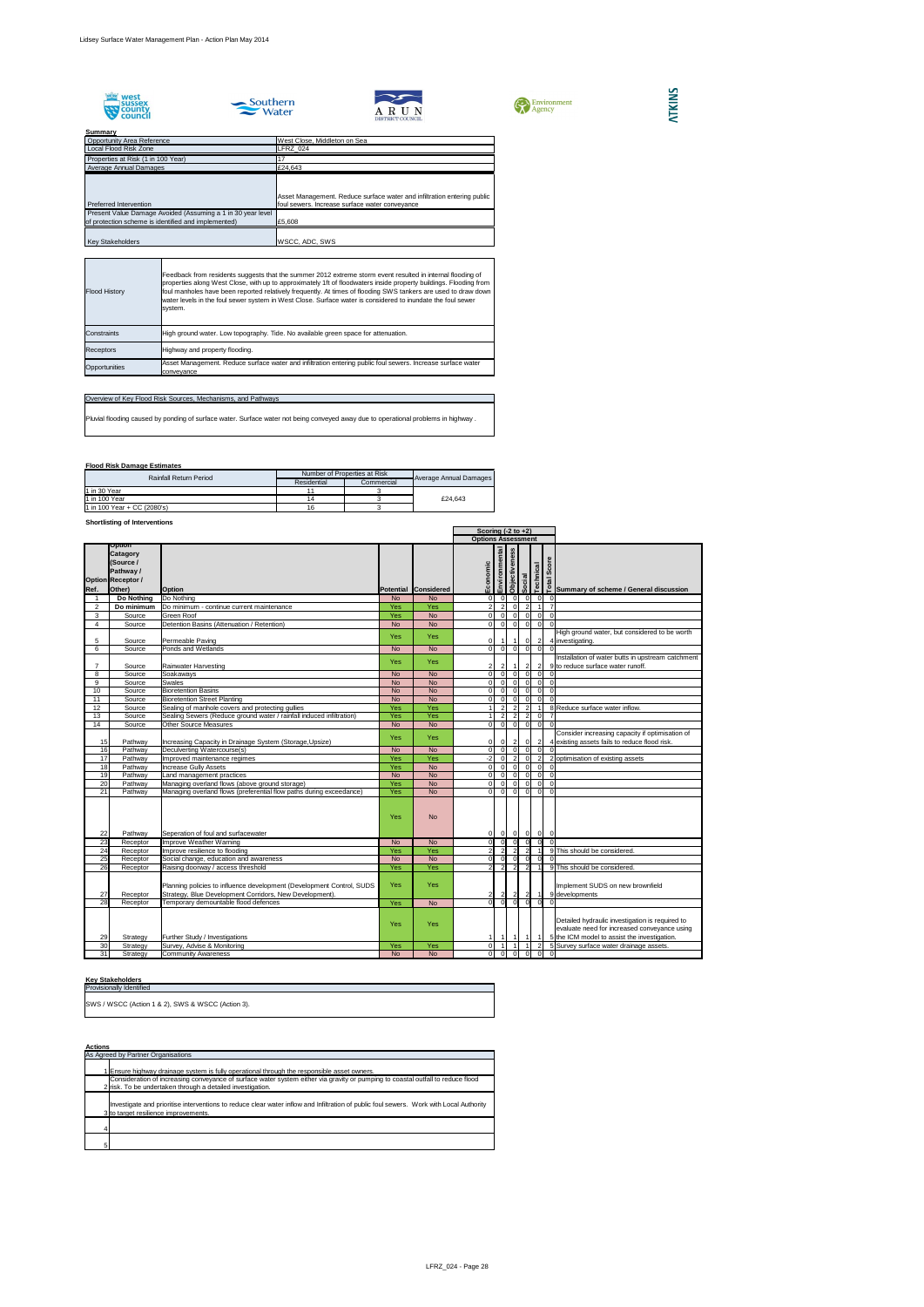**Summary**

| | |
|---|---|
| Opportunity Area Reference | West Close, Middleton on Sea |
| Local Flood Risk Zone | LFRZ_024 |
| Properties at Risk (1 in 100 Year) | 17 |
| Average Annual Damages | £24,643 |
| Preferred Intervention | Asset Management. Reduce surface water and infiltration entering public foul sewers. Increase surface water conveyance |
| Present Value Damage Avoided (Assuming a 1 in 30 year level of protection scheme is identified and implemented) | £5,608 |
| Key Stakeholders | WSCC, ADC, SWS |

| | |
|---|---|
| Flood History | Feedback from residents suggests that the summer 2012 extreme storm event resulted in internal flooding of properties along West Close, with up to approximately 1ft of floodwaters inside property buildings. Flooding from foul manholes have been reported relatively frequently. At times of flooding SWS tankers are used to draw down water levels in the foul sewer system in West Close. Surface water is considered to inundate the foul sewer system. |
| Constraints | High ground water. Low topography. Tide. No available green space for attenuation. |
| Receptors | Highway and property flooding. |
| Opportunities | Asset Management. Reduce surface water and infiltration entering public foul sewers. Increase surface water conveyance |

**Overview of Key Flood Risk Sources, Mechanisms, and Pathways**

Pluvial flooding caused by ponding of surface water. Surface water not being conveyed away due to operational problems in highway .

**Flood Risk Damage Estimates**

| Rainfall Return Period | Number of Properties at Risk | | Average Annual Damages |
|---|---|---|---|
| | Residential | Commercial | |
| 1 in 30 Year | 11 | 3 | £24,643 |
| 1 in 100 Year | 14 | 3 | |
| 1 in 100 Year + CC (2080's) | 16 | 3 | |

**Shortlisting of Interventions**

| Option Ref. | Option Catagory (Source / Pathway / Receptor / Other) | Option | Potential | Considered | Economic | Environmental | Objectiveness | Social | Technical | Total Score | Summary of scheme / General discussion |
|---|---|---|---|---|---|---|---|---|---|---|---|
| | | | | | Scoring (-2 to +2) Options Assessment | | | | | | |
| 1 | Do Nothing | Do Nothing | No | No | 0 | 0 | 0 | 0 | 0 | 0 | |
| 2 | Do minimum | Do minimum - continue current maintenance | Yes | Yes | 2 | 2 | 0 | 2 | 1 | 7 | |
| 3 | Source | Green Roof | Yes | No | 0 | 0 | 0 | 0 | 0 | 0 | |
| 4 | Source | Detention Basins (Attenuation / Retention) | No | No | 0 | 0 | 0 | 0 | 0 | 0 | |
| 5 | Source | Permeable Paving | Yes | Yes | 0 | 1 | 1 | 0 | 2 | 4 | High ground water, but considered to be worth investigating. |
| 6 | Source | Ponds and Wetlands | No | No | 0 | 0 | 0 | 0 | 0 | 0 | |
| 7 | Source | Rainwater Harvesting | Yes | Yes | 2 | 2 | 1 | 2 | 2 | 9 | Installation of water butts in upstream catchment to reduce surface water runoff. |
| 8 | Source | Soakaways | No | No | 0 | 0 | 0 | 0 | 0 | 0 | |
| 9 | Source | Swales | No | No | 0 | 0 | 0 | 0 | 0 | 0 | |
| 10 | Source | Bioretention Basins | No | No | 0 | 0 | 0 | 0 | 0 | 0 | |
| 11 | Source | Bioretention Street Planting | No | No | 0 | 0 | 0 | 0 | 0 | 0 | |
| 12 | Source | Sealing of manhole covers and protecting gullies | Yes | Yes | 1 | 2 | 2 | 2 | 1 | 8 | Reduce surface water inflow. |
| 13 | Source | Sealing Sewers (Reduce ground water / rainfall induced infiltration) | Yes | Yes | 1 | 2 | 2 | 2 | 0 | 7 | |
| 14 | Source | Other Source Measures | No | No | 0 | 0 | 0 | 0 | 0 | 0 | |
| 15 | Pathway | Increasing Capacity in Drainage System (Storage,Upsize) | Yes | Yes | 0 | 0 | 2 | 0 | 2 | 4 | Consider increasing capacity if optimisation of existing assets fails to reduce flood risk. |
| 16 | Pathway | Deculverting Watercourse(s) | No | No | 0 | 0 | 0 | 0 | 0 | 0 | |
| 17 | Pathway | Improved maintenance regimes | Yes | Yes | -2 | 0 | 2 | 0 | 2 | 2 | optimisation of existing assets |
| 18 | Pathway | Increase Gully Assets | Yes | No | 0 | 0 | 0 | 0 | 0 | 0 | |
| 19 | Pathway | Land management practices | No | No | 0 | 0 | 0 | 0 | 0 | 0 | |
| 20 | Pathway | Managing overland flows (above ground storage) | Yes | No | 0 | 0 | 0 | 0 | 0 | 0 | |
| 21 | Pathway | Managing overland flows (preferential flow paths during exceedance) | Yes | No | 0 | 0 | 0 | 0 | 0 | 0 | |
| 22 | Pathway | Seperation of foul and surfacewater | Yes | No | 0 | 0 | 0 | 0 | 0 | 0 | |
| 23 | Receptor | Improve Weather Warning | No | No | 0 | 0 | 0 | 0 | 0 | 0 | |
| 24 | Receptor | Improve resilience to flooding | Yes | Yes | 2 | 2 | 2 | 2 | 1 | 9 | This should be considered. |
| 25 | Receptor | Social change, education and awareness | No | No | 0 | 0 | 0 | 0 | 0 | 0 | |
| 26 | Receptor | Raising doorway / access threshold | Yes | Yes | 2 | 2 | 2 | 2 | 1 | 9 | This should be considered. |
| 27 | Receptor | Planning policies to influence development (Development Control, SUDS Strategy, Blue Development Corridors, New Development). | Yes | Yes | 2 | 2 | 2 | 2 | 1 | 9 | Implement SUDS on new brownfield developments |
| 28 | Receptor | Temporary demountable flood defences | Yes | No | 0 | 0 | 0 | 0 | 0 | 0 | |
| 29 | Strategy | Further Study / Investigations | Yes | Yes | 1 | 1 | 1 | 1 | 1 | 5 | Detailed hydraulic investigation is required to evaluate need for increased conveyance using the ICM model to assist the investigation. |
| 30 | Strategy | Survey, Advise & Monitoring | Yes | Yes | 0 | 1 | 1 | 1 | 2 | 5 | Survey surface water drainage assets. |
| 31 | Strategy | Community Awareness | No | No | 0 | 0 | 0 | 0 | 0 | 0 | |

**Key Stakeholders**

Provisionally Identified

SWS / WSCC (Action 1 & 2), SWS & WSCC (Action 3).

**Actions**

As Agreed by Partner Organisations

| | |
|---|---|
| 1 | Ensure highway drainage system is fully operational through the responsible asset owners. |
| 2 | Consideration of increasing conveyance of surface water system either via gravity or pumping to coastal outfall to reduce flood risk. To be undertaken through a detailed investigation. |
| 3 | Investigate and prioritise interventions to reduce clear water inflow and Infiltration of public foul sewers. Work with Local Authority to target resilience improvements. |
| 4 | |
| 5 | |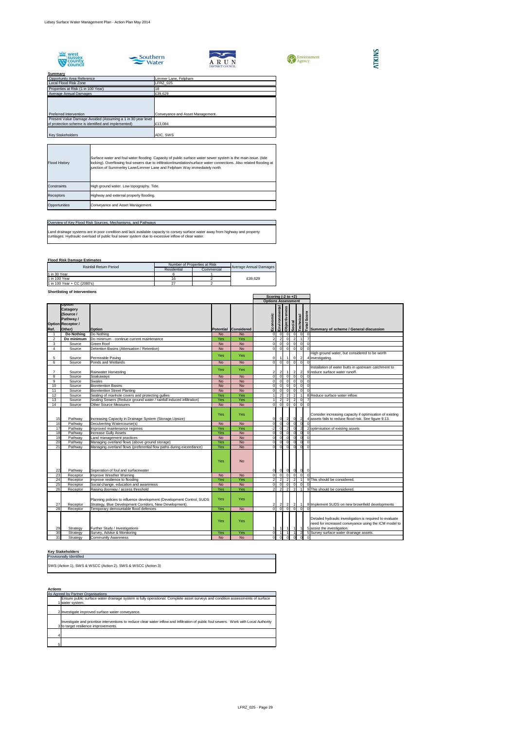**Summary**

| | |
|---|---|
| Opportunity Area Reference | Limmer Lane, Felpham |
| Local Flood Risk Zone | LFRZ_025 |
| Properties at Risk (1 in 100 Year) | 18 |
| Average Annual Damages | £39,629 |
| Preferred Intervention | Conveyance and Asset Management. |
| Present Value Damage Avoided (Assuming a 1 in 30 year level of protection scheme is identified and implemented) | £13,084 |
| Key Stakeholders | ADC, SWS |

| | |
|---|---|
| Flood History | Surface water and foul water flooding Capacity of public surface water sewer system is the main issue. (tide locking). Overflowing foul sewers due to infiltration/inundation/surface water connections. Also related flooding at junction of Summerley Lane/Limmer Lane and Felpham Way immediately north |
| Constraints | High ground water. Low topography. Tide. |
| Receptors | Highway and external property flooding. |
| Opportunities | Conveyance and Asset Management. |

**Overview of Key Flood Risk Sources, Mechanisms, and Pathways**

Land drainage systems are in poor condition and lack available capacity to convey surface water away from highway and property curtilages. Hydraulic overload of public foul sewer system due to excessive inflow of clear water.

**Flood Risk Damage Estimates**

| Rainfall Return Period | Number of Properties at Risk | | Average Annual Damages |
|---|---|---|---|
| | Residential | Commercial | |
| 1 in 30 Year | 6 | 1 | |
| 1 in 100 Year | 16 | 2 | £39,629 |
| 1 in 100 Year + CC (2080's) | 27 | 2 | |

**Shortlisting of Interventions**

| Option Ref. | Option Catagory (Source / Pathway / Receptor / Other) | Option | Potential | Considered | Economic | Environmental | Objectiveness | Social | Technical | Total Score | Summary of scheme / General discussion |
|---|---|---|---|---|---|---|---|---|---|---|---|
| 1 | Do Nothing | Do Nothing | No | No | 0 | 0 | 0 | 0 | 0 | 0 | |
| 2 | Do minimum | Do minimum - continue current maintenance | Yes | Yes | 2 | 2 | 0 | 2 | 1 | 7 | |
| 3 | Source | Green Roof | No | No | 0 | 0 | 0 | 0 | 0 | 0 | |
| 4 | Source | Detention Basins (Attenuation / Retention) | No | No | 0 | 0 | 0 | 0 | 0 | 0 | |
| 5 | Source | Permeable Paving | Yes | Yes | 0 | 1 | 1 | 0 | 2 | 4 | High ground water, but considered to be worth investigating. |
| 6 | Source | Ponds and Wetlands | No | No | 0 | 0 | 0 | 0 | 0 | 0 | |
| 7 | Source | Rainwater Harvesting | Yes | Yes | 2 | 2 | 1 | 2 | 2 | 9 | Installation of water butts in upstream catchment to reduce surface water runoff. |
| 8 | Source | Soakaways | No | No | 0 | 0 | 0 | 0 | 0 | 0 | |
| 9 | Source | Swales | No | No | 0 | 0 | 0 | 0 | 0 | 0 | |
| 10 | Source | Bioretention Basins | No | No | 0 | 0 | 0 | 0 | 0 | 0 | |
| 11 | Source | Bioretention Street Planting | No | No | 0 | 0 | 0 | 0 | 0 | 0 | |
| 12 | Source | Sealing of manhole covers and protecting gullies | Yes | Yes | 1 | 2 | 2 | 2 | 1 | 8 | Reduce surface water inflow. |
| 13 | Source | Sealing Sewers (Reduce ground water / rainfall induced infiltration) | Yes | Yes | 1 | 2 | 2 | 2 | 0 | 7 | |
| 14 | Source | Other Source Measures | No | No | 0 | 0 | 0 | 0 | 0 | 0 | |
| 15 | Pathway | Increasing Capacity in Drainage System (Storage,Upsize) | Yes | Yes | 0 | 0 | 2 | 0 | 2 | 4 | Consider increasing capacity if optimisation of existing assets fails to reduce flood risk. See figure 9.13. |
| 16 | Pathway | Deculverting Watercourse(s) | No | No | 0 | 0 | 0 | 0 | 0 | 0 | |
| 17 | Pathway | Improved maintenance regimes | Yes | Yes | -2 | 0 | 2 | 0 | 2 | 2 | optimisation of existing assets |
| 18 | Pathway | Increase Gully Assets | Yes | No | 0 | 0 | 0 | 0 | 0 | 0 | |
| 19 | Pathway | Land management practices | No | No | 0 | 0 | 0 | 0 | 0 | 0 | |
| 20 | Pathway | Managing overland flows (above ground storage) | Yes | No | 0 | 0 | 0 | 0 | 0 | 0 | |
| 21 | Pathway | Managing overland flows (preferential flow paths during exceedance) | Yes | No | 0 | 0 | 0 | 0 | 0 | 0 | |
| 22 | Pathway | Seperation of foul and surfacewater | Yes | No | 0 | 0 | 0 | 0 | 0 | 0 | |
| 23 | Receptor | Improve Weather Warning | No | No | 0 | 0 | 0 | 0 | 0 | 0 | |
| 24 | Receptor | Improve resilience to flooding | Yes | Yes | 2 | 2 | 2 | 2 | 1 | 9 | This should be considered. |
| 25 | Receptor | Social change, education and awareness | No | No | 0 | 0 | 0 | 0 | 0 | 0 | |
| 26 | Receptor | Raising doorway / access threshold | Yes | Yes | 2 | 2 | 2 | 2 | 1 | 9 | This should be considered. |
| 27 | Receptor | Planning policies to influence development (Development Control, SUDS Strategy, Blue Development Corridors, New Development). | Yes | Yes | 2 | 2 | 2 | 2 | 1 | 9 | Implement SUDS on new brownfield developments |
| 28 | Receptor | Temporary demountable flood defences | Yes | No | 0 | 0 | 0 | 0 | 0 | 0 | |
| 29 | Strategy | Further Study / Investigations | Yes | Yes | 1 | 1 | 1 | 1 | 1 | 5 | Detailed hydraulic investigation is required to evaluate need for increased conveyance using the ICM model to assist the investigation. |
| 30 | Strategy | Survey, Advise & Monitoring | Yes | Yes | 0 | 1 | 1 | 1 | 2 | 5 | Survey surface water drainage assets. |
| 31 | Strategy | Community Awareness | No | No | 0 | 0 | 0 | 0 | 0 | 0 | |

**Key Stakeholders**

Provisionally Identified

SWS (Action 1), SWS & WSCC (Action 2). SWS & WSCC (Action 3)

**Actions**

As Agreed by Partner Organisations

1. Ensure public surface water drainage system is fully operational. Complete asset surveys and condition assessments of surface water system.
2. Investigate improved surface water conveyance.
3. Investigate and prioritise interventions to reduce clear water inflow and Infiltration of public foul sewers. Work with Local Authority to target resilience improvements.
4.
5.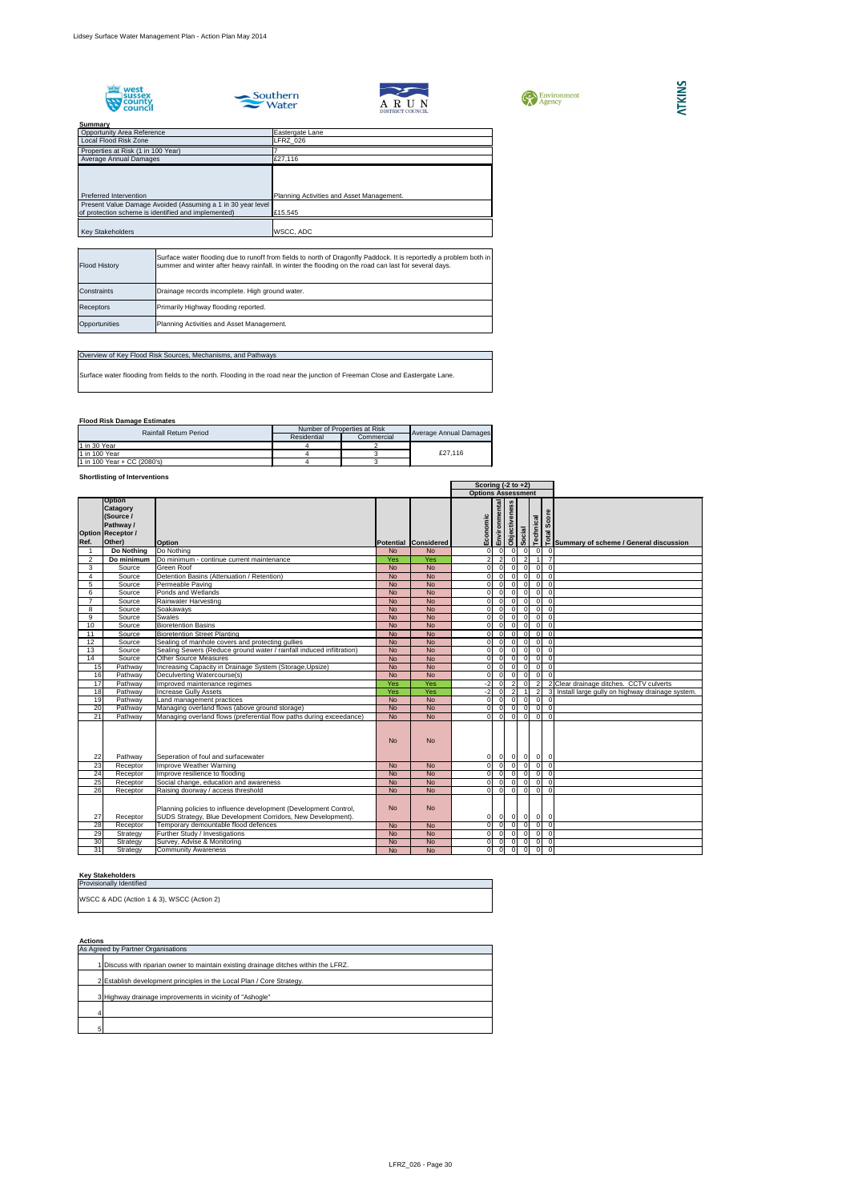**Summary**

| | |
|---|---|
| Opportunity Area Reference | Eastergate Lane |
| Local Flood Risk Zone | LFRZ_026 |
| Properties at Risk (1 in 100 Year) | 7 |
| Average Annual Damages | £27,116 |
| Preferred Intervention | Planning Activities and Asset Management. |
| Present Value Damage Avoided (Assuming a 1 in 30 year level of protection scheme is identified and implemented) | £15,545 |
| Key Stakeholders | WSCC, ADC |

| | |
|---|---|
| Flood History | Surface water flooding due to runoff from fields to north of Dragonfly Paddock. It is reportedly a problem both in summer and winter after heavy rainfall. In winter the flooding on the road can last for several days. |
| Constraints | Drainage records incomplete. High ground water. |
| Receptors | Primarily Highway flooding reported. |
| Opportunities | Planning Activities and Asset Management. |

**Overview of Key Flood Risk Sources, Mechanisms, and Pathways**

Surface water flooding from fields to the north. Flooding in the road near the junction of Freeman Close and Eastergate Lane.

**Flood Risk Damage Estimates**

| Rainfall Return Period | Number of Properties at Risk | | Average Annual Damages |
|---|---|---|---|
| | Residential | Commercial | |
| 1 in 30 Year | 4 | 2 | |
| 1 in 100 Year | 4 | 3 | £27,116 |
| 1 in 100 Year + CC (2080's) | 4 | 3 | |

**Shortlisting of Interventions**

| Option Ref. | Option Catagory (Source / Pathway / Receptor / Other) | Option | Potential | Considered | Economic | Environmental | Objectiveness | Social | Technical | Total Score | Summary of scheme / General discussion |
|---|---|---|---|---|---|---|---|---|---|---|---|
| 1 | Do Nothing | Do Nothing | No | No | 0 | 0 | 0 | 0 | 0 | 0 | |
| 2 | Do minimum | Do minimum - continue current maintenance | Yes | Yes | 2 | 2 | 0 | 2 | 1 | 7 | |
| 3 | Source | Green Roof | No | No | 0 | 0 | 0 | 0 | 0 | 0 | |
| 4 | Source | Detention Basins (Attenuation / Retention) | No | No | 0 | 0 | 0 | 0 | 0 | 0 | |
| 5 | Source | Permeable Paving | No | No | 0 | 0 | 0 | 0 | 0 | 0 | |
| 6 | Source | Ponds and Wetlands | No | No | 0 | 0 | 0 | 0 | 0 | 0 | |
| 7 | Source | Rainwater Harvesting | No | No | 0 | 0 | 0 | 0 | 0 | 0 | |
| 8 | Source | Soakaways | No | No | 0 | 0 | 0 | 0 | 0 | 0 | |
| 9 | Source | Swales | No | No | 0 | 0 | 0 | 0 | 0 | 0 | |
| 10 | Source | Bioretention Basins | No | No | 0 | 0 | 0 | 0 | 0 | 0 | |
| 11 | Source | Bioretention Street Planting | No | No | 0 | 0 | 0 | 0 | 0 | 0 | |
| 12 | Source | Sealing of manhole covers and protecting gullies | No | No | 0 | 0 | 0 | 0 | 0 | 0 | |
| 13 | Source | Sealing Sewers (Reduce ground water / rainfall induced infiltration) | No | No | 0 | 0 | 0 | 0 | 0 | 0 | |
| 14 | Source | Other Source Measures | No | No | 0 | 0 | 0 | 0 | 0 | 0 | |
| 15 | Pathway | Increasing Capacity in Drainage System (Storage,Upsize) | No | No | 0 | 0 | 0 | 0 | 0 | 0 | |
| 16 | Pathway | Deculverting Watercourse(s) | No | No | 0 | 0 | 0 | 0 | 0 | 0 | |
| 17 | Pathway | Improved maintenance regimes | Yes | Yes | -2 | 0 | 2 | 0 | 2 | 2 | Clear drainage ditches. CCTV culverts |
| 18 | Pathway | Increase Gully Assets | Yes | Yes | -2 | 0 | 2 | 1 | 2 | 3 | Install large gully on highway drainage system. |
| 19 | Pathway | Land management practices | No | No | 0 | 0 | 0 | 0 | 0 | 0 | |
| 20 | Pathway | Managing overland flows (above ground storage) | No | No | 0 | 0 | 0 | 0 | 0 | 0 | |
| 21 | Pathway | Managing overland flows (preferential flow paths during exceedance) | No | No | 0 | 0 | 0 | 0 | 0 | 0 | |
| 22 | Pathway | Seperation of foul and surfacewater | No | No | 0 | 0 | 0 | 0 | 0 | 0 | |
| 23 | Receptor | Improve Weather Warning | No | No | 0 | 0 | 0 | 0 | 0 | 0 | |
| 24 | Receptor | Improve resilience to flooding | No | No | 0 | 0 | 0 | 0 | 0 | 0 | |
| 25 | Receptor | Social change, education and awareness | No | No | 0 | 0 | 0 | 0 | 0 | 0 | |
| 26 | Receptor | Raising doorway / access threshold | No | No | 0 | 0 | 0 | 0 | 0 | 0 | |
| 27 | Receptor | Planning policies to influence development (Development Control, SUDS Strategy, Blue Development Corridors, New Development). | No | No | 0 | 0 | 0 | 0 | 0 | 0 | |
| 28 | Receptor | Temporary demountable flood defences | No | No | 0 | 0 | 0 | 0 | 0 | 0 | |
| 29 | Strategy | Further Study / Investigations | No | No | 0 | 0 | 0 | 0 | 0 | 0 | |
| 30 | Strategy | Survey, Advise & Monitoring | No | No | 0 | 0 | 0 | 0 | 0 | 0 | |
| 31 | Strategy | Community Awareness | No | No | 0 | 0 | 0 | 0 | 0 | 0 | |

Scoring (-2 to +2) – Options Assessment

**Key Stakeholders**

Provisionally Identified

WSCC & ADC (Action 1 & 3), WSCC (Action 2)

**Actions**

As Agreed by Partner Organisations

1. Discuss with riparian owner to maintain existing drainage ditches within the LFRZ.
2. Establish development principles in the Local Plan / Core Strategy.
3. Highway drainage improvements in vicinity of "Ashogle"
4. 
5.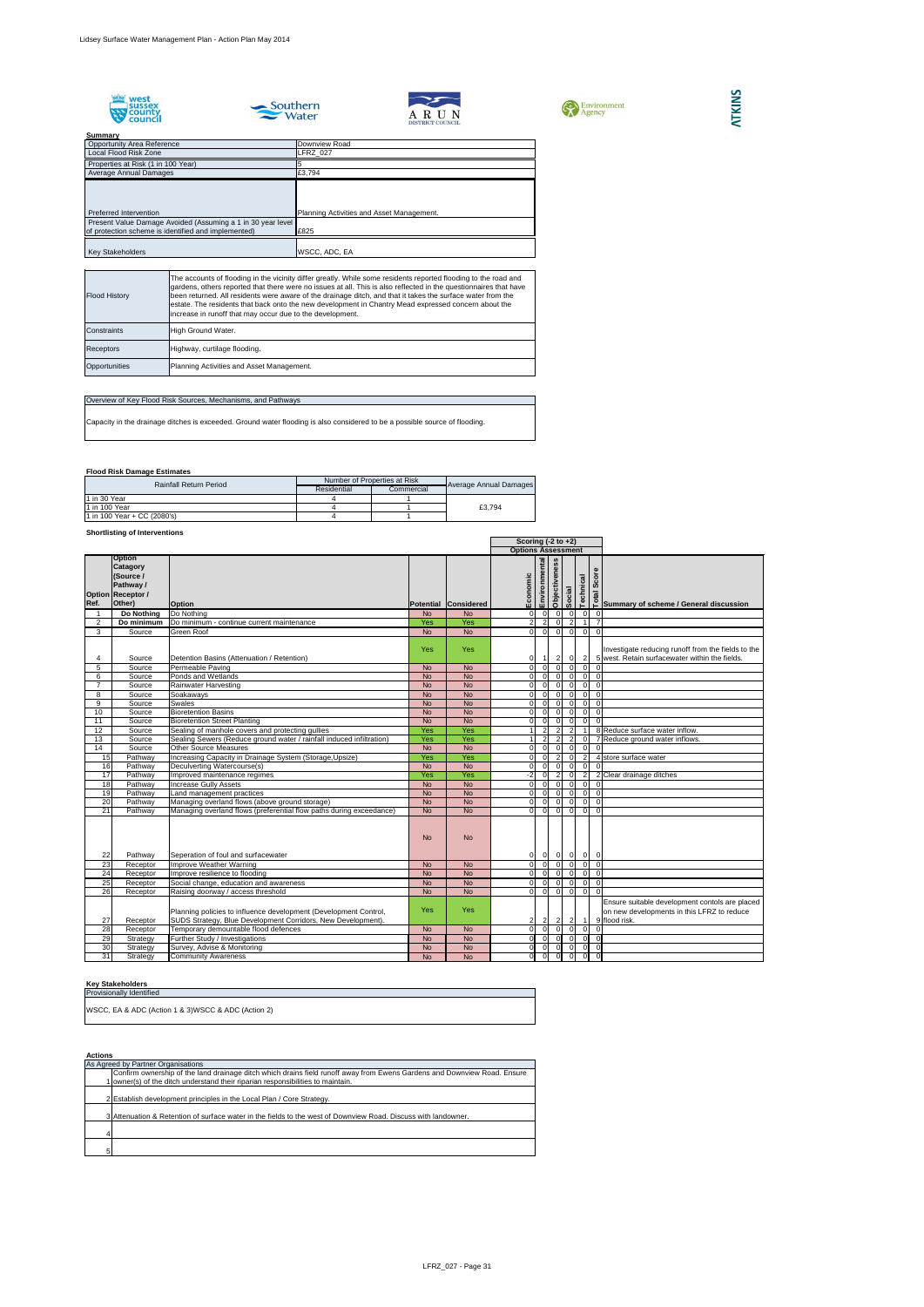**Summary**

| | |
|---|---|
| Opportunity Area Reference | Downview Road |
| Local Flood Risk Zone | LFRZ_027 |
| Properties at Risk (1 in 100 Year) | 5 |
| Average Annual Damages | £3,794 |
| Preferred Intervention | Planning Activities and Asset Management. |
| Present Value Damage Avoided (Assuming a 1 in 30 year level of protection scheme is identified and implemented) | £825 |
| Key Stakeholders | WSCC, ADC, EA |

| | |
|---|---|
| Flood History | The accounts of flooding in the vicinity differ greatly. While some residents reported flooding to the road and gardens, others reported that there were no issues at all. This is also reflected in the questionnaires that have been returned. All residents were aware of the drainage ditch, and that it takes the surface water from the estate. The residents that back onto the new development in Chantry Mead expressed concern about the increase in runoff that may occur due to the development. |
| Constraints | High Ground Water. |
| Receptors | Highway, curtilage flooding. |
| Opportunities | Planning Activities and Asset Management. |

**Overview of Key Flood Risk Sources, Mechanisms, and Pathways**

Capacity in the drainage ditches is exceeded. Ground water flooding is also considered to be a possible source of flooding.

**Flood Risk Damage Estimates**

| Rainfall Return Period | Number of Properties at Risk | | Average Annual Damages |
|---|---|---|---|
| | Residential | Commercial | |
| 1 in 30 Year | 4 | 1 | |
| 1 in 100 Year | 4 | 1 | £3,794 |
| 1 in 100 Year + CC (2080's) | 4 | 1 | |

**Shortlisting of Interventions**

| Option Ref. | Option Catagory (Source / Pathway / Receptor / Other) | Option | Potential | Considered | Economic | Environmental | Objectiveness | Social | Technical | Total Score | Summary of scheme / General discussion |
|---|---|---|---|---|---|---|---|---|---|---|---|
| 1 | Do Nothing | Do Nothing | No | No | 0 | 0 | 0 | 0 | 0 | 0 | |
| 2 | Do minimum | Do minimum - continue current maintenance | Yes | Yes | 2 | 2 | 0 | 2 | 1 | 7 | |
| 3 | Source | Green Roof | No | No | 0 | 0 | 0 | 0 | 0 | 0 | |
| 4 | Source | Detention Basins (Attenuation / Retention) | Yes | Yes | 0 | 1 | 2 | 0 | 2 | 5 | Investigate reducing runoff from the fields to the west. Retain surfacewater within the fields. |
| 5 | Source | Permeable Paving | No | No | 0 | 0 | 0 | 0 | 0 | 0 | |
| 6 | Source | Ponds and Wetlands | No | No | 0 | 0 | 0 | 0 | 0 | 0 | |
| 7 | Source | Rainwater Harvesting | No | No | 0 | 0 | 0 | 0 | 0 | 0 | |
| 8 | Source | Soakaways | No | No | 0 | 0 | 0 | 0 | 0 | 0 | |
| 9 | Source | Swales | No | No | 0 | 0 | 0 | 0 | 0 | 0 | |
| 10 | Source | Bioretention Basins | No | No | 0 | 0 | 0 | 0 | 0 | 0 | |
| 11 | Source | Bioretention Street Planting | No | No | 0 | 0 | 0 | 0 | 0 | 0 | |
| 12 | Source | Sealing of manhole covers and protecting gullies | Yes | Yes | 1 | 2 | 2 | 2 | 1 | 8 | Reduce surface water inflow. |
| 13 | Source | Sealing Sewers (Reduce ground water / rainfall induced infiltration) | Yes | Yes | 1 | 2 | 2 | 2 | 0 | 7 | Reduce ground water inflows. |
| 14 | Source | Other Source Measures | No | No | 0 | 0 | 0 | 0 | 0 | 0 | |
| 15 | Pathway | Increasing Capacity in Drainage System (Storage,Upsize) | Yes | Yes | 0 | 0 | 2 | 0 | 2 | 4 | store surface water |
| 16 | Pathway | Deculverting Watercourse(s) | No | No | 0 | 0 | 0 | 0 | 0 | 0 | |
| 17 | Pathway | Improved maintenance regimes | Yes | Yes | -2 | 0 | 2 | 0 | 2 | 2 | Clear drainage ditches |
| 18 | Pathway | Increase Gully Assets | No | No | 0 | 0 | 0 | 0 | 0 | 0 | |
| 19 | Pathway | Land management practices | No | No | 0 | 0 | 0 | 0 | 0 | 0 | |
| 20 | Pathway | Managing overland flows (above ground storage) | No | No | 0 | 0 | 0 | 0 | 0 | 0 | |
| 21 | Pathway | Managing overland flows (preferential flow paths during exceedance) | No | No | 0 | 0 | 0 | 0 | 0 | 0 | |
| 22 | Pathway | Seperation of foul and surfacewater | No | No | 0 | 0 | 0 | 0 | 0 | 0 | |
| 23 | Receptor | Improve Weather Warning | No | No | 0 | 0 | 0 | 0 | 0 | 0 | |
| 24 | Receptor | Improve resilience to flooding | No | No | 0 | 0 | 0 | 0 | 0 | 0 | |
| 25 | Receptor | Social change, education and awareness | No | No | 0 | 0 | 0 | 0 | 0 | 0 | |
| 26 | Receptor | Raising doorway / access threshold | No | No | 0 | 0 | 0 | 0 | 0 | 0 | |
| 27 | Receptor | Planning policies to influence development (Development Control, SUDS Strategy, Blue Development Corridors, New Development). | Yes | Yes | 2 | 2 | 2 | 2 | 1 | 9 | Ensure suitable development contols are placed on new developments in this LFRZ to reduce flood risk. |
| 28 | Receptor | Temporary demountable flood defences | No | No | 0 | 0 | 0 | 0 | 0 | 0 | |
| 29 | Strategy | Further Study / Investigations | No | No | 0 | 0 | 0 | 0 | 0 | 0 | |
| 30 | Strategy | Survey, Advise & Monitoring | No | No | 0 | 0 | 0 | 0 | 0 | 0 | |
| 31 | Strategy | Community Awareness | No | No | 0 | 0 | 0 | 0 | 0 | 0 | |

**Key Stakeholders**

Provisionally Identified

WSCC, EA & ADC (Action 1 & 3)WSCC & ADC (Action 2)

**Actions**

As Agreed by Partner Organisations

1. Confirm ownership of the land drainage ditch which drains field runoff away from Ewens Gardens and Downview Road. Ensure owner(s) of the ditch understand their riparian responsibilities to maintain.
2. Establish development principles in the Local Plan / Core Strategy.
3. Attenuation & Retention of surface water in the fields to the west of Downview Road. Discuss with landowner.
4. 
5.